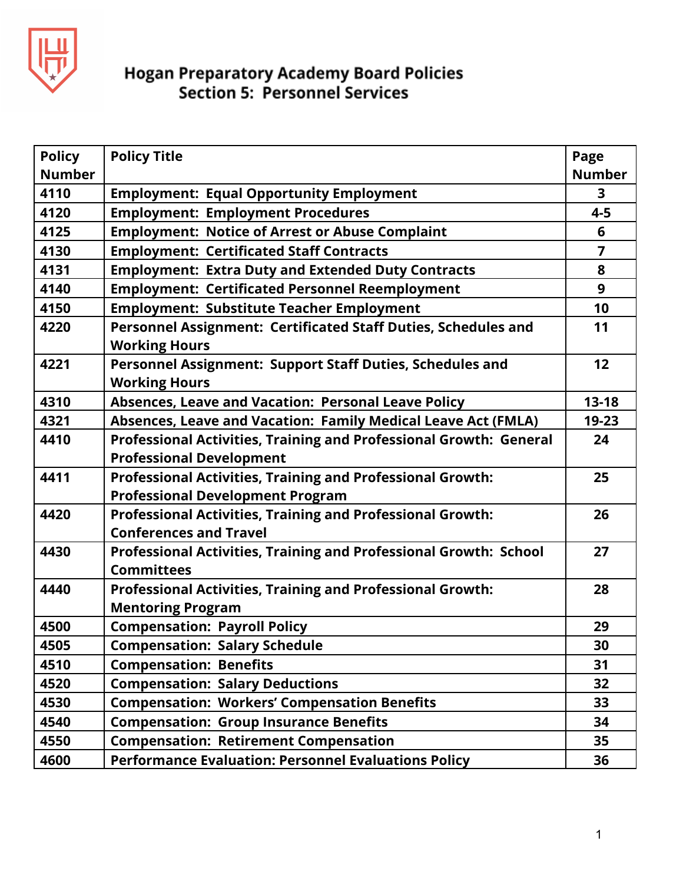# Hogan Preparatory Academy Board Policies
## Section 5: Personnel Services

| Policy Number | Policy Title | Page Number |
|---|---|---|
| 4110 | Employment: Equal Opportunity Employment | 3 |
| 4120 | Employment: Employment Procedures | 4-5 |
| 4125 | Employment: Notice of Arrest or Abuse Complaint | 6 |
| 4130 | Employment: Certificated Staff Contracts | 7 |
| 4131 | Employment: Extra Duty and Extended Duty Contracts | 8 |
| 4140 | Employment: Certificated Personnel Reemployment | 9 |
| 4150 | Employment: Substitute Teacher Employment | 10 |
| 4220 | Personnel Assignment: Certificated Staff Duties, Schedules and Working Hours | 11 |
| 4221 | Personnel Assignment: Support Staff Duties, Schedules and Working Hours | 12 |
| 4310 | Absences, Leave and Vacation: Personal Leave Policy | 13-18 |
| 4321 | Absences, Leave and Vacation: Family Medical Leave Act (FMLA) | 19-23 |
| 4410 | Professional Activities, Training and Professional Growth: General Professional Development | 24 |
| 4411 | Professional Activities, Training and Professional Growth: Professional Development Program | 25 |
| 4420 | Professional Activities, Training and Professional Growth: Conferences and Travel | 26 |
| 4430 | Professional Activities, Training and Professional Growth: School Committees | 27 |
| 4440 | Professional Activities, Training and Professional Growth: Mentoring Program | 28 |
| 4500 | Compensation: Payroll Policy | 29 |
| 4505 | Compensation: Salary Schedule | 30 |
| 4510 | Compensation: Benefits | 31 |
| 4520 | Compensation: Salary Deductions | 32 |
| 4530 | Compensation: Workers' Compensation Benefits | 33 |
| 4540 | Compensation: Group Insurance Benefits | 34 |
| 4550 | Compensation: Retirement Compensation | 35 |
| 4600 | Performance Evaluation: Personnel Evaluations Policy | 36 |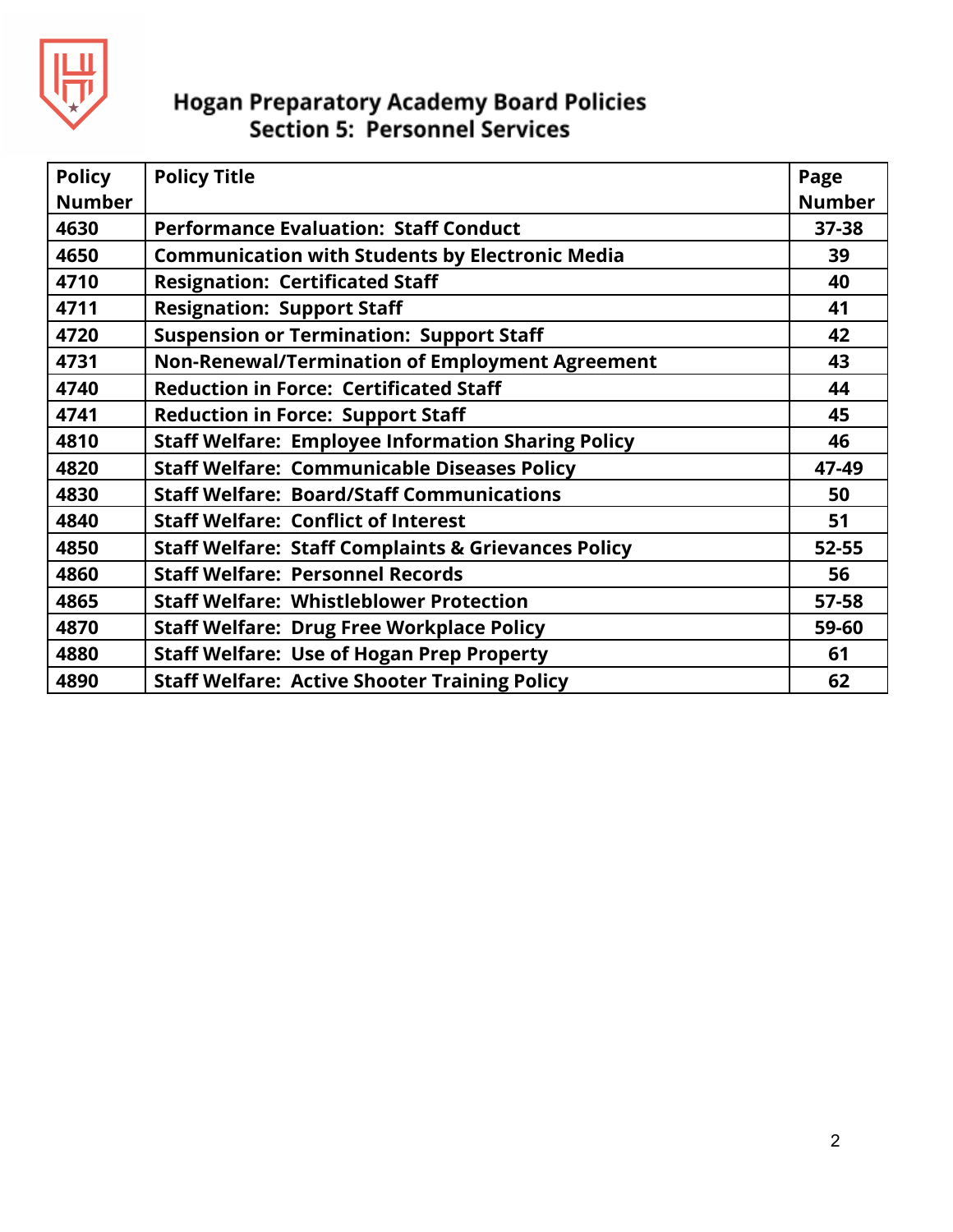# Hogan Preparatory Academy Board Policies
## Section 5: Personnel Services

| Policy Number | Policy Title | Page Number |
|---|---|---|
| **4630** | **Performance Evaluation: Staff Conduct** | **37-38** |
| **4650** | **Communication with Students by Electronic Media** | **39** |
| **4710** | **Resignation: Certificated Staff** | **40** |
| **4711** | **Resignation: Support Staff** | **41** |
| **4720** | **Suspension or Termination: Support Staff** | **42** |
| **4731** | **Non-Renewal/Termination of Employment Agreement** | **43** |
| **4740** | **Reduction in Force: Certificated Staff** | **44** |
| **4741** | **Reduction in Force: Support Staff** | **45** |
| **4810** | **Staff Welfare: Employee Information Sharing Policy** | **46** |
| **4820** | **Staff Welfare: Communicable Diseases Policy** | **47-49** |
| **4830** | **Staff Welfare: Board/Staff Communications** | **50** |
| **4840** | **Staff Welfare: Conflict of Interest** | **51** |
| **4850** | **Staff Welfare: Staff Complaints & Grievances Policy** | **52-55** |
| **4860** | **Staff Welfare: Personnel Records** | **56** |
| **4865** | **Staff Welfare: Whistleblower Protection** | **57-58** |
| **4870** | **Staff Welfare: Drug Free Workplace Policy** | **59-60** |
| **4880** | **Staff Welfare: Use of Hogan Prep Property** | **61** |
| **4890** | **Staff Welfare: Active Shooter Training Policy** | **62** |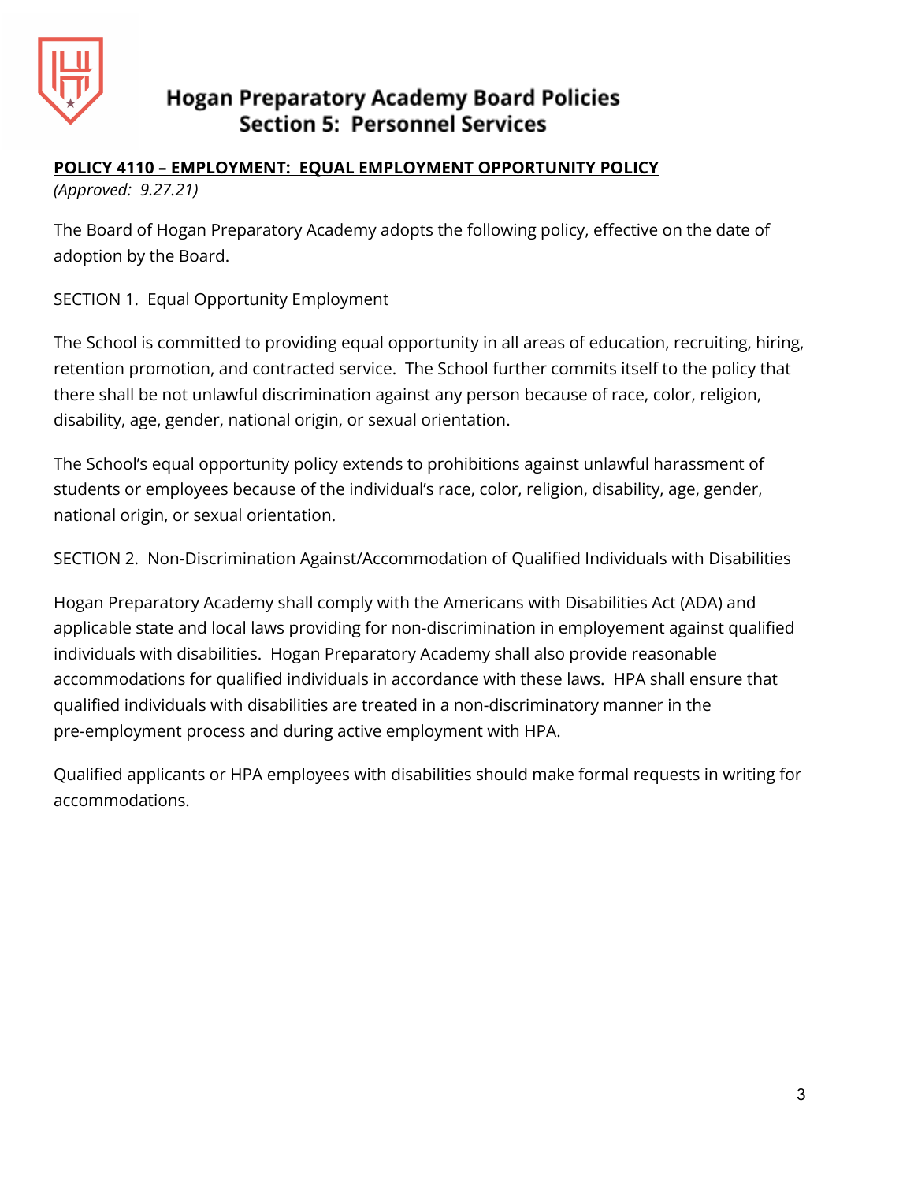# Hogan Preparatory Academy Board Policies
## Section 5: Personnel Services

**POLICY 4110 – EMPLOYMENT: EQUAL EMPLOYMENT OPPORTUNITY POLICY**
*(Approved: 9.27.21)*

The Board of Hogan Preparatory Academy adopts the following policy, effective on the date of adoption by the Board.

SECTION 1. Equal Opportunity Employment

The School is committed to providing equal opportunity in all areas of education, recruiting, hiring, retention promotion, and contracted service. The School further commits itself to the policy that there shall be not unlawful discrimination against any person because of race, color, religion, disability, age, gender, national origin, or sexual orientation.

The School's equal opportunity policy extends to prohibitions against unlawful harassment of students or employees because of the individual's race, color, religion, disability, age, gender, national origin, or sexual orientation.

SECTION 2. Non-Discrimination Against/Accommodation of Qualified Individuals with Disabilities

Hogan Preparatory Academy shall comply with the Americans with Disabilities Act (ADA) and applicable state and local laws providing for non-discrimination in employement against qualified individuals with disabilities. Hogan Preparatory Academy shall also provide reasonable accommodations for qualified individuals in accordance with these laws. HPA shall ensure that qualified individuals with disabilities are treated in a non-discriminatory manner in the pre-employment process and during active employment with HPA.

Qualified applicants or HPA employees with disabilities should make formal requests in writing for accommodations.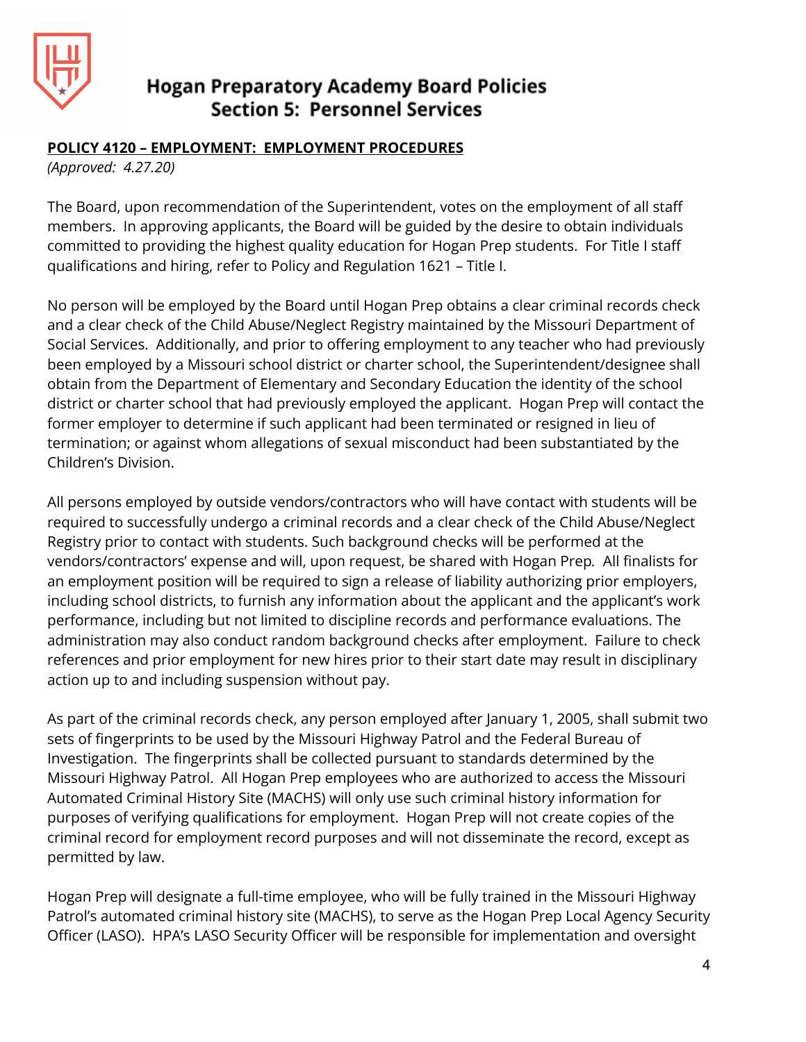# Hogan Preparatory Academy Board Policies
## Section 5: Personnel Services

**POLICY 4120 – EMPLOYMENT: EMPLOYMENT PROCEDURES**
*(Approved: 4.27.20)*

The Board, upon recommendation of the Superintendent, votes on the employment of all staff members. In approving applicants, the Board will be guided by the desire to obtain individuals committed to providing the highest quality education for Hogan Prep students. For Title I staff qualifications and hiring, refer to Policy and Regulation 1621 – Title I.

No person will be employed by the Board until Hogan Prep obtains a clear criminal records check and a clear check of the Child Abuse/Neglect Registry maintained by the Missouri Department of Social Services. Additionally, and prior to offering employment to any teacher who had previously been employed by a Missouri school district or charter school, the Superintendent/designee shall obtain from the Department of Elementary and Secondary Education the identity of the school district or charter school that had previously employed the applicant. Hogan Prep will contact the former employer to determine if such applicant had been terminated or resigned in lieu of termination; or against whom allegations of sexual misconduct had been substantiated by the Children's Division.

All persons employed by outside vendors/contractors who will have contact with students will be required to successfully undergo a criminal records and a clear check of the Child Abuse/Neglect Registry prior to contact with students. Such background checks will be performed at the vendors/contractors' expense and will, upon request, be shared with Hogan Prep. All finalists for an employment position will be required to sign a release of liability authorizing prior employers, including school districts, to furnish any information about the applicant and the applicant's work performance, including but not limited to discipline records and performance evaluations. The administration may also conduct random background checks after employment. Failure to check references and prior employment for new hires prior to their start date may result in disciplinary action up to and including suspension without pay.

As part of the criminal records check, any person employed after January 1, 2005, shall submit two sets of fingerprints to be used by the Missouri Highway Patrol and the Federal Bureau of Investigation. The fingerprints shall be collected pursuant to standards determined by the Missouri Highway Patrol. All Hogan Prep employees who are authorized to access the Missouri Automated Criminal History Site (MACHS) will only use such criminal history information for purposes of verifying qualifications for employment. Hogan Prep will not create copies of the criminal record for employment record purposes and will not disseminate the record, except as permitted by law.

Hogan Prep will designate a full-time employee, who will be fully trained in the Missouri Highway Patrol's automated criminal history site (MACHS), to serve as the Hogan Prep Local Agency Security Officer (LASO). HPA's LASO Security Officer will be responsible for implementation and oversight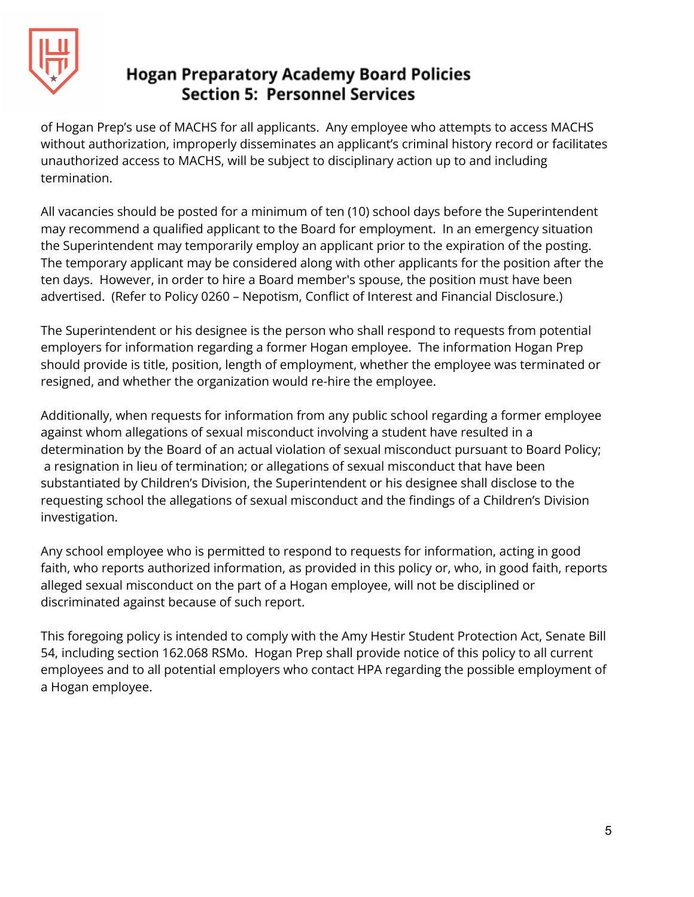of Hogan Prep's use of MACHS for all applicants. Any employee who attempts to access MACHS without authorization, improperly disseminates an applicant's criminal history record or facilitates unauthorized access to MACHS, will be subject to disciplinary action up to and including termination.

All vacancies should be posted for a minimum of ten (10) school days before the Superintendent may recommend a qualified applicant to the Board for employment. In an emergency situation the Superintendent may temporarily employ an applicant prior to the expiration of the posting. The temporary applicant may be considered along with other applicants for the position after the ten days. However, in order to hire a Board member's spouse, the position must have been advertised. (Refer to Policy 0260 – Nepotism, Conflict of Interest and Financial Disclosure.)

The Superintendent or his designee is the person who shall respond to requests from potential employers for information regarding a former Hogan employee. The information Hogan Prep should provide is title, position, length of employment, whether the employee was terminated or resigned, and whether the organization would re-hire the employee.

Additionally, when requests for information from any public school regarding a former employee against whom allegations of sexual misconduct involving a student have resulted in a determination by the Board of an actual violation of sexual misconduct pursuant to Board Policy; a resignation in lieu of termination; or allegations of sexual misconduct that have been substantiated by Children's Division, the Superintendent or his designee shall disclose to the requesting school the allegations of sexual misconduct and the findings of a Children's Division investigation.

Any school employee who is permitted to respond to requests for information, acting in good faith, who reports authorized information, as provided in this policy or, who, in good faith, reports alleged sexual misconduct on the part of a Hogan employee, will not be disciplined or discriminated against because of such report.

This foregoing policy is intended to comply with the Amy Hestir Student Protection Act, Senate Bill 54, including section 162.068 RSMo. Hogan Prep shall provide notice of this policy to all current employees and to all potential employers who contact HPA regarding the possible employment of a Hogan employee.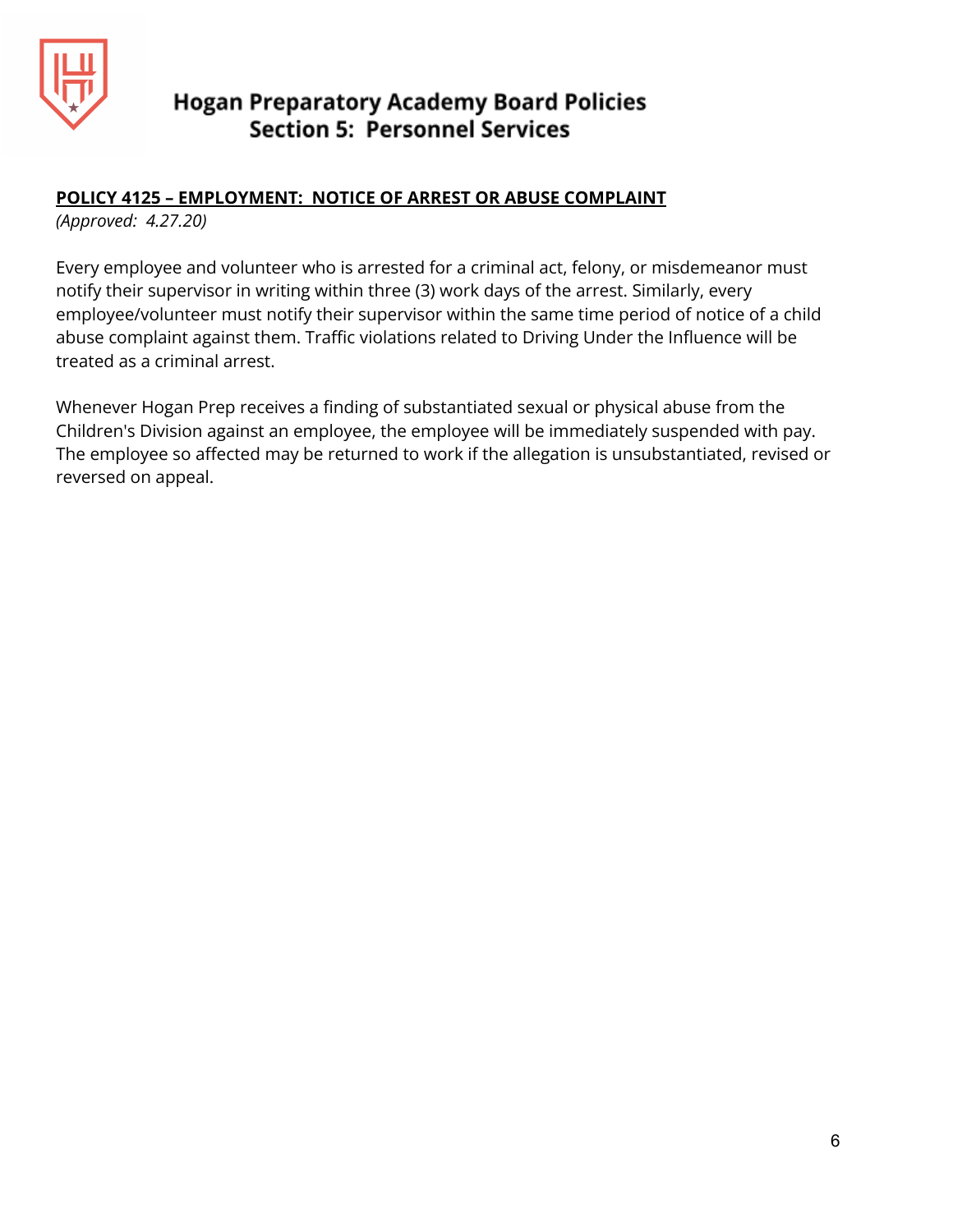**POLICY 4125 – EMPLOYMENT: NOTICE OF ARREST OR ABUSE COMPLAINT**

*(Approved: 4.27.20)*

Every employee and volunteer who is arrested for a criminal act, felony, or misdemeanor must notify their supervisor in writing within three (3) work days of the arrest. Similarly, every employee/volunteer must notify their supervisor within the same time period of notice of a child abuse complaint against them. Traffic violations related to Driving Under the Influence will be treated as a criminal arrest.

Whenever Hogan Prep receives a finding of substantiated sexual or physical abuse from the Children's Division against an employee, the employee will be immediately suspended with pay. The employee so affected may be returned to work if the allegation is unsubstantiated, revised or reversed on appeal.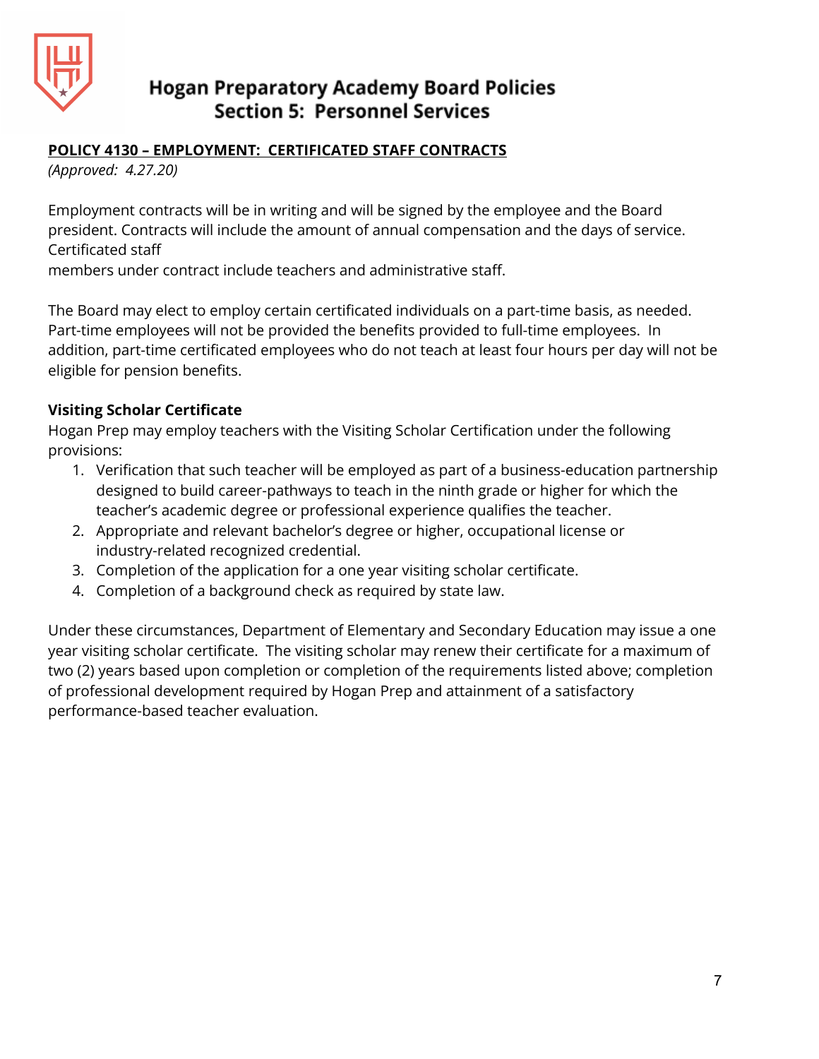# Hogan Preparatory Academy Board Policies
## Section 5: Personnel Services

**POLICY 4130 – EMPLOYMENT: CERTIFICATED STAFF CONTRACTS**
*(Approved: 4.27.20)*

Employment contracts will be in writing and will be signed by the employee and the Board president. Contracts will include the amount of annual compensation and the days of service. Certificated staff members under contract include teachers and administrative staff.

The Board may elect to employ certain certificated individuals on a part-time basis, as needed. Part-time employees will not be provided the benefits provided to full-time employees. In addition, part-time certificated employees who do not teach at least four hours per day will not be eligible for pension benefits.

**Visiting Scholar Certificate**

Hogan Prep may employ teachers with the Visiting Scholar Certification under the following provisions:

1. Verification that such teacher will be employed as part of a business-education partnership designed to build career-pathways to teach in the ninth grade or higher for which the teacher's academic degree or professional experience qualifies the teacher.
2. Appropriate and relevant bachelor's degree or higher, occupational license or industry-related recognized credential.
3. Completion of the application for a one year visiting scholar certificate.
4. Completion of a background check as required by state law.

Under these circumstances, Department of Elementary and Secondary Education may issue a one year visiting scholar certificate. The visiting scholar may renew their certificate for a maximum of two (2) years based upon completion or completion of the requirements listed above; completion of professional development required by Hogan Prep and attainment of a satisfactory performance-based teacher evaluation.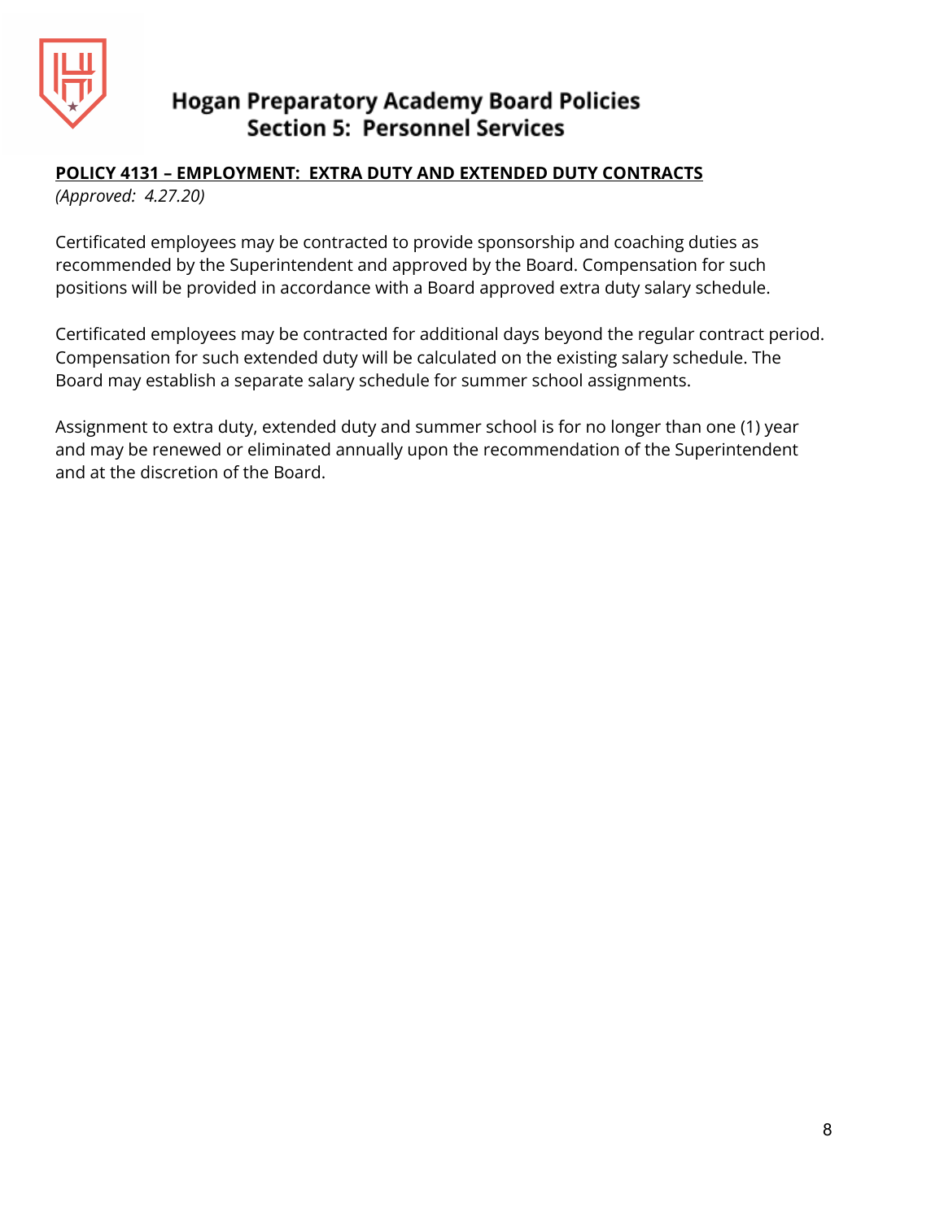**POLICY 4131 – EMPLOYMENT: EXTRA DUTY AND EXTENDED DUTY CONTRACTS**

*(Approved: 4.27.20)*

Certificated employees may be contracted to provide sponsorship and coaching duties as recommended by the Superintendent and approved by the Board. Compensation for such positions will be provided in accordance with a Board approved extra duty salary schedule.

Certificated employees may be contracted for additional days beyond the regular contract period. Compensation for such extended duty will be calculated on the existing salary schedule. The Board may establish a separate salary schedule for summer school assignments.

Assignment to extra duty, extended duty and summer school is for no longer than one (1) year and may be renewed or eliminated annually upon the recommendation of the Superintendent and at the discretion of the Board.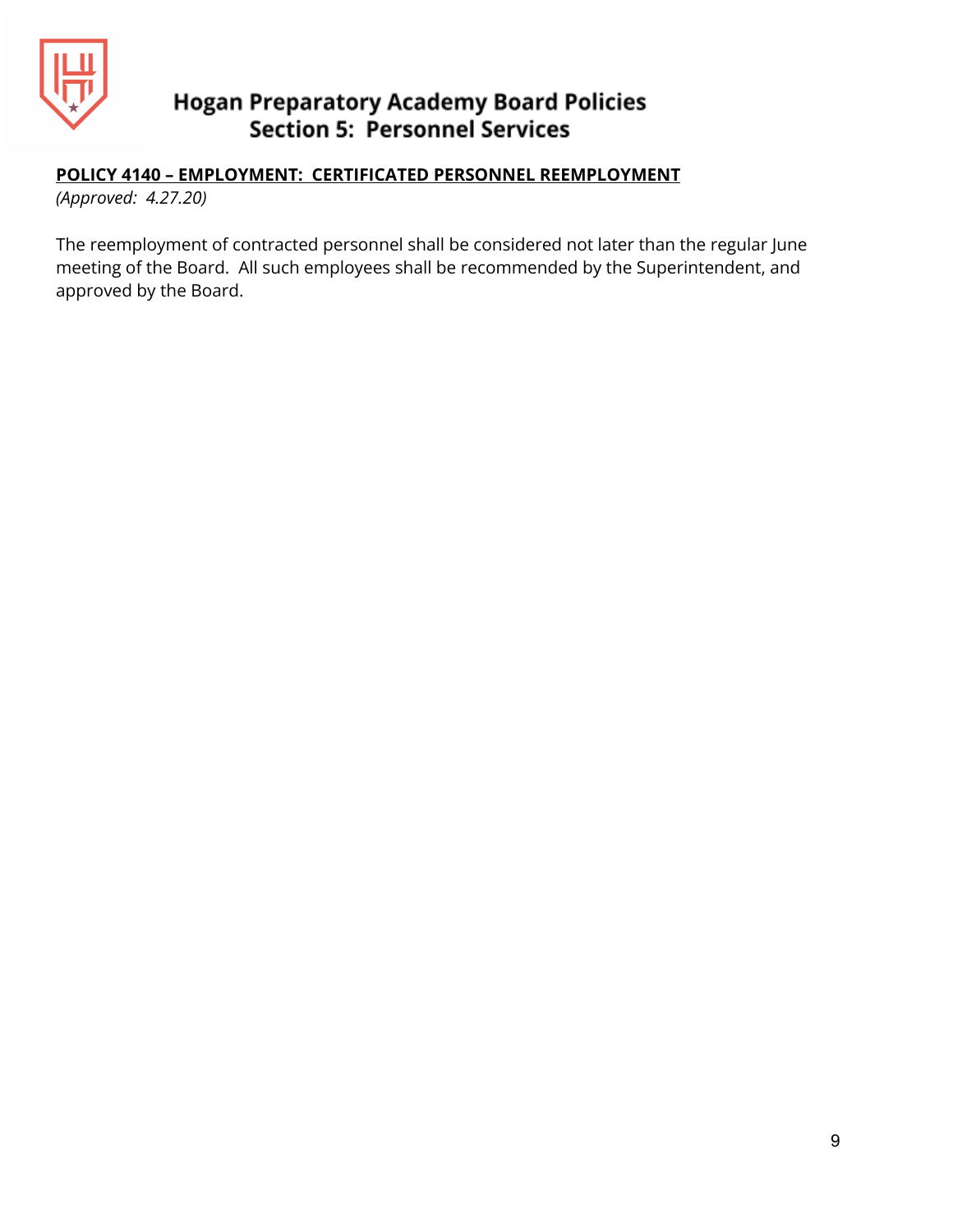**POLICY 4140 – EMPLOYMENT: CERTIFICATED PERSONNEL REEMPLOYMENT**

*(Approved: 4.27.20)*

The reemployment of contracted personnel shall be considered not later than the regular June meeting of the Board. All such employees shall be recommended by the Superintendent, and approved by the Board.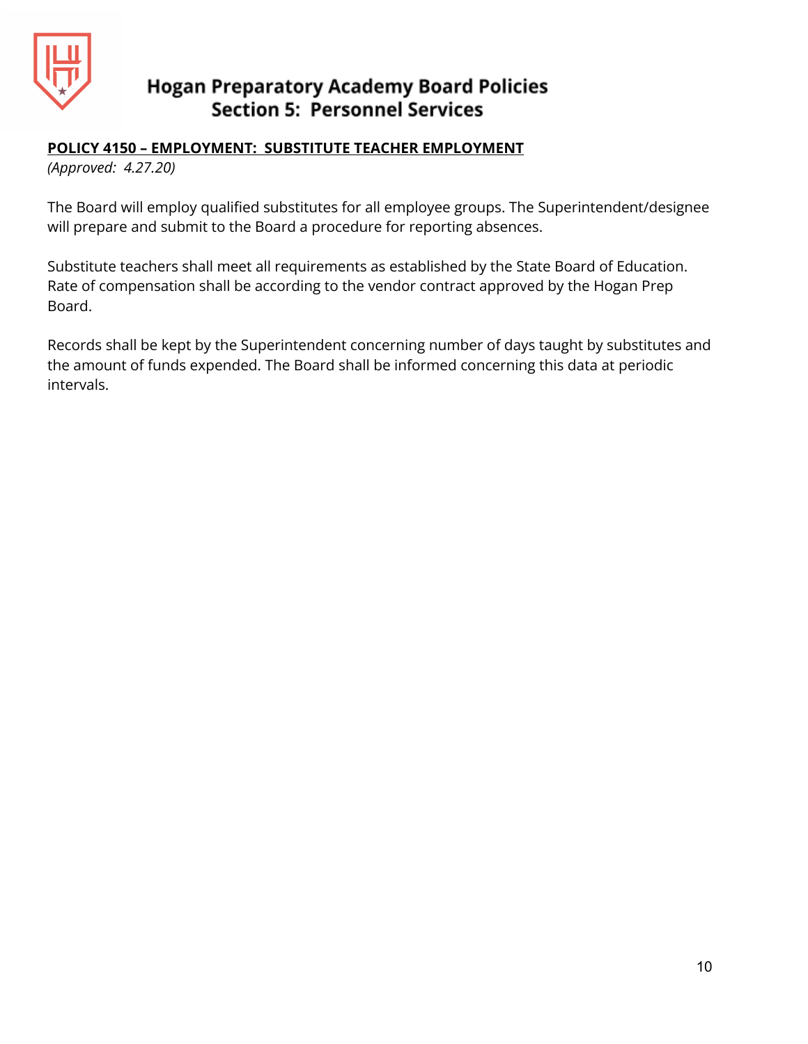**POLICY 4150 – EMPLOYMENT: SUBSTITUTE TEACHER EMPLOYMENT**

*(Approved: 4.27.20)*

The Board will employ qualified substitutes for all employee groups. The Superintendent/designee will prepare and submit to the Board a procedure for reporting absences.

Substitute teachers shall meet all requirements as established by the State Board of Education. Rate of compensation shall be according to the vendor contract approved by the Hogan Prep Board.

Records shall be kept by the Superintendent concerning number of days taught by substitutes and the amount of funds expended. The Board shall be informed concerning this data at periodic intervals.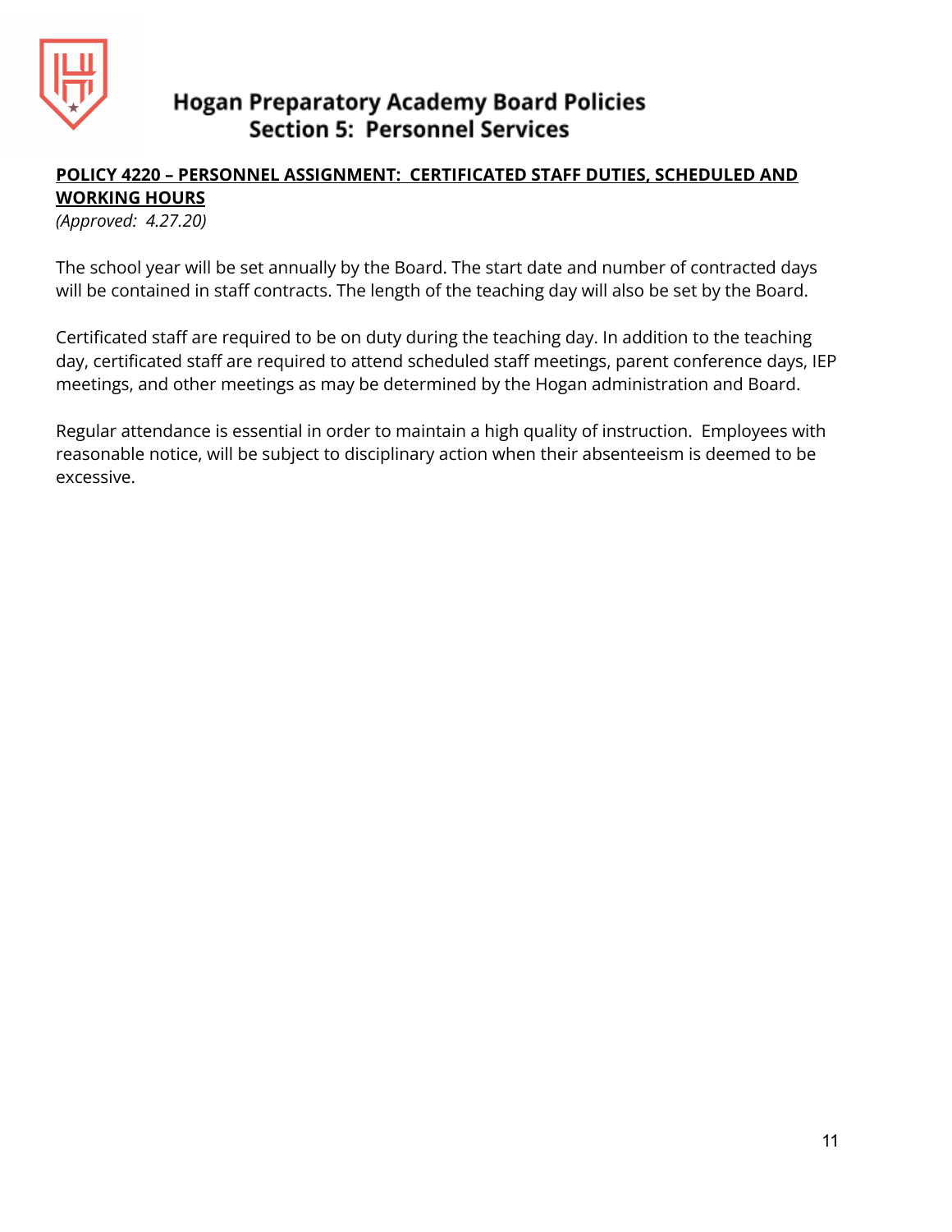# Hogan Preparatory Academy Board Policies
## Section 5: Personnel Services

**POLICY 4220 – PERSONNEL ASSIGNMENT: CERTIFICATED STAFF DUTIES, SCHEDULED AND WORKING HOURS**

*(Approved: 4.27.20)*

The school year will be set annually by the Board. The start date and number of contracted days will be contained in staff contracts. The length of the teaching day will also be set by the Board.

Certificated staff are required to be on duty during the teaching day. In addition to the teaching day, certificated staff are required to attend scheduled staff meetings, parent conference days, IEP meetings, and other meetings as may be determined by the Hogan administration and Board.

Regular attendance is essential in order to maintain a high quality of instruction. Employees with reasonable notice, will be subject to disciplinary action when their absenteeism is deemed to be excessive.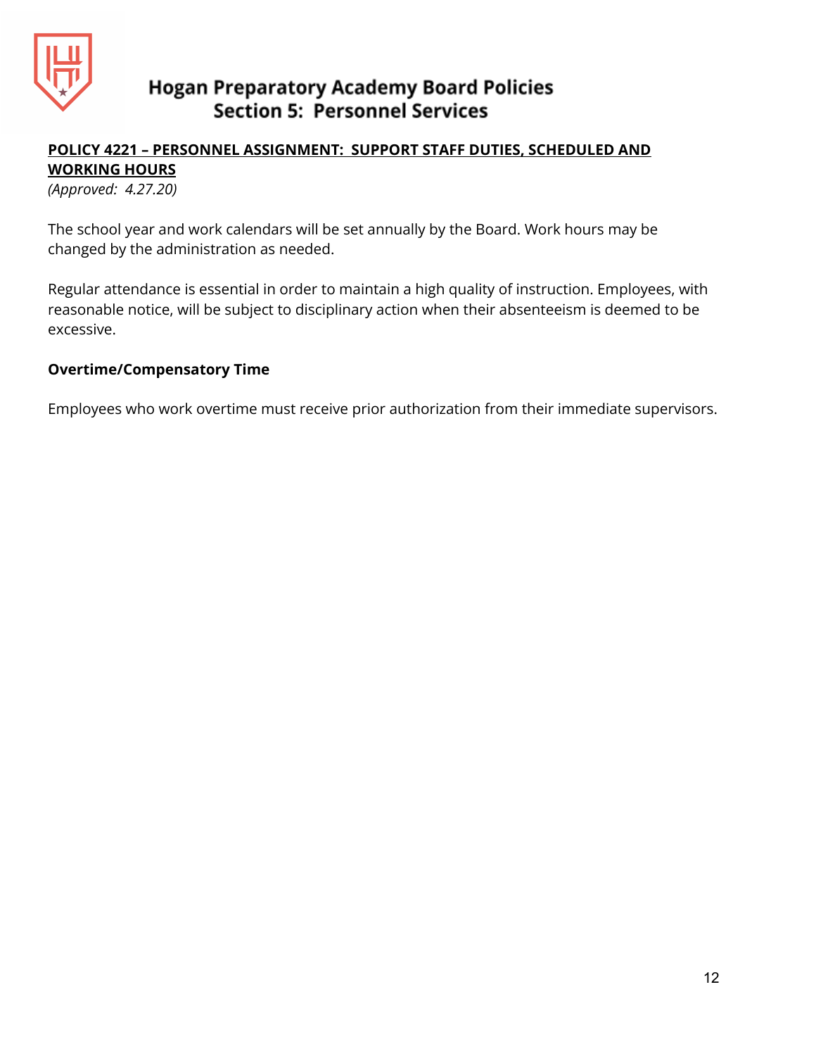# Hogan Preparatory Academy Board Policies
## Section 5: Personnel Services

**POLICY 4221 – PERSONNEL ASSIGNMENT: SUPPORT STAFF DUTIES, SCHEDULED AND WORKING HOURS**

*(Approved: 4.27.20)*

The school year and work calendars will be set annually by the Board. Work hours may be changed by the administration as needed.

Regular attendance is essential in order to maintain a high quality of instruction. Employees, with reasonable notice, will be subject to disciplinary action when their absenteeism is deemed to be excessive.

**Overtime/Compensatory Time**

Employees who work overtime must receive prior authorization from their immediate supervisors.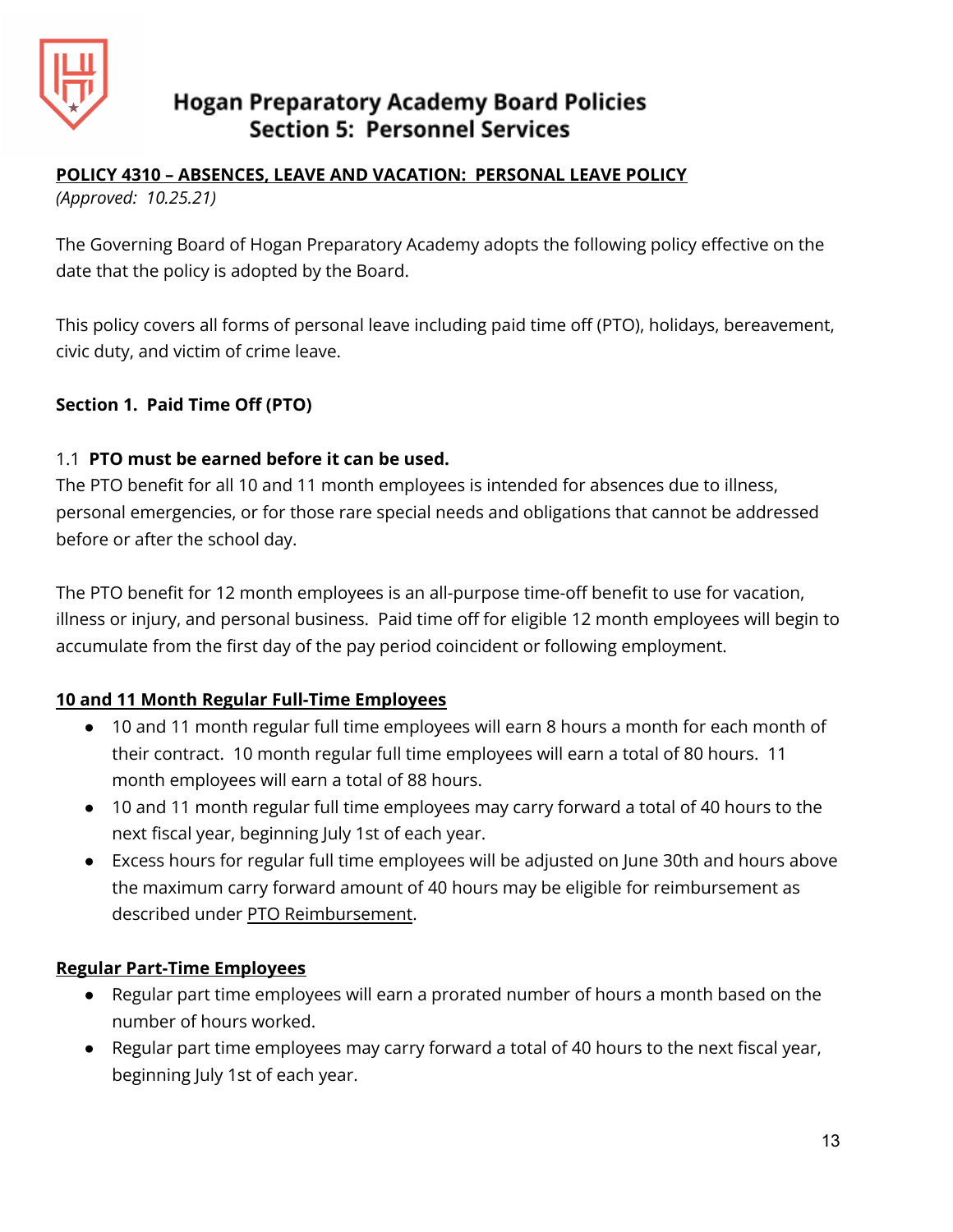# Hogan Preparatory Academy Board Policies
## Section 5: Personnel Services

**POLICY 4310 – ABSENCES, LEAVE AND VACATION: PERSONAL LEAVE POLICY**
*(Approved: 10.25.21)*

The Governing Board of Hogan Preparatory Academy adopts the following policy effective on the date that the policy is adopted by the Board.

This policy covers all forms of personal leave including paid time off (PTO), holidays, bereavement, civic duty, and victim of crime leave.

### Section 1. Paid Time Off (PTO)

1.1 **PTO must be earned before it can be used.**
The PTO benefit for all 10 and 11 month employees is intended for absences due to illness, personal emergencies, or for those rare special needs and obligations that cannot be addressed before or after the school day.

The PTO benefit for 12 month employees is an all-purpose time-off benefit to use for vacation, illness or injury, and personal business. Paid time off for eligible 12 month employees will begin to accumulate from the first day of the pay period coincident or following employment.

**10 and 11 Month Regular Full-Time Employees**

- 10 and 11 month regular full time employees will earn 8 hours a month for each month of their contract. 10 month regular full time employees will earn a total of 80 hours. 11 month employees will earn a total of 88 hours.
- 10 and 11 month regular full time employees may carry forward a total of 40 hours to the next fiscal year, beginning July 1st of each year.
- Excess hours for regular full time employees will be adjusted on June 30th and hours above the maximum carry forward amount of 40 hours may be eligible for reimbursement as described under PTO Reimbursement.

**Regular Part-Time Employees**

- Regular part time employees will earn a prorated number of hours a month based on the number of hours worked.
- Regular part time employees may carry forward a total of 40 hours to the next fiscal year, beginning July 1st of each year.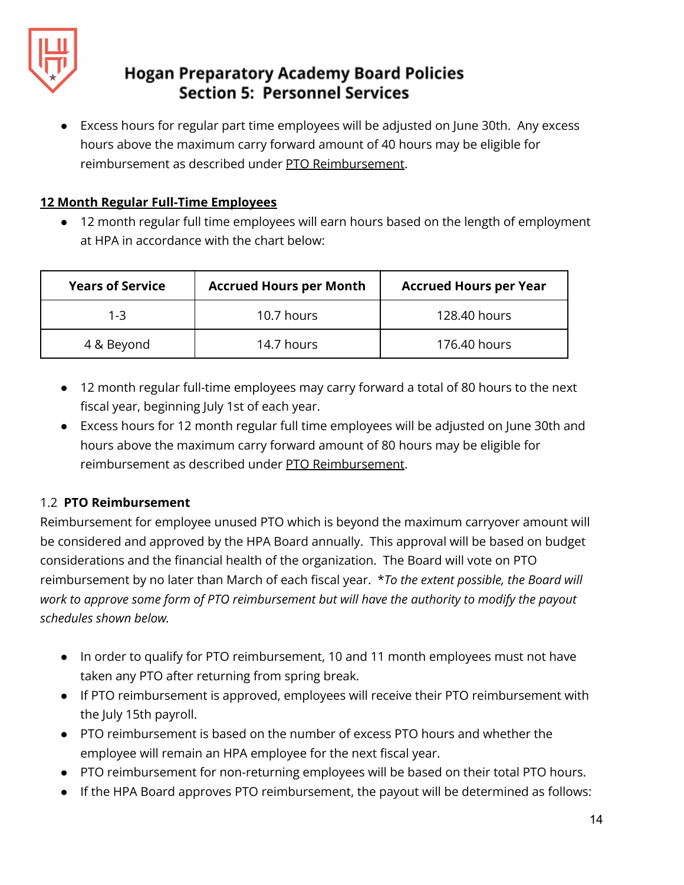- Excess hours for regular part time employees will be adjusted on June 30th. Any excess hours above the maximum carry forward amount of 40 hours may be eligible for reimbursement as described under PTO Reimbursement.

**12 Month Regular Full-Time Employees**

- 12 month regular full time employees will earn hours based on the length of employment at HPA in accordance with the chart below:

| Years of Service | Accrued Hours per Month | Accrued Hours per Year |
| --- | --- | --- |
| 1-3 | 10.7 hours | 128.40 hours |
| 4 & Beyond | 14.7 hours | 176.40 hours |

- 12 month regular full-time employees may carry forward a total of 80 hours to the next fiscal year, beginning July 1st of each year.
- Excess hours for 12 month regular full time employees will be adjusted on June 30th and hours above the maximum carry forward amount of 80 hours may be eligible for reimbursement as described under PTO Reimbursement.

### 1.2 **PTO Reimbursement**

Reimbursement for employee unused PTO which is beyond the maximum carryover amount will be considered and approved by the HPA Board annually. This approval will be based on budget considerations and the financial health of the organization. The Board will vote on PTO reimbursement by no later than March of each fiscal year. **To the extent possible, the Board will work to approve some form of PTO reimbursement but will have the authority to modify the payout schedules shown below.*

- In order to qualify for PTO reimbursement, 10 and 11 month employees must not have taken any PTO after returning from spring break.
- If PTO reimbursement is approved, employees will receive their PTO reimbursement with the July 15th payroll.
- PTO reimbursement is based on the number of excess PTO hours and whether the employee will remain an HPA employee for the next fiscal year.
- PTO reimbursement for non-returning employees will be based on their total PTO hours.
- If the HPA Board approves PTO reimbursement, the payout will be determined as follows: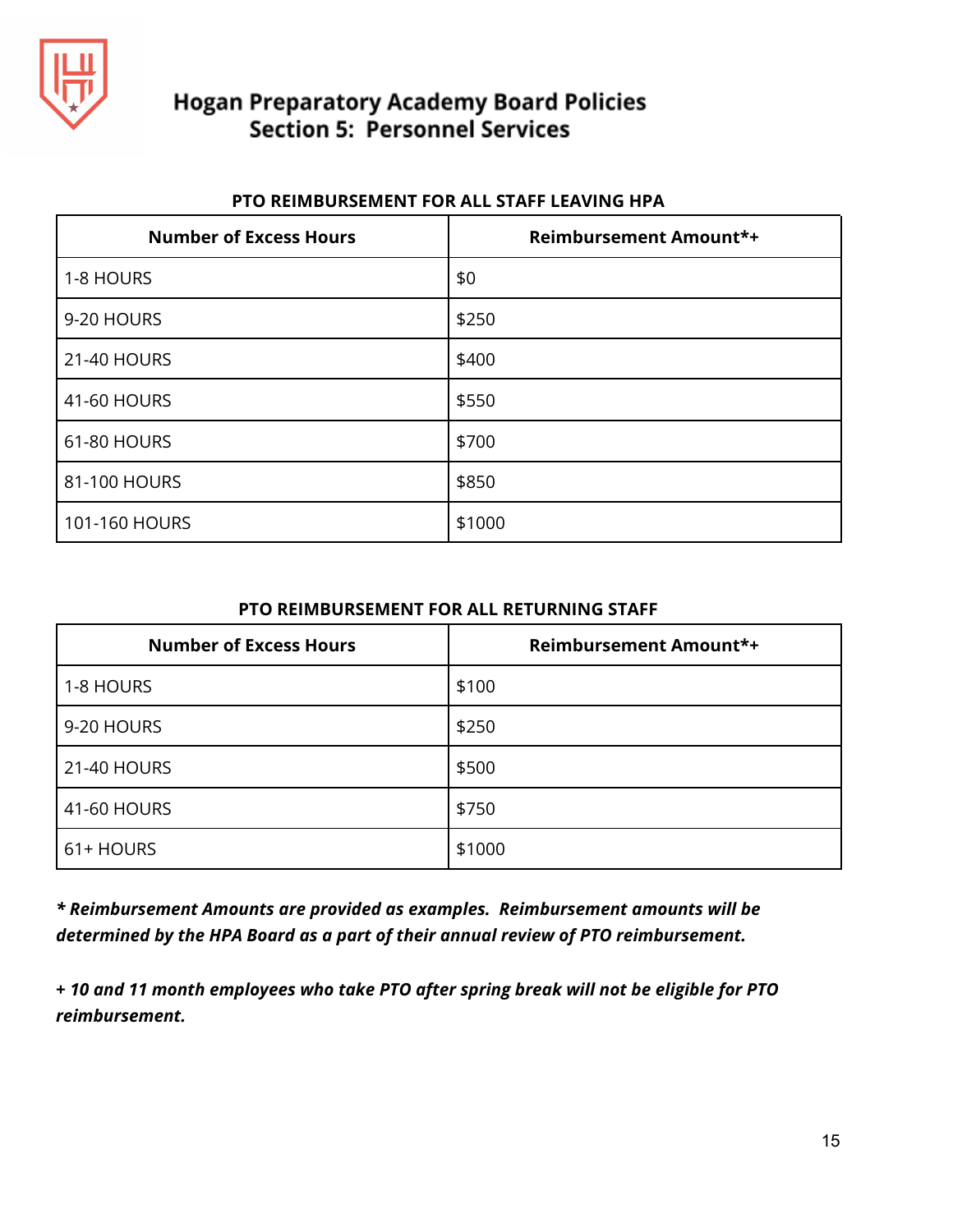# Hogan Preparatory Academy Board Policies
## Section 5: Personnel Services

**PTO REIMBURSEMENT FOR ALL STAFF LEAVING HPA**

| Number of Excess Hours | Reimbursement Amount*+ |
|---|---|
| 1-8 HOURS | $0 |
| 9-20 HOURS | $250 |
| 21-40 HOURS | $400 |
| 41-60 HOURS | $550 |
| 61-80 HOURS | $700 |
| 81-100 HOURS | $850 |
| 101-160 HOURS | $1000 |

**PTO REIMBURSEMENT FOR ALL RETURNING STAFF**

| Number of Excess Hours | Reimbursement Amount*+ |
|---|---|
| 1-8 HOURS | $100 |
| 9-20 HOURS | $250 |
| 21-40 HOURS | $500 |
| 41-60 HOURS | $750 |
| 61+ HOURS | $1000 |

***\* Reimbursement Amounts are provided as examples. Reimbursement amounts will be determined by the HPA Board as a part of their annual review of PTO reimbursement.***

***+ 10 and 11 month employees who take PTO after spring break will not be eligible for PTO reimbursement.***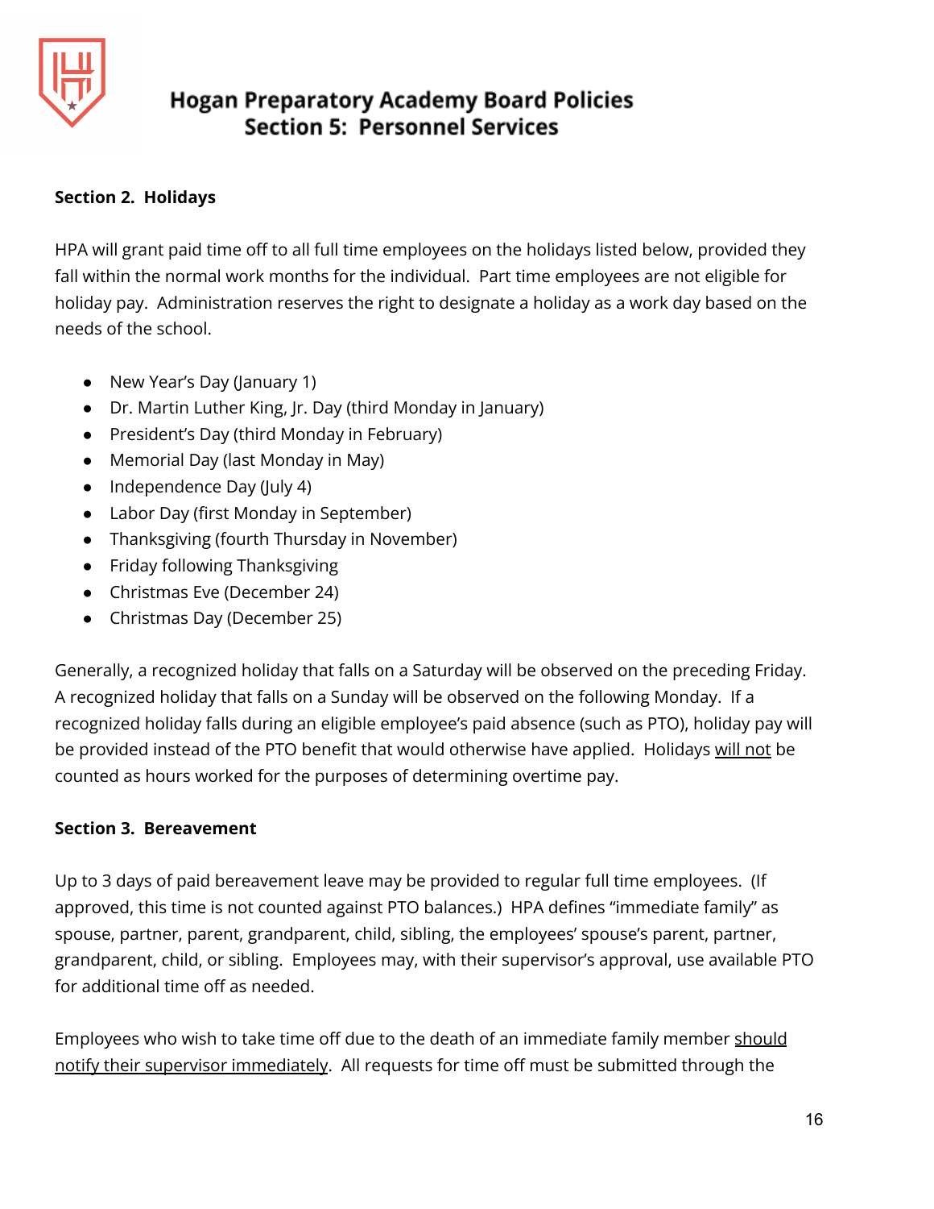### Section 2. Holidays

HPA will grant paid time off to all full time employees on the holidays listed below, provided they fall within the normal work months for the individual. Part time employees are not eligible for holiday pay. Administration reserves the right to designate a holiday as a work day based on the needs of the school.

- New Year's Day (January 1)
- Dr. Martin Luther King, Jr. Day (third Monday in January)
- President's Day (third Monday in February)
- Memorial Day (last Monday in May)
- Independence Day (July 4)
- Labor Day (first Monday in September)
- Thanksgiving (fourth Thursday in November)
- Friday following Thanksgiving
- Christmas Eve (December 24)
- Christmas Day (December 25)

Generally, a recognized holiday that falls on a Saturday will be observed on the preceding Friday. A recognized holiday that falls on a Sunday will be observed on the following Monday. If a recognized holiday falls during an eligible employee's paid absence (such as PTO), holiday pay will be provided instead of the PTO benefit that would otherwise have applied. Holidays will not be counted as hours worked for the purposes of determining overtime pay.

### Section 3. Bereavement

Up to 3 days of paid bereavement leave may be provided to regular full time employees. (If approved, this time is not counted against PTO balances.) HPA defines "immediate family" as spouse, partner, parent, grandparent, child, sibling, the employees' spouse's parent, partner, grandparent, child, or sibling. Employees may, with their supervisor's approval, use available PTO for additional time off as needed.

Employees who wish to take time off due to the death of an immediate family member should notify their supervisor immediately. All requests for time off must be submitted through the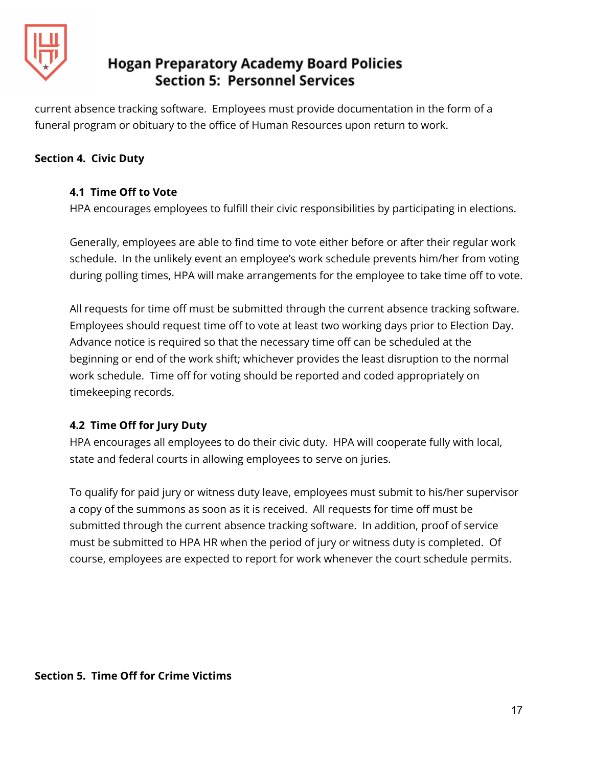current absence tracking software. Employees must provide documentation in the form of a funeral program or obituary to the office of Human Resources upon return to work.

**Section 4. Civic Duty**

**4.1 Time Off to Vote**

HPA encourages employees to fulfill their civic responsibilities by participating in elections.

Generally, employees are able to find time to vote either before or after their regular work schedule. In the unlikely event an employee's work schedule prevents him/her from voting during polling times, HPA will make arrangements for the employee to take time off to vote.

All requests for time off must be submitted through the current absence tracking software. Employees should request time off to vote at least two working days prior to Election Day. Advance notice is required so that the necessary time off can be scheduled at the beginning or end of the work shift; whichever provides the least disruption to the normal work schedule. Time off for voting should be reported and coded appropriately on timekeeping records.

**4.2 Time Off for Jury Duty**

HPA encourages all employees to do their civic duty. HPA will cooperate fully with local, state and federal courts in allowing employees to serve on juries.

To qualify for paid jury or witness duty leave, employees must submit to his/her supervisor a copy of the summons as soon as it is received. All requests for time off must be submitted through the current absence tracking software. In addition, proof of service must be submitted to HPA HR when the period of jury or witness duty is completed. Of course, employees are expected to report for work whenever the court schedule permits.

**Section 5. Time Off for Crime Victims**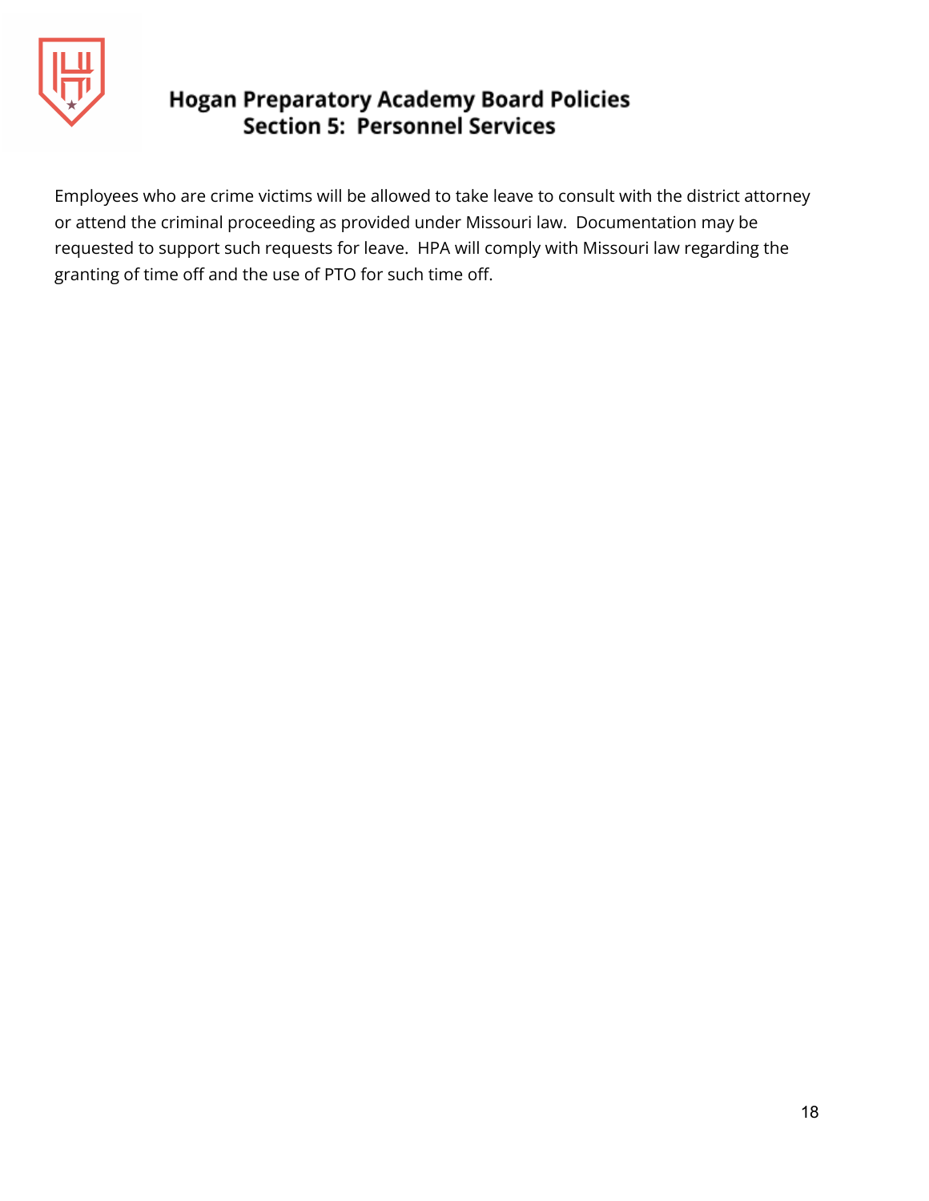Employees who are crime victims will be allowed to take leave to consult with the district attorney or attend the criminal proceeding as provided under Missouri law.  Documentation may be requested to support such requests for leave.  HPA will comply with Missouri law regarding the granting of time off and the use of PTO for such time off.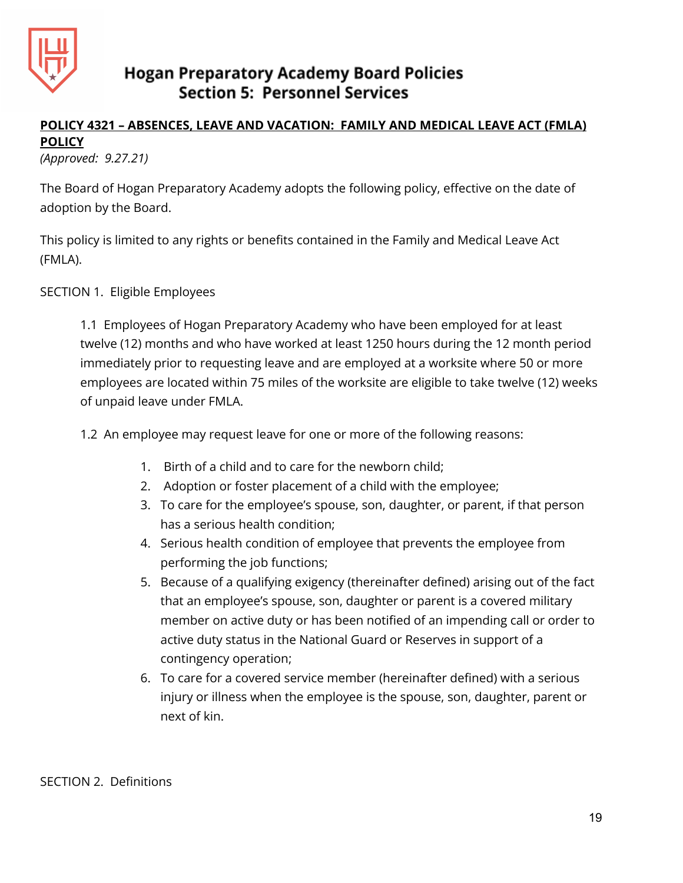# Hogan Preparatory Academy Board Policies
## Section 5: Personnel Services

**POLICY 4321 – ABSENCES, LEAVE AND VACATION: FAMILY AND MEDICAL LEAVE ACT (FMLA) POLICY**

*(Approved: 9.27.21)*

The Board of Hogan Preparatory Academy adopts the following policy, effective on the date of adoption by the Board.

This policy is limited to any rights or benefits contained in the Family and Medical Leave Act (FMLA).

SECTION 1. Eligible Employees

1.1 Employees of Hogan Preparatory Academy who have been employed for at least twelve (12) months and who have worked at least 1250 hours during the 12 month period immediately prior to requesting leave and are employed at a worksite where 50 or more employees are located within 75 miles of the worksite are eligible to take twelve (12) weeks of unpaid leave under FMLA.

1.2 An employee may request leave for one or more of the following reasons:

1. Birth of a child and to care for the newborn child;
2. Adoption or foster placement of a child with the employee;
3. To care for the employee's spouse, son, daughter, or parent, if that person has a serious health condition;
4. Serious health condition of employee that prevents the employee from performing the job functions;
5. Because of a qualifying exigency (thereinafter defined) arising out of the fact that an employee's spouse, son, daughter or parent is a covered military member on active duty or has been notified of an impending call or order to active duty status in the National Guard or Reserves in support of a contingency operation;
6. To care for a covered service member (hereinafter defined) with a serious injury or illness when the employee is the spouse, son, daughter, parent or next of kin.

SECTION 2. Definitions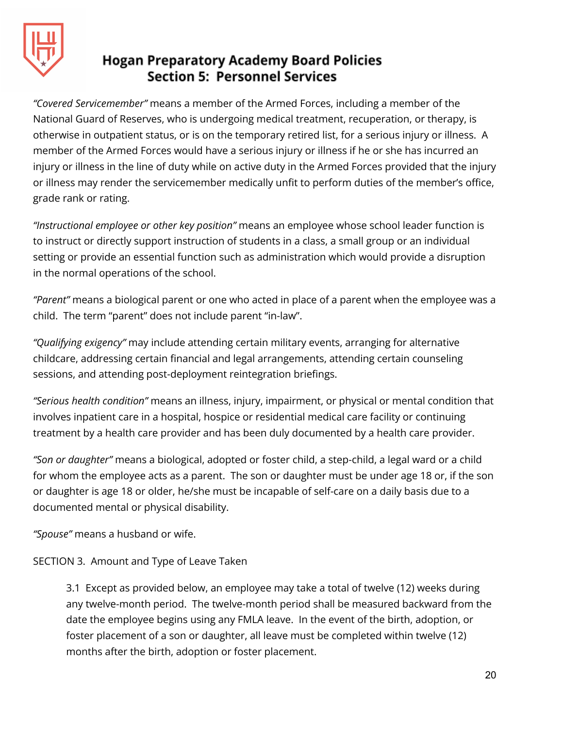*"Covered Servicemember"* means a member of the Armed Forces, including a member of the National Guard of Reserves, who is undergoing medical treatment, recuperation, or therapy, is otherwise in outpatient status, or is on the temporary retired list, for a serious injury or illness. A member of the Armed Forces would have a serious injury or illness if he or she has incurred an injury or illness in the line of duty while on active duty in the Armed Forces provided that the injury or illness may render the servicemember medically unfit to perform duties of the member's office, grade rank or rating.

*"Instructional employee or other key position"* means an employee whose school leader function is to instruct or directly support instruction of students in a class, a small group or an individual setting or provide an essential function such as administration which would provide a disruption in the normal operations of the school.

*"Parent"* means a biological parent or one who acted in place of a parent when the employee was a child. The term "parent" does not include parent "in-law".

*"Qualifying exigency"* may include attending certain military events, arranging for alternative childcare, addressing certain financial and legal arrangements, attending certain counseling sessions, and attending post-deployment reintegration briefings.

*"Serious health condition"* means an illness, injury, impairment, or physical or mental condition that involves inpatient care in a hospital, hospice or residential medical care facility or continuing treatment by a health care provider and has been duly documented by a health care provider.

*"Son or daughter"* means a biological, adopted or foster child, a step-child, a legal ward or a child for whom the employee acts as a parent. The son or daughter must be under age 18 or, if the son or daughter is age 18 or older, he/she must be incapable of self-care on a daily basis due to a documented mental or physical disability.

*"Spouse"* means a husband or wife.

SECTION 3. Amount and Type of Leave Taken

> 3.1 Except as provided below, an employee may take a total of twelve (12) weeks during any twelve-month period. The twelve-month period shall be measured backward from the date the employee begins using any FMLA leave. In the event of the birth, adoption, or foster placement of a son or daughter, all leave must be completed within twelve (12) months after the birth, adoption or foster placement.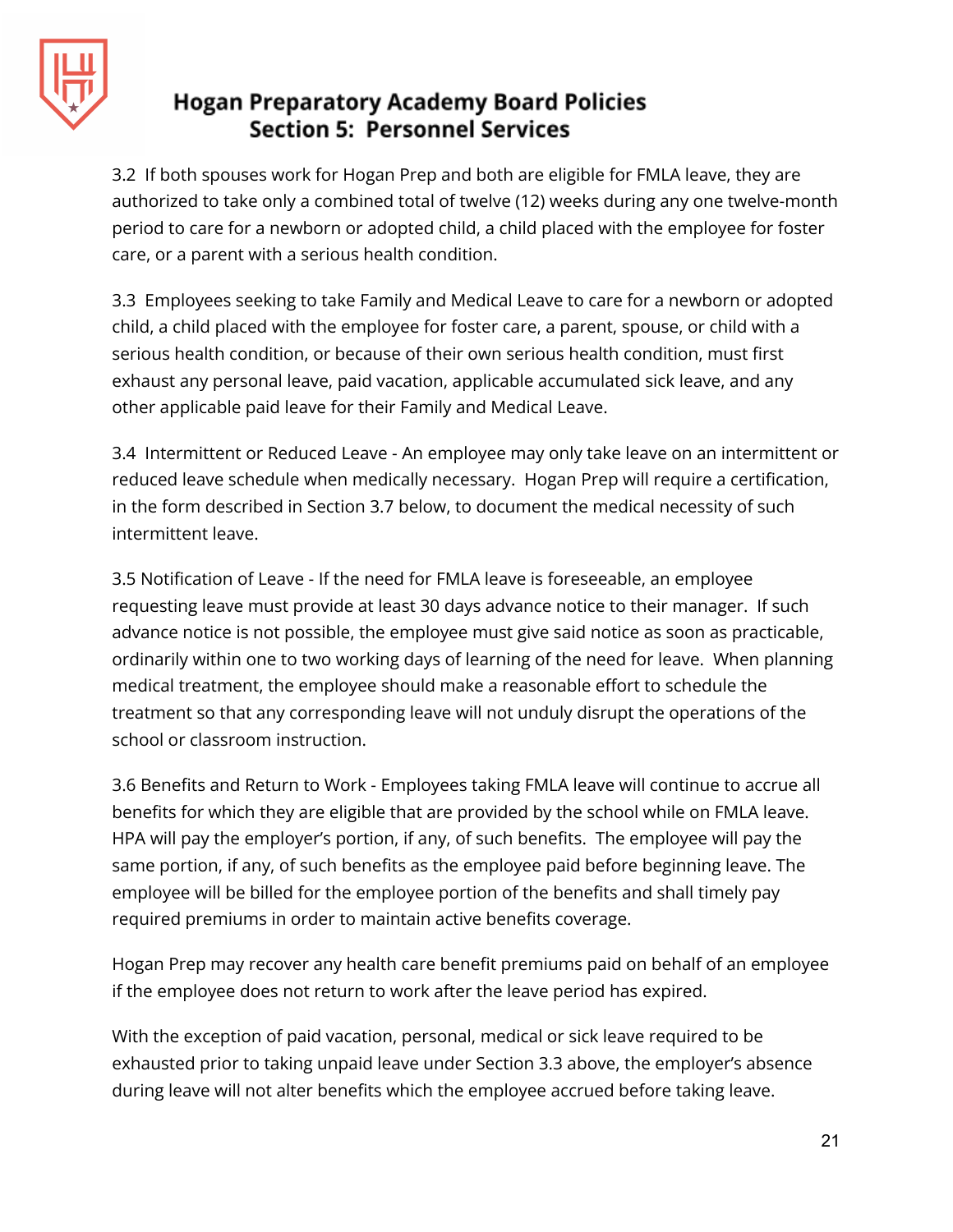3.2 If both spouses work for Hogan Prep and both are eligible for FMLA leave, they are authorized to take only a combined total of twelve (12) weeks during any one twelve-month period to care for a newborn or adopted child, a child placed with the employee for foster care, or a parent with a serious health condition.

3.3 Employees seeking to take Family and Medical Leave to care for a newborn or adopted child, a child placed with the employee for foster care, a parent, spouse, or child with a serious health condition, or because of their own serious health condition, must first exhaust any personal leave, paid vacation, applicable accumulated sick leave, and any other applicable paid leave for their Family and Medical Leave.

3.4 Intermittent or Reduced Leave - An employee may only take leave on an intermittent or reduced leave schedule when medically necessary. Hogan Prep will require a certification, in the form described in Section 3.7 below, to document the medical necessity of such intermittent leave.

3.5 Notification of Leave - If the need for FMLA leave is foreseeable, an employee requesting leave must provide at least 30 days advance notice to their manager. If such advance notice is not possible, the employee must give said notice as soon as practicable, ordinarily within one to two working days of learning of the need for leave. When planning medical treatment, the employee should make a reasonable effort to schedule the treatment so that any corresponding leave will not unduly disrupt the operations of the school or classroom instruction.

3.6 Benefits and Return to Work - Employees taking FMLA leave will continue to accrue all benefits for which they are eligible that are provided by the school while on FMLA leave. HPA will pay the employer's portion, if any, of such benefits. The employee will pay the same portion, if any, of such benefits as the employee paid before beginning leave. The employee will be billed for the employee portion of the benefits and shall timely pay required premiums in order to maintain active benefits coverage.

Hogan Prep may recover any health care benefit premiums paid on behalf of an employee if the employee does not return to work after the leave period has expired.

With the exception of paid vacation, personal, medical or sick leave required to be exhausted prior to taking unpaid leave under Section 3.3 above, the employer's absence during leave will not alter benefits which the employee accrued before taking leave.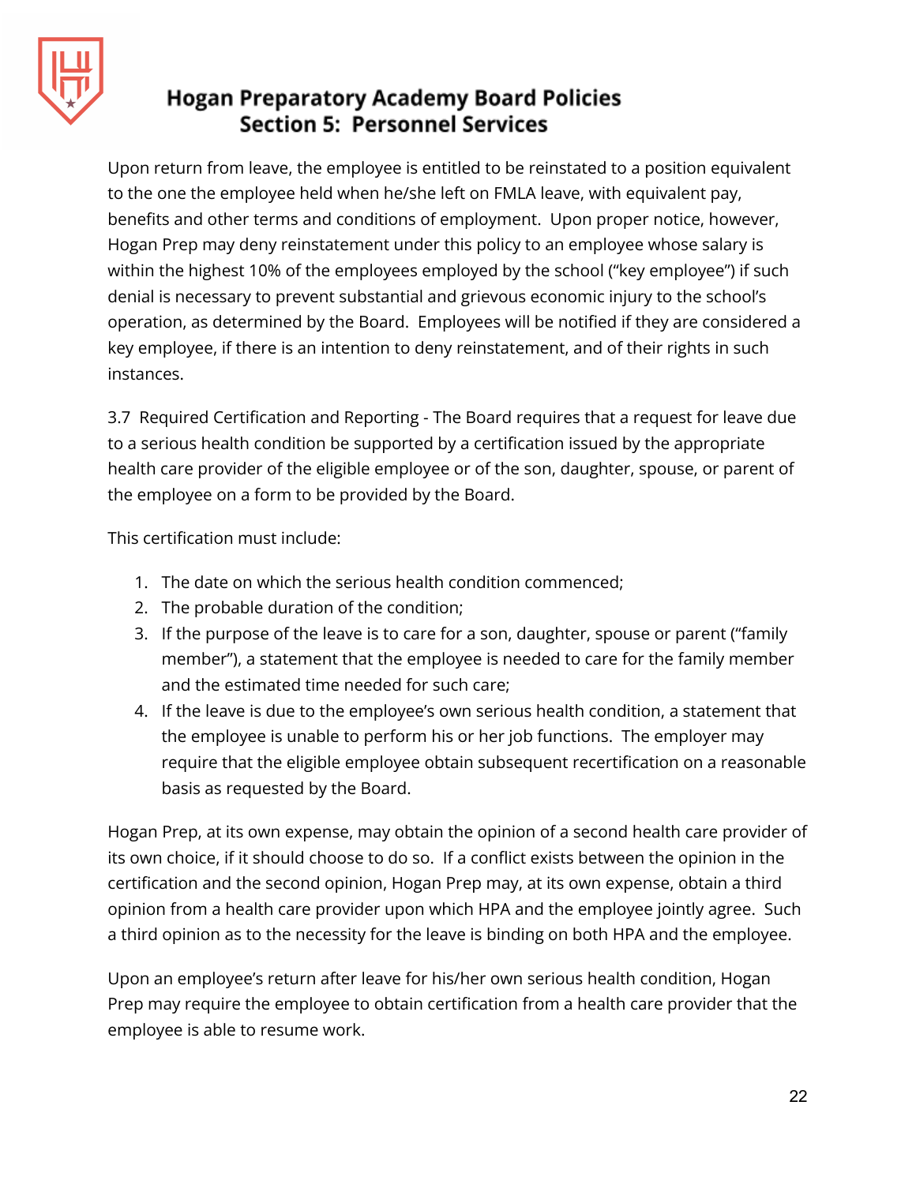Upon return from leave, the employee is entitled to be reinstated to a position equivalent to the one the employee held when he/she left on FMLA leave, with equivalent pay, benefits and other terms and conditions of employment. Upon proper notice, however, Hogan Prep may deny reinstatement under this policy to an employee whose salary is within the highest 10% of the employees employed by the school ("key employee") if such denial is necessary to prevent substantial and grievous economic injury to the school's operation, as determined by the Board. Employees will be notified if they are considered a key employee, if there is an intention to deny reinstatement, and of their rights in such instances.

3.7 Required Certification and Reporting - The Board requires that a request for leave due to a serious health condition be supported by a certification issued by the appropriate health care provider of the eligible employee or of the son, daughter, spouse, or parent of the employee on a form to be provided by the Board.

This certification must include:

1. The date on which the serious health condition commenced;
2. The probable duration of the condition;
3. If the purpose of the leave is to care for a son, daughter, spouse or parent ("family member"), a statement that the employee is needed to care for the family member and the estimated time needed for such care;
4. If the leave is due to the employee's own serious health condition, a statement that the employee is unable to perform his or her job functions. The employer may require that the eligible employee obtain subsequent recertification on a reasonable basis as requested by the Board.

Hogan Prep, at its own expense, may obtain the opinion of a second health care provider of its own choice, if it should choose to do so. If a conflict exists between the opinion in the certification and the second opinion, Hogan Prep may, at its own expense, obtain a third opinion from a health care provider upon which HPA and the employee jointly agree. Such a third opinion as to the necessity for the leave is binding on both HPA and the employee.

Upon an employee's return after leave for his/her own serious health condition, Hogan Prep may require the employee to obtain certification from a health care provider that the employee is able to resume work.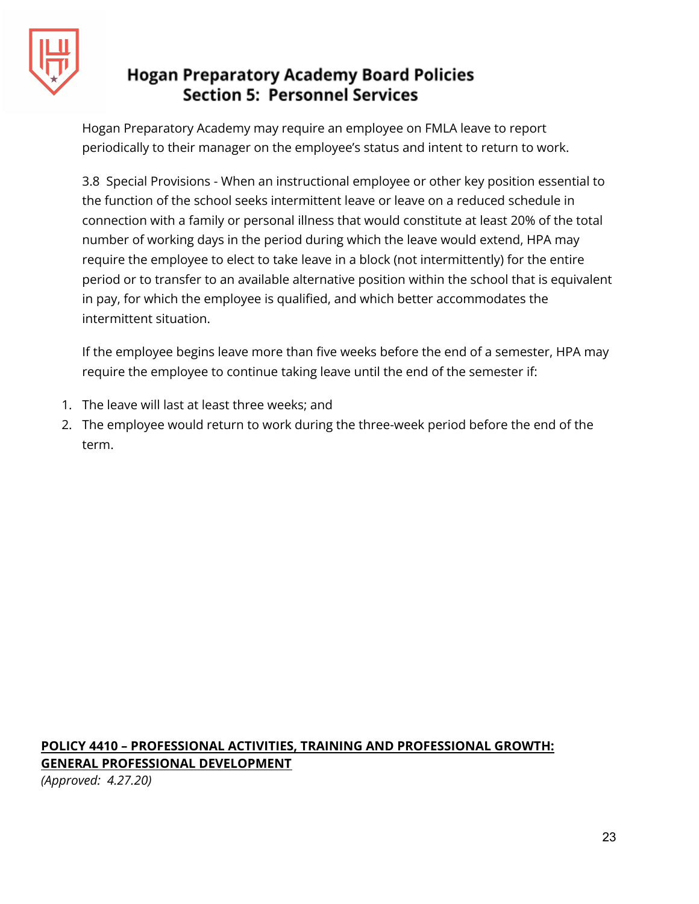Hogan Preparatory Academy may require an employee on FMLA leave to report periodically to their manager on the employee's status and intent to return to work.

3.8 Special Provisions - When an instructional employee or other key position essential to the function of the school seeks intermittent leave or leave on a reduced schedule in connection with a family or personal illness that would constitute at least 20% of the total number of working days in the period during which the leave would extend, HPA may require the employee to elect to take leave in a block (not intermittently) for the entire period or to transfer to an available alternative position within the school that is equivalent in pay, for which the employee is qualified, and which better accommodates the intermittent situation.

If the employee begins leave more than five weeks before the end of a semester, HPA may require the employee to continue taking leave until the end of the semester if:

1. The leave will last at least three weeks; and
2. The employee would return to work during the three-week period before the end of the term.

## POLICY 4410 – PROFESSIONAL ACTIVITIES, TRAINING AND PROFESSIONAL GROWTH: GENERAL PROFESSIONAL DEVELOPMENT

*(Approved: 4.27.20)*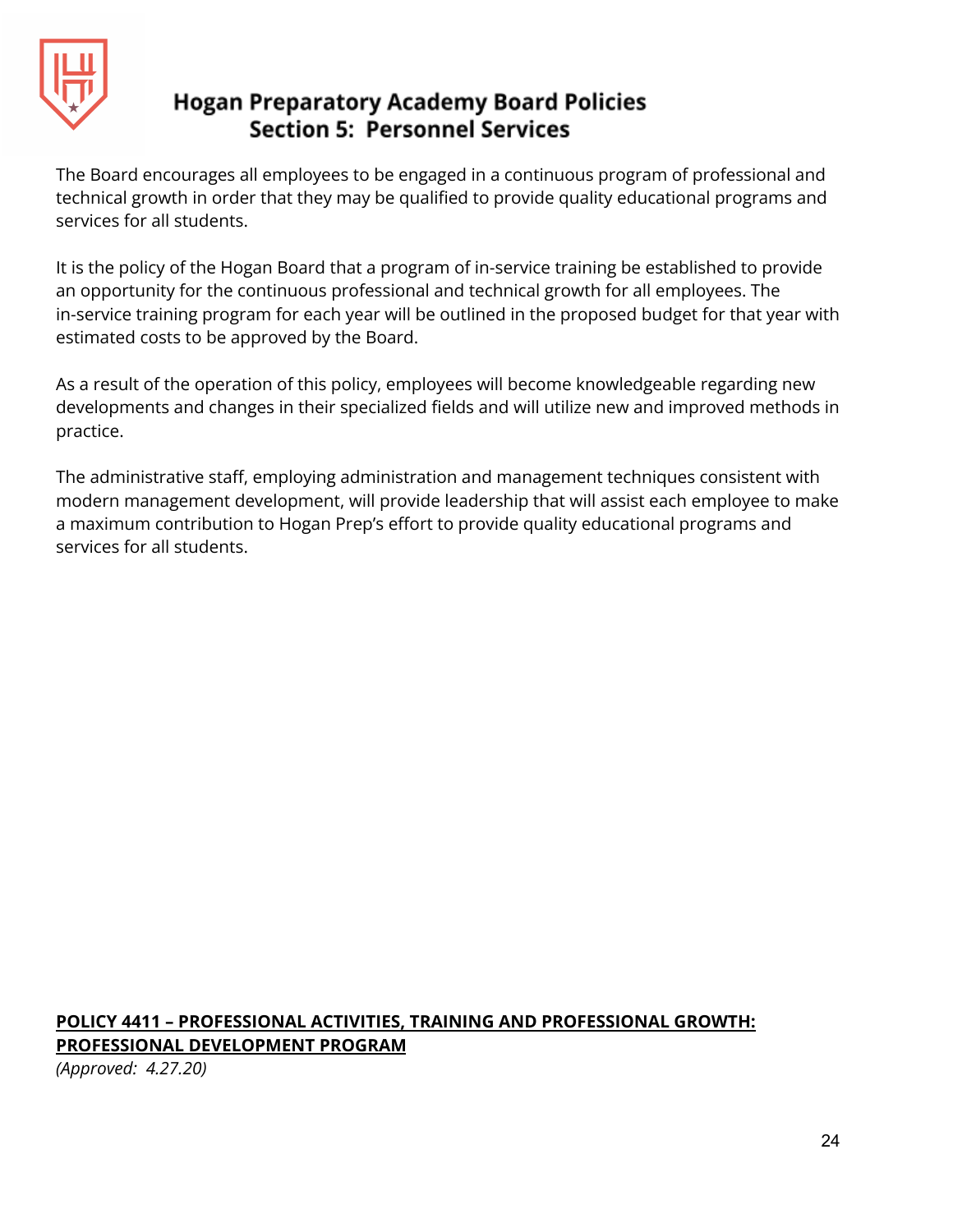The Board encourages all employees to be engaged in a continuous program of professional and technical growth in order that they may be qualified to provide quality educational programs and services for all students.

It is the policy of the Hogan Board that a program of in-service training be established to provide an opportunity for the continuous professional and technical growth for all employees. The in-service training program for each year will be outlined in the proposed budget for that year with estimated costs to be approved by the Board.

As a result of the operation of this policy, employees will become knowledgeable regarding new developments and changes in their specialized fields and will utilize new and improved methods in practice.

The administrative staff, employing administration and management techniques consistent with modern management development, will provide leadership that will assist each employee to make a maximum contribution to Hogan Prep's effort to provide quality educational programs and services for all students.

## POLICY 4411 – PROFESSIONAL ACTIVITIES, TRAINING AND PROFESSIONAL GROWTH: PROFESSIONAL DEVELOPMENT PROGRAM

*(Approved: 4.27.20)*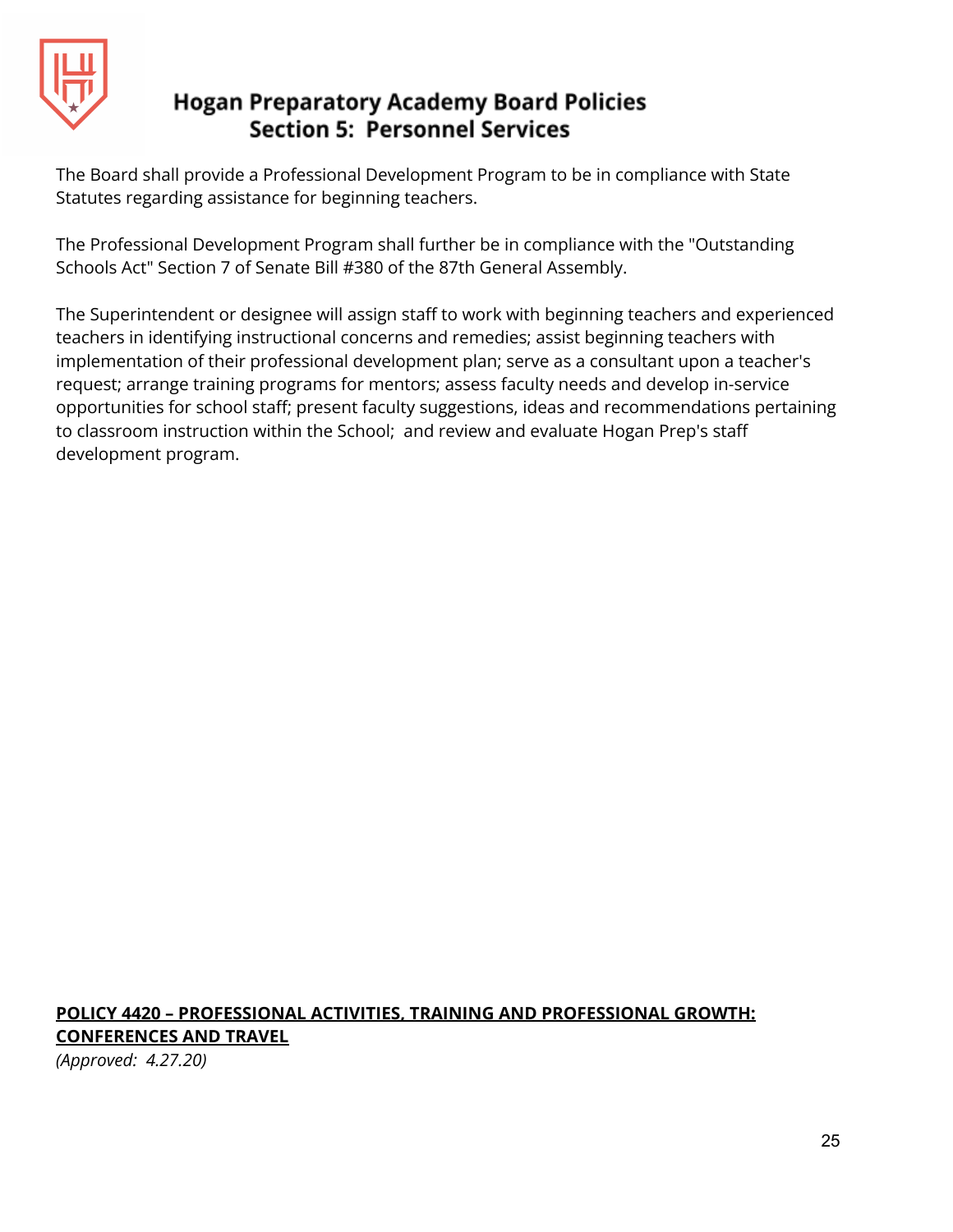The Board shall provide a Professional Development Program to be in compliance with State Statutes regarding assistance for beginning teachers.

The Professional Development Program shall further be in compliance with the "Outstanding Schools Act" Section 7 of Senate Bill #380 of the 87th General Assembly.

The Superintendent or designee will assign staff to work with beginning teachers and experienced teachers in identifying instructional concerns and remedies; assist beginning teachers with implementation of their professional development plan; serve as a consultant upon a teacher's request; arrange training programs for mentors; assess faculty needs and develop in-service opportunities for school staff; present faculty suggestions, ideas and recommendations pertaining to classroom instruction within the School; and review and evaluate Hogan Prep's staff development program.

## POLICY 4420 – PROFESSIONAL ACTIVITIES, TRAINING AND PROFESSIONAL GROWTH: CONFERENCES AND TRAVEL

*(Approved: 4.27.20)*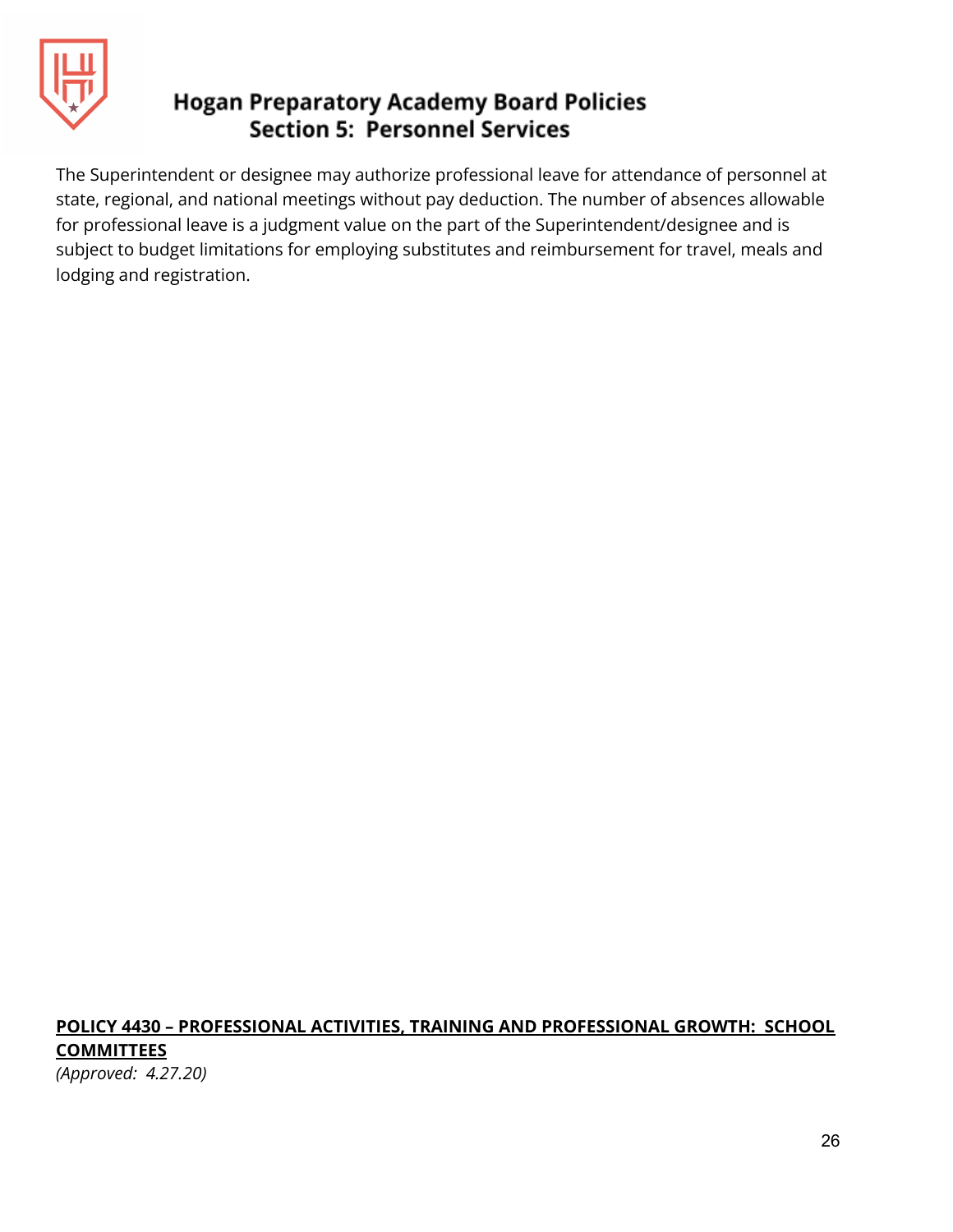The Superintendent or designee may authorize professional leave for attendance of personnel at state, regional, and national meetings without pay deduction. The number of absences allowable for professional leave is a judgment value on the part of the Superintendent/designee and is subject to budget limitations for employing substitutes and reimbursement for travel, meals and lodging and registration.

**POLICY 4430 – PROFESSIONAL ACTIVITIES, TRAINING AND PROFESSIONAL GROWTH: SCHOOL COMMITTEES**

*(Approved: 4.27.20)*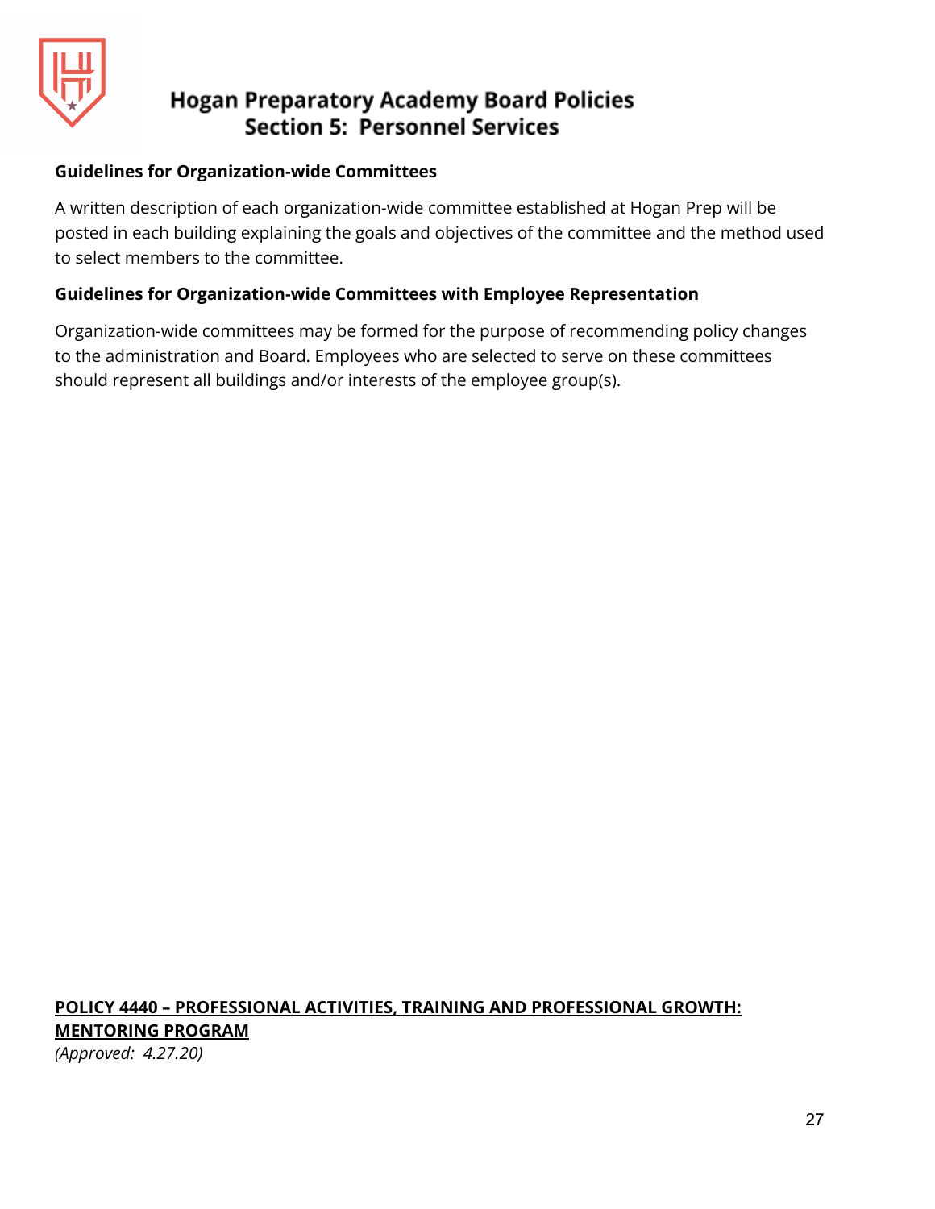**Guidelines for Organization-wide Committees**

A written description of each organization-wide committee established at Hogan Prep will be posted in each building explaining the goals and objectives of the committee and the method used to select members to the committee.

**Guidelines for Organization-wide Committees with Employee Representation**

Organization-wide committees may be formed for the purpose of recommending policy changes to the administration and Board. Employees who are selected to serve on these committees should represent all buildings and/or interests of the employee group(s).

## POLICY 4440 – PROFESSIONAL ACTIVITIES, TRAINING AND PROFESSIONAL GROWTH: MENTORING PROGRAM

*(Approved: 4.27.20)*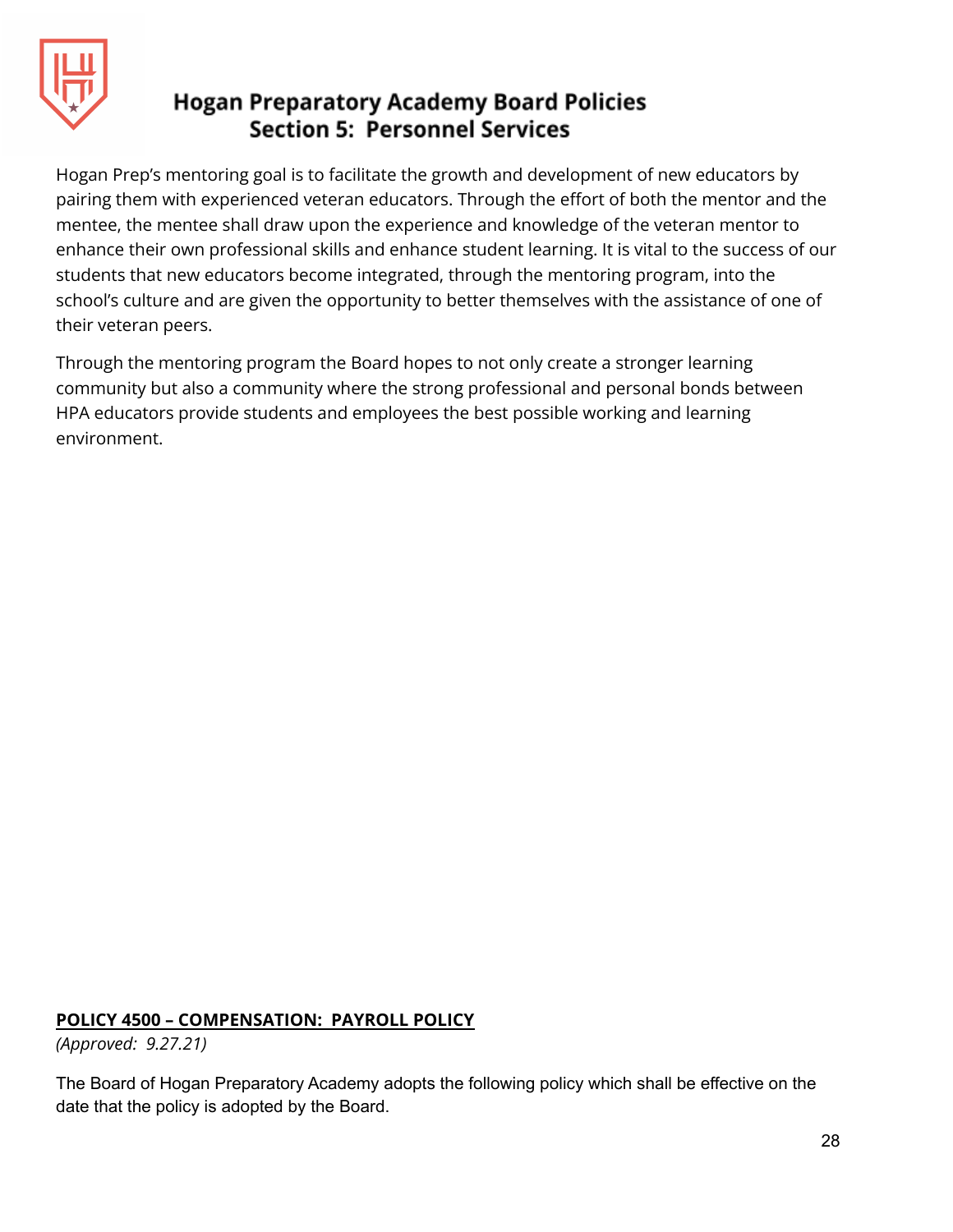Hogan Prep's mentoring goal is to facilitate the growth and development of new educators by pairing them with experienced veteran educators. Through the effort of both the mentor and the mentee, the mentee shall draw upon the experience and knowledge of the veteran mentor to enhance their own professional skills and enhance student learning. It is vital to the success of our students that new educators become integrated, through the mentoring program, into the school's culture and are given the opportunity to better themselves with the assistance of one of their veteran peers.

Through the mentoring program the Board hopes to not only create a stronger learning community but also a community where the strong professional and personal bonds between HPA educators provide students and employees the best possible working and learning environment.

## POLICY 4500 – COMPENSATION: PAYROLL POLICY

*(Approved: 9.27.21)*

The Board of Hogan Preparatory Academy adopts the following policy which shall be effective on the date that the policy is adopted by the Board.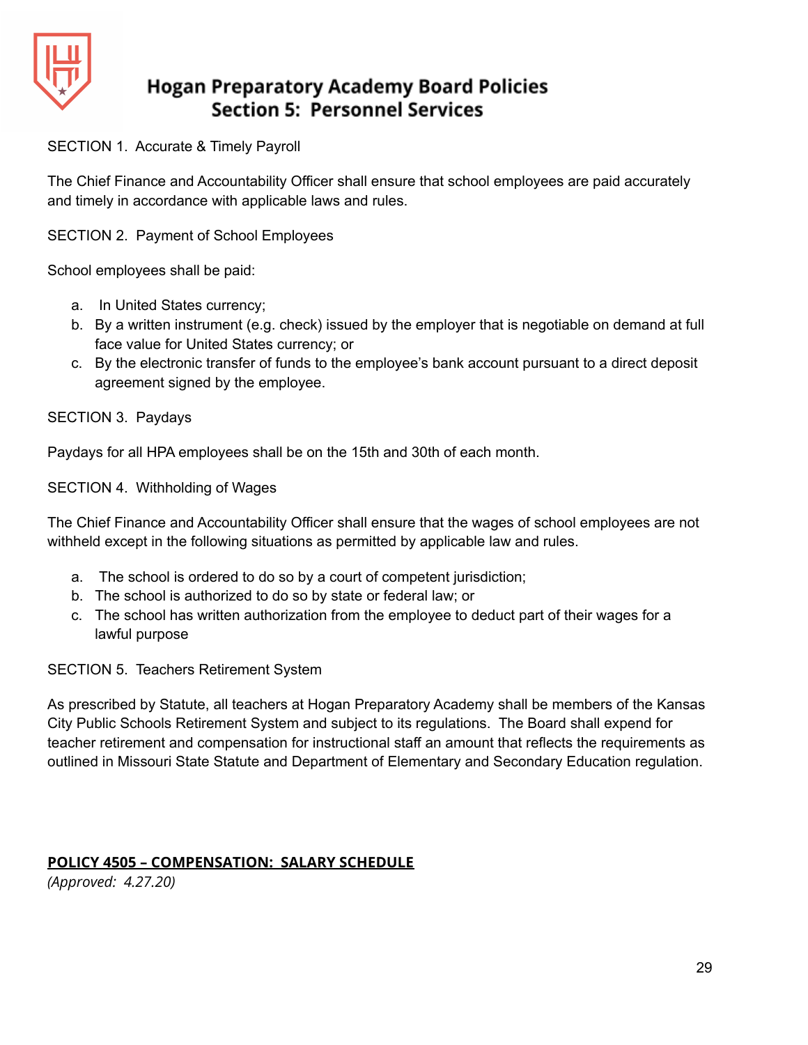SECTION 1. Accurate & Timely Payroll

The Chief Finance and Accountability Officer shall ensure that school employees are paid accurately and timely in accordance with applicable laws and rules.

SECTION 2. Payment of School Employees

School employees shall be paid:

a. In United States currency;
b. By a written instrument (e.g. check) issued by the employer that is negotiable on demand at full face value for United States currency; or
c. By the electronic transfer of funds to the employee's bank account pursuant to a direct deposit agreement signed by the employee.

SECTION 3. Paydays

Paydays for all HPA employees shall be on the 15th and 30th of each month.

SECTION 4. Withholding of Wages

The Chief Finance and Accountability Officer shall ensure that the wages of school employees are not withheld except in the following situations as permitted by applicable law and rules.

a. The school is ordered to do so by a court of competent jurisdiction;
b. The school is authorized to do so by state or federal law; or
c. The school has written authorization from the employee to deduct part of their wages for a lawful purpose

SECTION 5. Teachers Retirement System

As prescribed by Statute, all teachers at Hogan Preparatory Academy shall be members of the Kansas City Public Schools Retirement System and subject to its regulations. The Board shall expend for teacher retirement and compensation for instructional staff an amount that reflects the requirements as outlined in Missouri State Statute and Department of Elementary and Secondary Education regulation.

## **POLICY 4505 – COMPENSATION: SALARY SCHEDULE**

*(Approved: 4.27.20)*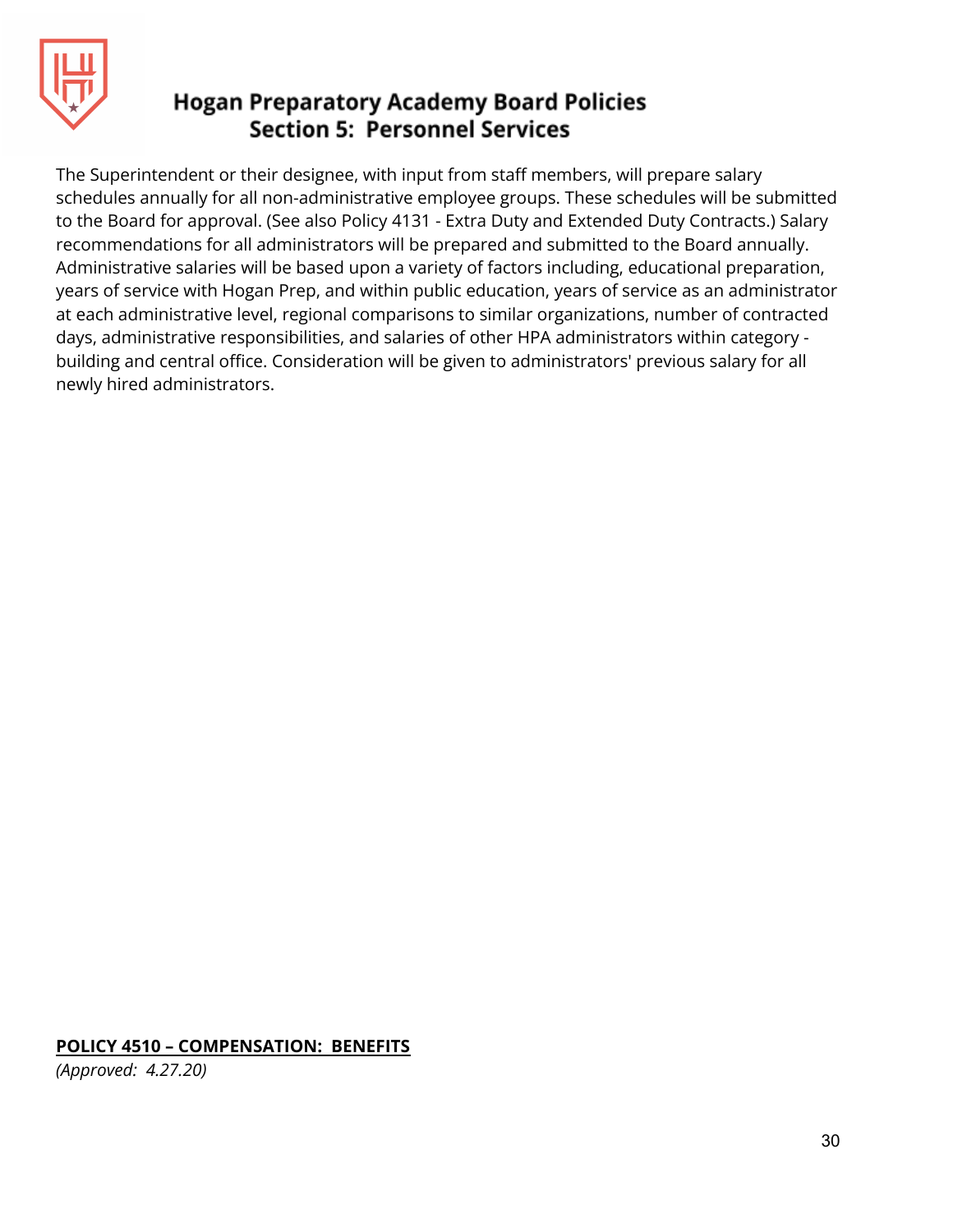The Superintendent or their designee, with input from staff members, will prepare salary schedules annually for all non-administrative employee groups. These schedules will be submitted to the Board for approval. (See also Policy 4131 - Extra Duty and Extended Duty Contracts.) Salary recommendations for all administrators will be prepared and submitted to the Board annually. Administrative salaries will be based upon a variety of factors including, educational preparation, years of service with Hogan Prep, and within public education, years of service as an administrator at each administrative level, regional comparisons to similar organizations, number of contracted days, administrative responsibilities, and salaries of other HPA administrators within category - building and central office. Consideration will be given to administrators' previous salary for all newly hired administrators.

## POLICY 4510 – COMPENSATION: BENEFITS

*(Approved: 4.27.20)*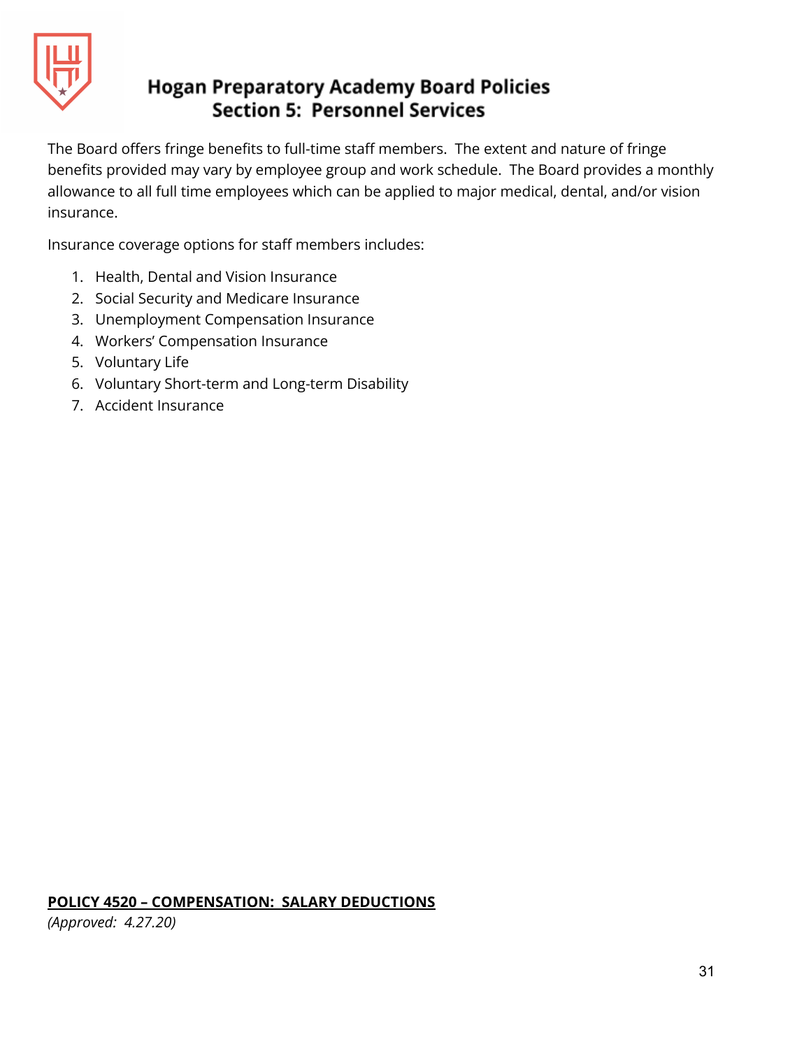The Board offers fringe benefits to full-time staff members. The extent and nature of fringe benefits provided may vary by employee group and work schedule. The Board provides a monthly allowance to all full time employees which can be applied to major medical, dental, and/or vision insurance.

Insurance coverage options for staff members includes:

1. Health, Dental and Vision Insurance
2. Social Security and Medicare Insurance
3. Unemployment Compensation Insurance
4. Workers' Compensation Insurance
5. Voluntary Life
6. Voluntary Short-term and Long-term Disability
7. Accident Insurance

## **POLICY 4520 – COMPENSATION: SALARY DEDUCTIONS**

*(Approved: 4.27.20)*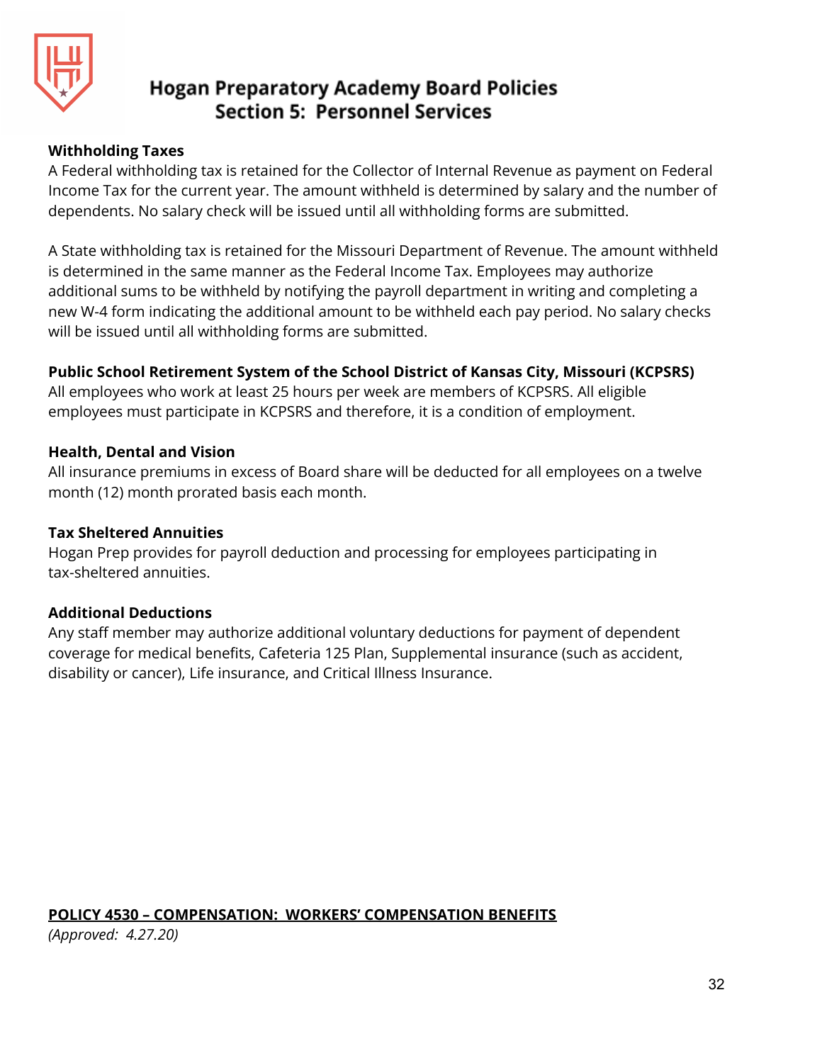**Withholding Taxes**

A Federal withholding tax is retained for the Collector of Internal Revenue as payment on Federal Income Tax for the current year. The amount withheld is determined by salary and the number of dependents. No salary check will be issued until all withholding forms are submitted.

A State withholding tax is retained for the Missouri Department of Revenue. The amount withheld is determined in the same manner as the Federal Income Tax. Employees may authorize additional sums to be withheld by notifying the payroll department in writing and completing a new W-4 form indicating the additional amount to be withheld each pay period. No salary checks will be issued until all withholding forms are submitted.

**Public School Retirement System of the School District of Kansas City, Missouri (KCPSRS)**

All employees who work at least 25 hours per week are members of KCPSRS. All eligible employees must participate in KCPSRS and therefore, it is a condition of employment.

**Health, Dental and Vision**

All insurance premiums in excess of Board share will be deducted for all employees on a twelve month (12) month prorated basis each month.

**Tax Sheltered Annuities**

Hogan Prep provides for payroll deduction and processing for employees participating in tax-sheltered annuities.

**Additional Deductions**

Any staff member may authorize additional voluntary deductions for payment of dependent coverage for medical benefits, Cafeteria 125 Plan, Supplemental insurance (such as accident, disability or cancer), Life insurance, and Critical Illness Insurance.

## POLICY 4530 – COMPENSATION: WORKERS' COMPENSATION BENEFITS

*(Approved: 4.27.20)*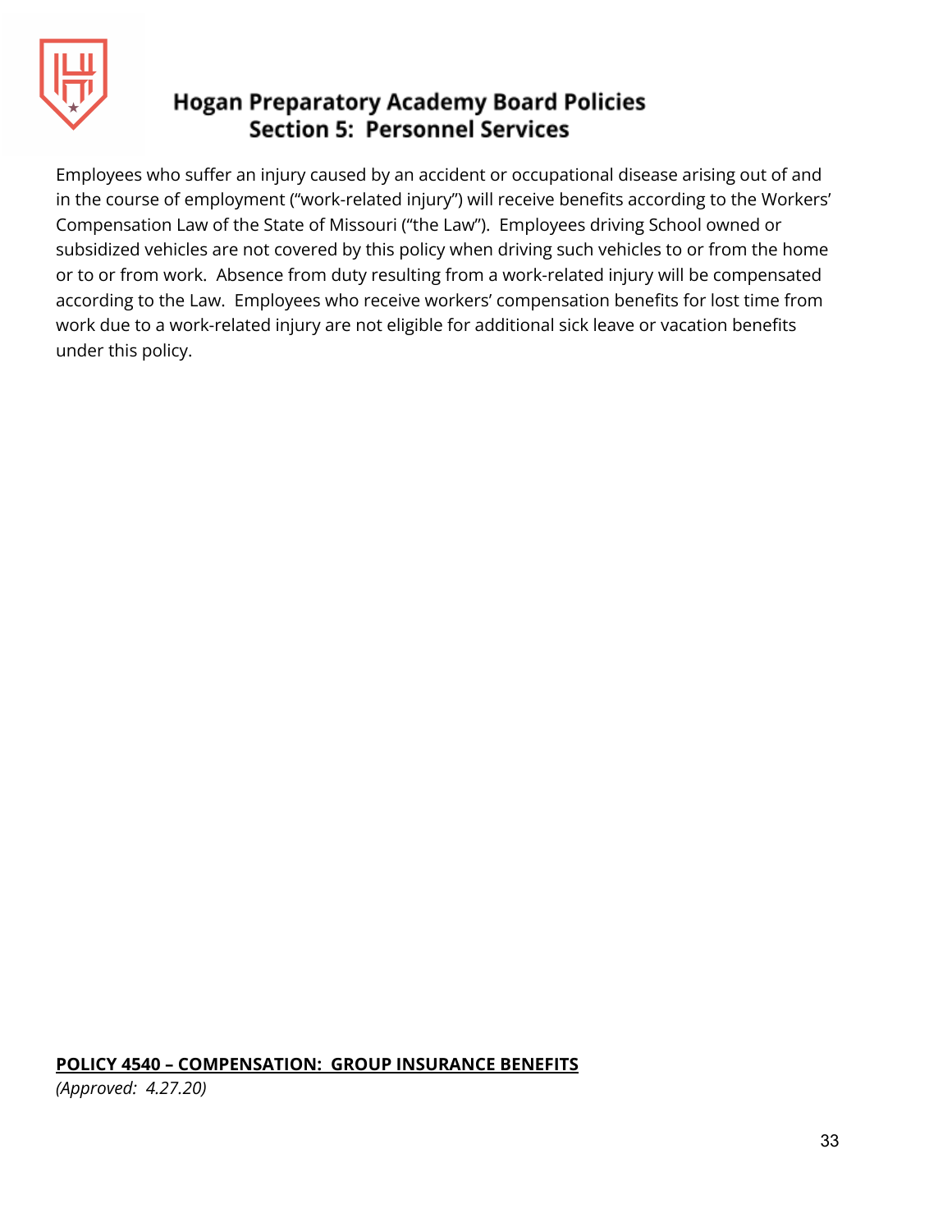Employees who suffer an injury caused by an accident or occupational disease arising out of and in the course of employment ("work-related injury") will receive benefits according to the Workers' Compensation Law of the State of Missouri ("the Law"). Employees driving School owned or subsidized vehicles are not covered by this policy when driving such vehicles to or from the home or to or from work. Absence from duty resulting from a work-related injury will be compensated according to the Law. Employees who receive workers' compensation benefits for lost time from work due to a work-related injury are not eligible for additional sick leave or vacation benefits under this policy.

## **POLICY 4540 – COMPENSATION: GROUP INSURANCE BENEFITS**

*(Approved: 4.27.20)*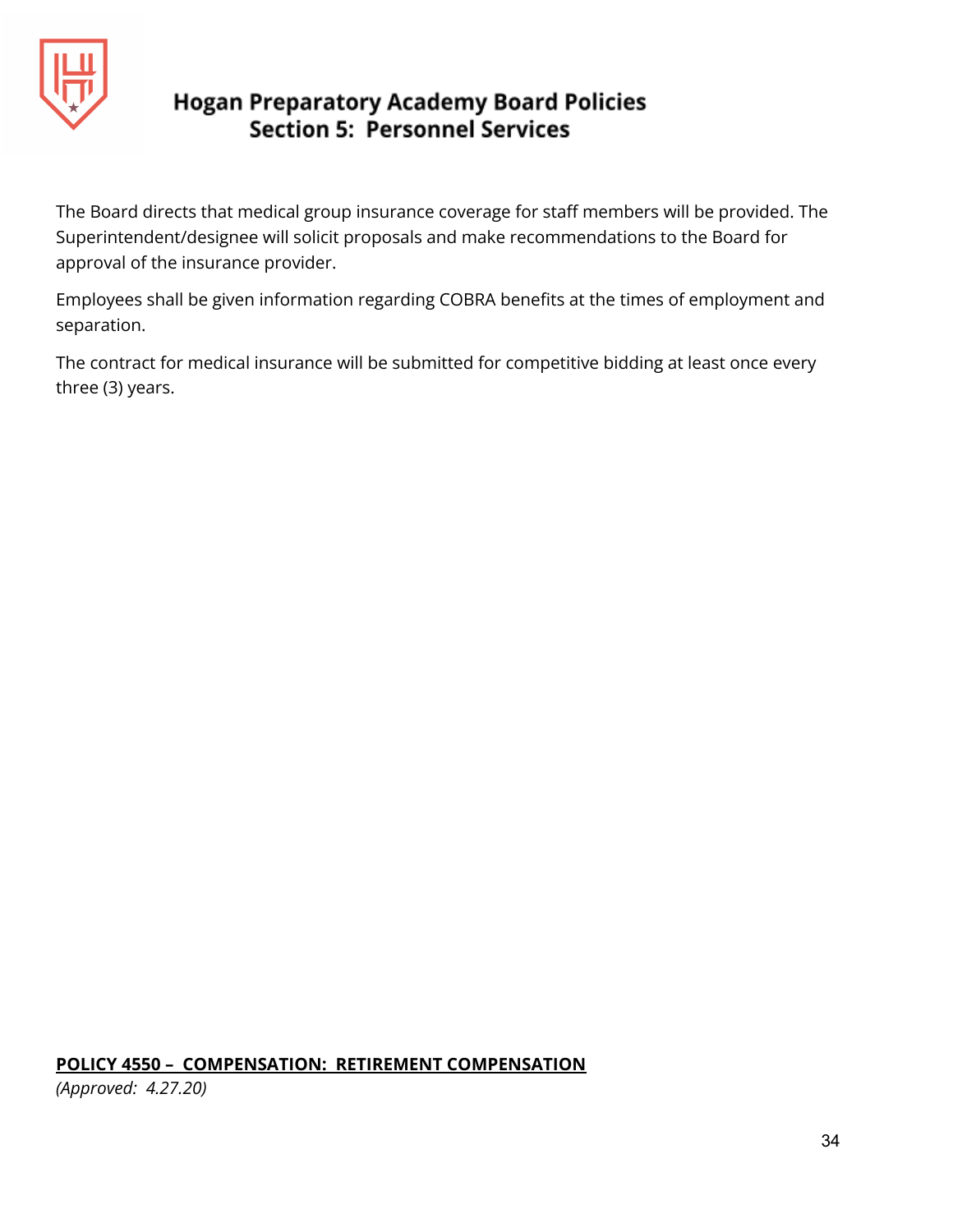The Board directs that medical group insurance coverage for staff members will be provided. The Superintendent/designee will solicit proposals and make recommendations to the Board for approval of the insurance provider.

Employees shall be given information regarding COBRA benefits at the times of employment and separation.

The contract for medical insurance will be submitted for competitive bidding at least once every three (3) years.

## POLICY 4550 – COMPENSATION: RETIREMENT COMPENSATION

*(Approved: 4.27.20)*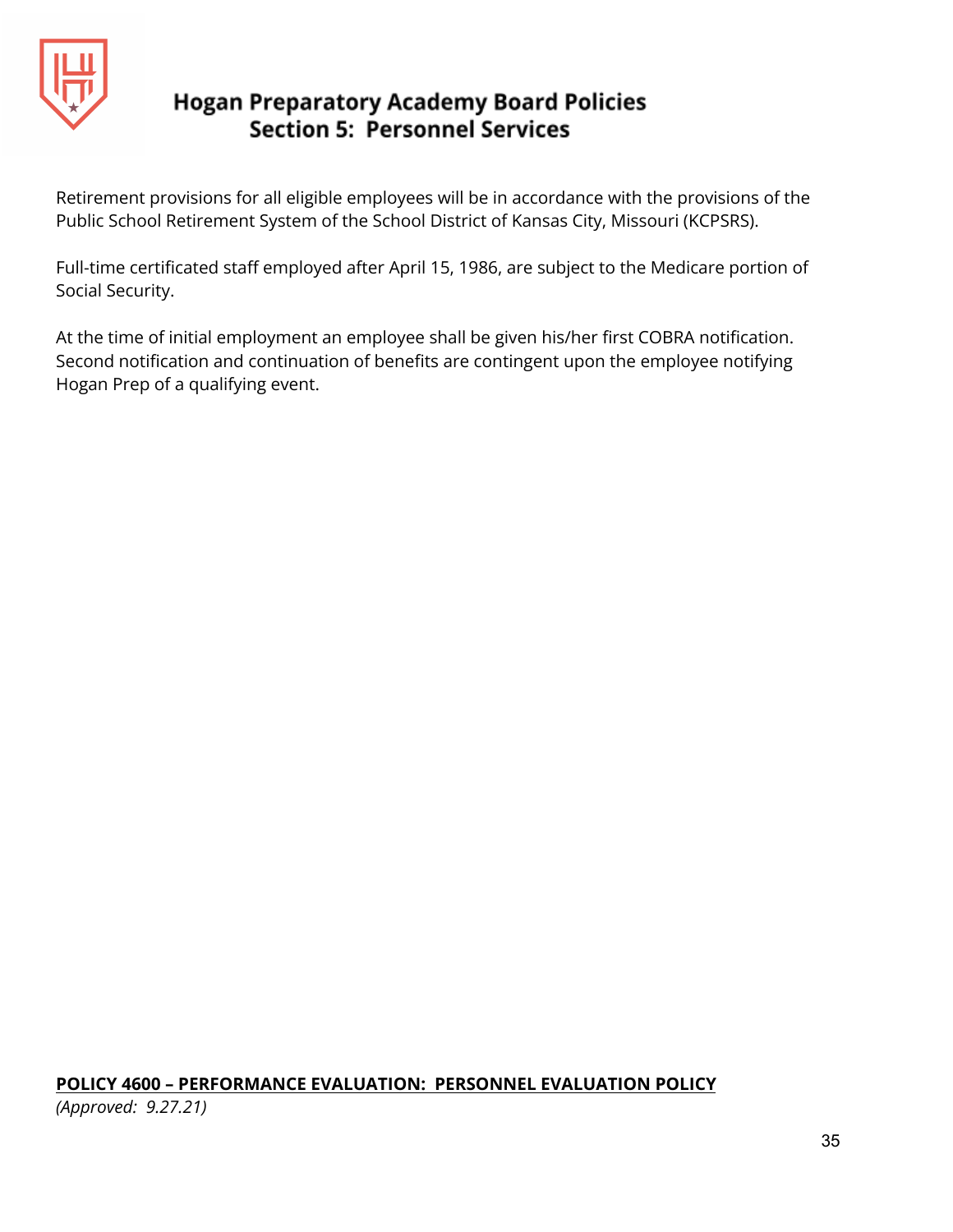Retirement provisions for all eligible employees will be in accordance with the provisions of the Public School Retirement System of the School District of Kansas City, Missouri (KCPSRS).

Full-time certificated staff employed after April 15, 1986, are subject to the Medicare portion of Social Security.

At the time of initial employment an employee shall be given his/her first COBRA notification. Second notification and continuation of benefits are contingent upon the employee notifying Hogan Prep of a qualifying event.

## POLICY 4600 – PERFORMANCE EVALUATION: PERSONNEL EVALUATION POLICY

*(Approved: 9.27.21)*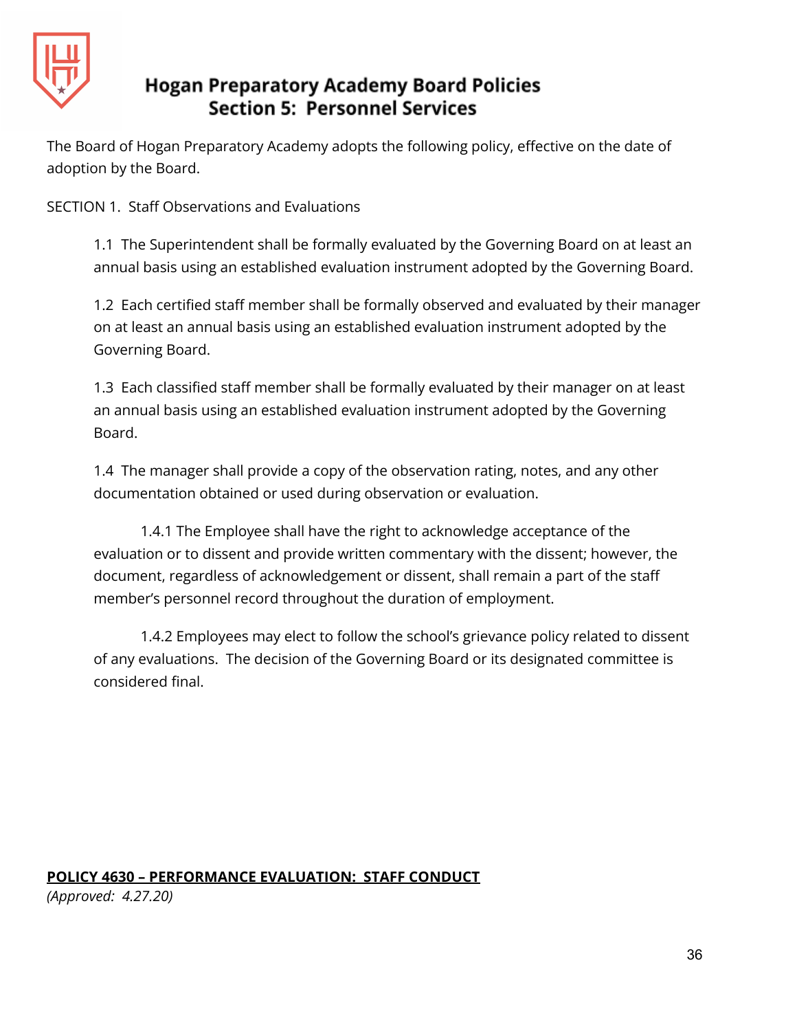# Hogan Preparatory Academy Board Policies
## Section 5: Personnel Services

The Board of Hogan Preparatory Academy adopts the following policy, effective on the date of adoption by the Board.

SECTION 1. Staff Observations and Evaluations

1.1 The Superintendent shall be formally evaluated by the Governing Board on at least an annual basis using an established evaluation instrument adopted by the Governing Board.

1.2 Each certified staff member shall be formally observed and evaluated by their manager on at least an annual basis using an established evaluation instrument adopted by the Governing Board.

1.3 Each classified staff member shall be formally evaluated by their manager on at least an annual basis using an established evaluation instrument adopted by the Governing Board.

1.4 The manager shall provide a copy of the observation rating, notes, and any other documentation obtained or used during observation or evaluation.

1.4.1 The Employee shall have the right to acknowledge acceptance of the evaluation or to dissent and provide written commentary with the dissent; however, the document, regardless of acknowledgement or dissent, shall remain a part of the staff member's personnel record throughout the duration of employment.

1.4.2 Employees may elect to follow the school's grievance policy related to dissent of any evaluations. The decision of the Governing Board or its designated committee is considered final.

**POLICY 4630 – PERFORMANCE EVALUATION: STAFF CONDUCT**

*(Approved: 4.27.20)*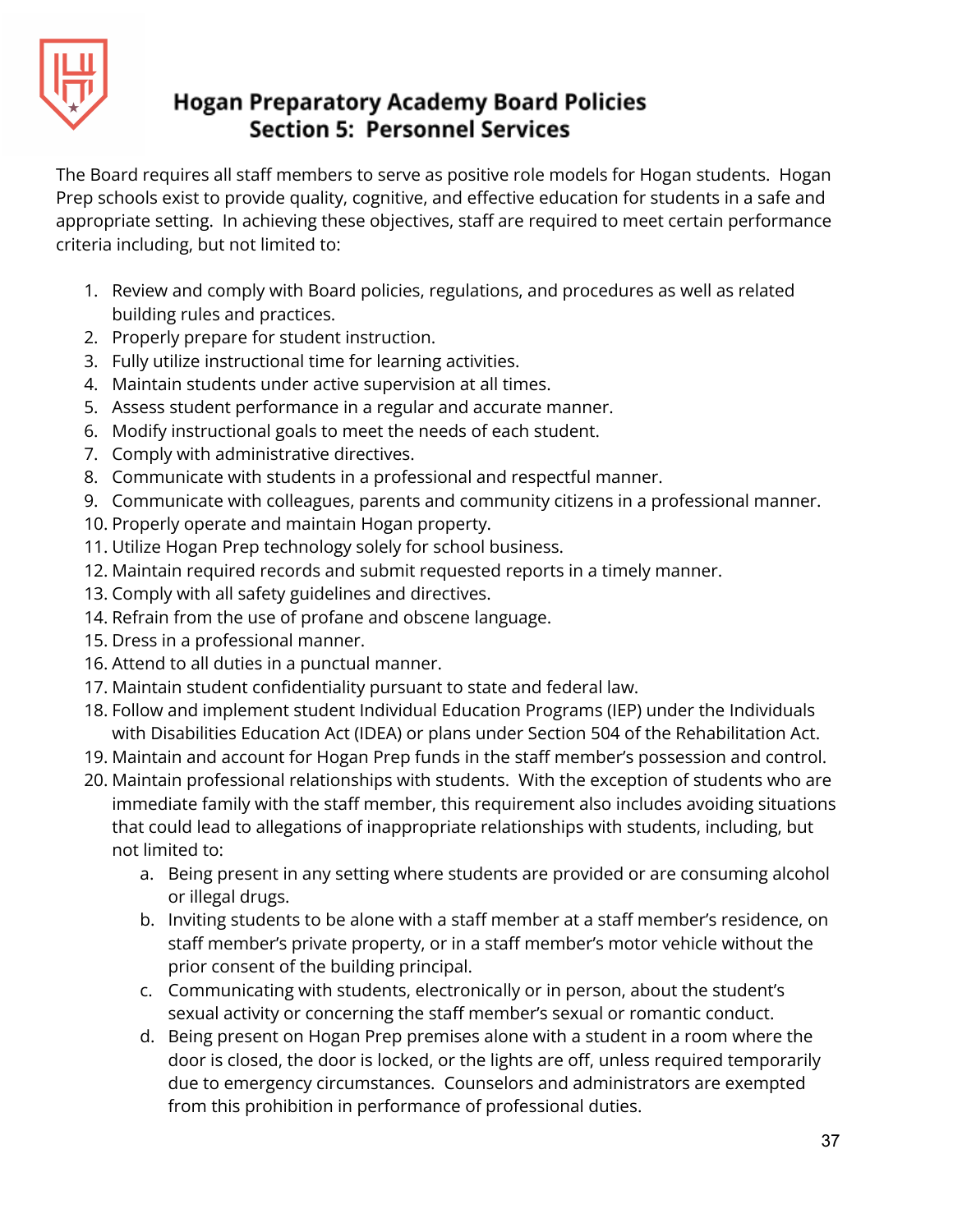# Hogan Preparatory Academy Board Policies
## Section 5: Personnel Services

The Board requires all staff members to serve as positive role models for Hogan students. Hogan Prep schools exist to provide quality, cognitive, and effective education for students in a safe and appropriate setting. In achieving these objectives, staff are required to meet certain performance criteria including, but not limited to:

1. Review and comply with Board policies, regulations, and procedures as well as related building rules and practices.
2. Properly prepare for student instruction.
3. Fully utilize instructional time for learning activities.
4. Maintain students under active supervision at all times.
5. Assess student performance in a regular and accurate manner.
6. Modify instructional goals to meet the needs of each student.
7. Comply with administrative directives.
8. Communicate with students in a professional and respectful manner.
9. Communicate with colleagues, parents and community citizens in a professional manner.
10. Properly operate and maintain Hogan property.
11. Utilize Hogan Prep technology solely for school business.
12. Maintain required records and submit requested reports in a timely manner.
13. Comply with all safety guidelines and directives.
14. Refrain from the use of profane and obscene language.
15. Dress in a professional manner.
16. Attend to all duties in a punctual manner.
17. Maintain student confidentiality pursuant to state and federal law.
18. Follow and implement student Individual Education Programs (IEP) under the Individuals with Disabilities Education Act (IDEA) or plans under Section 504 of the Rehabilitation Act.
19. Maintain and account for Hogan Prep funds in the staff member's possession and control.
20. Maintain professional relationships with students. With the exception of students who are immediate family with the staff member, this requirement also includes avoiding situations that could lead to allegations of inappropriate relationships with students, including, but not limited to:
    a. Being present in any setting where students are provided or are consuming alcohol or illegal drugs.
    b. Inviting students to be alone with a staff member at a staff member's residence, on staff member's private property, or in a staff member's motor vehicle without the prior consent of the building principal.
    c. Communicating with students, electronically or in person, about the student's sexual activity or concerning the staff member's sexual or romantic conduct.
    d. Being present on Hogan Prep premises alone with a student in a room where the door is closed, the door is locked, or the lights are off, unless required temporarily due to emergency circumstances. Counselors and administrators are exempted from this prohibition in performance of professional duties.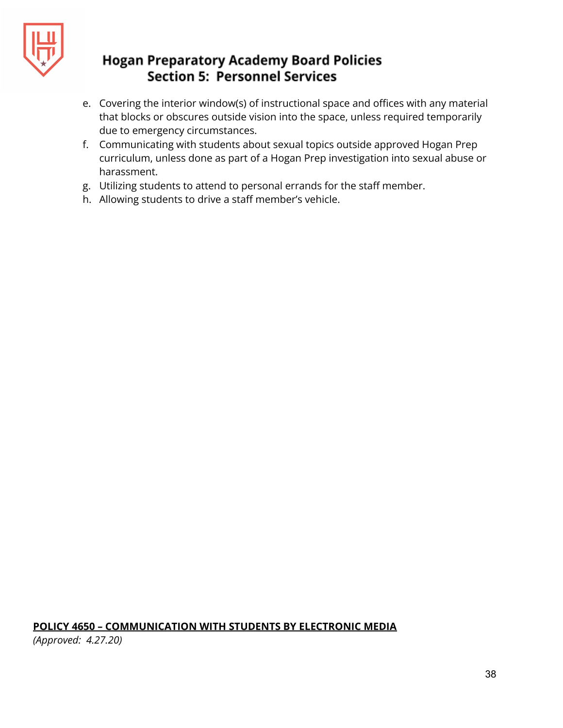e. Covering the interior window(s) of instructional space and offices with any material that blocks or obscures outside vision into the space, unless required temporarily due to emergency circumstances.
f. Communicating with students about sexual topics outside approved Hogan Prep curriculum, unless done as part of a Hogan Prep investigation into sexual abuse or harassment.
g. Utilizing students to attend to personal errands for the staff member.
h. Allowing students to drive a staff member's vehicle.

## POLICY 4650 – COMMUNICATION WITH STUDENTS BY ELECTRONIC MEDIA

*(Approved: 4.27.20)*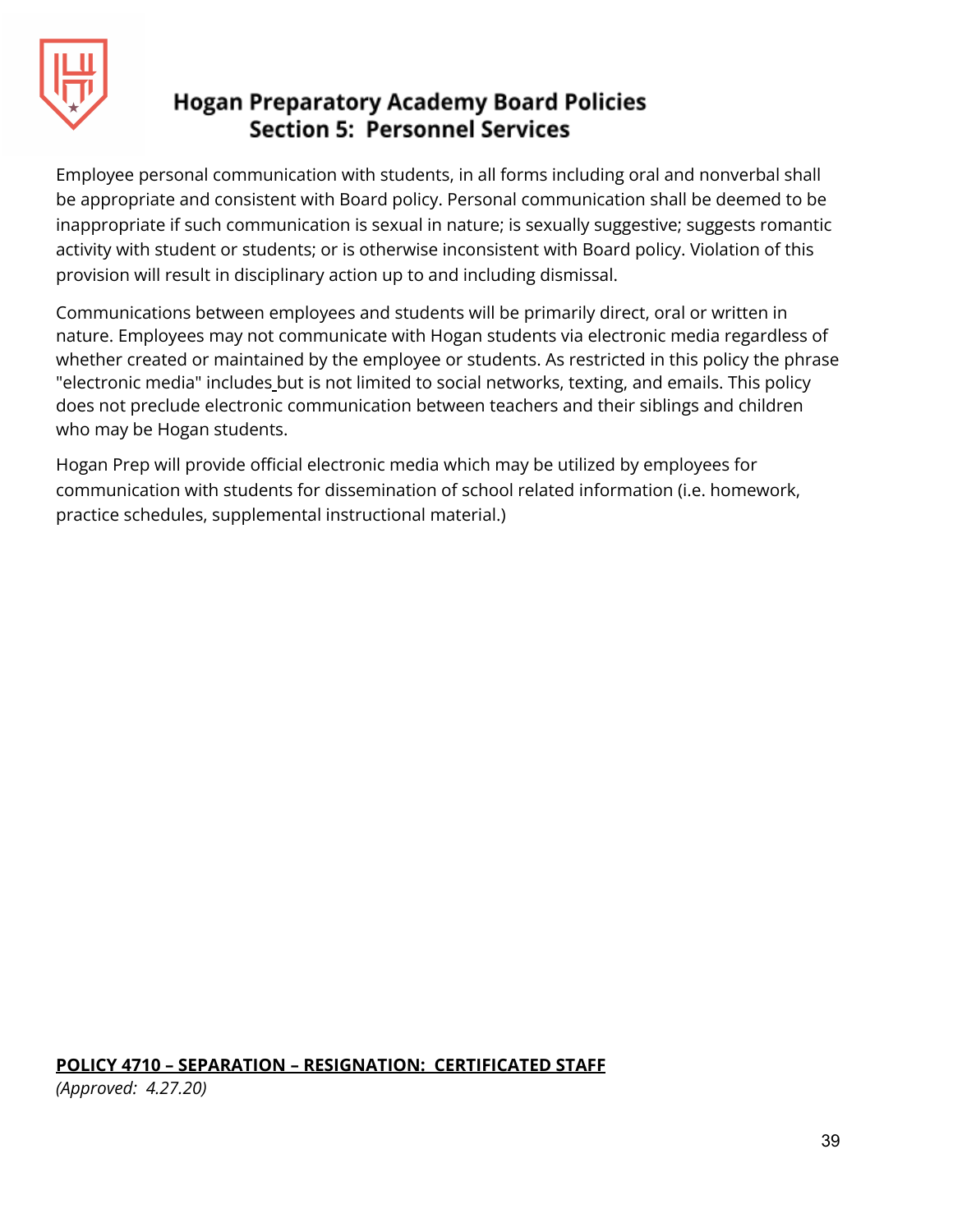Employee personal communication with students, in all forms including oral and nonverbal shall be appropriate and consistent with Board policy. Personal communication shall be deemed to be inappropriate if such communication is sexual in nature; is sexually suggestive; suggests romantic activity with student or students; or is otherwise inconsistent with Board policy. Violation of this provision will result in disciplinary action up to and including dismissal.

Communications between employees and students will be primarily direct, oral or written in nature. Employees may not communicate with Hogan students via electronic media regardless of whether created or maintained by the employee or students. As restricted in this policy the phrase "electronic media" includes but is not limited to social networks, texting, and emails. This policy does not preclude electronic communication between teachers and their siblings and children who may be Hogan students.

Hogan Prep will provide official electronic media which may be utilized by employees for communication with students for dissemination of school related information (i.e. homework, practice schedules, supplemental instructional material.)

## POLICY 4710 – SEPARATION – RESIGNATION: CERTIFICATED STAFF

*(Approved: 4.27.20)*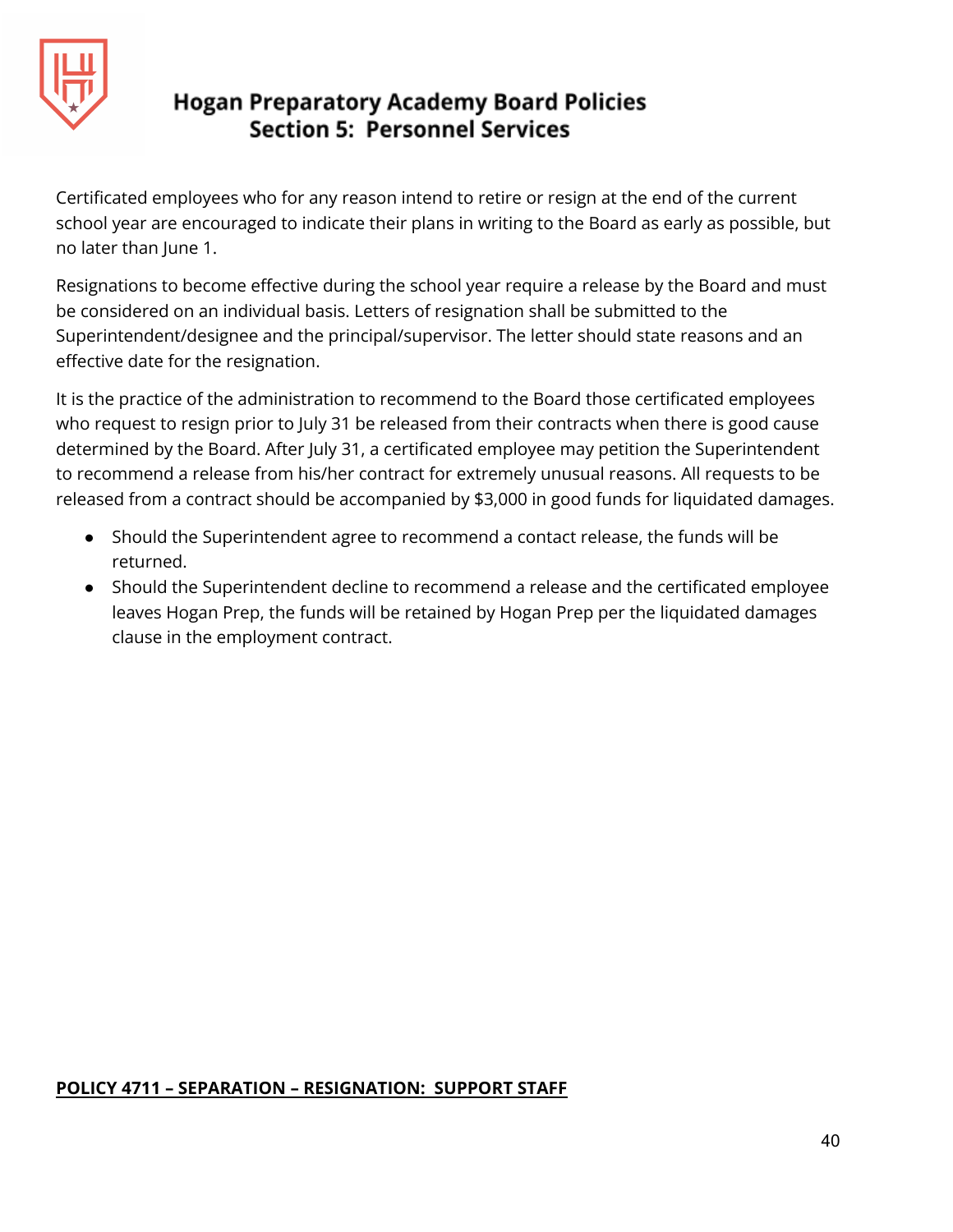Certificated employees who for any reason intend to retire or resign at the end of the current school year are encouraged to indicate their plans in writing to the Board as early as possible, but no later than June 1.

Resignations to become effective during the school year require a release by the Board and must be considered on an individual basis. Letters of resignation shall be submitted to the Superintendent/designee and the principal/supervisor. The letter should state reasons and an effective date for the resignation.

It is the practice of the administration to recommend to the Board those certificated employees who request to resign prior to July 31 be released from their contracts when there is good cause determined by the Board. After July 31, a certificated employee may petition the Superintendent to recommend a release from his/her contract for extremely unusual reasons. All requests to be released from a contract should be accompanied by $3,000 in good funds for liquidated damages.

- Should the Superintendent agree to recommend a contact release, the funds will be returned.
- Should the Superintendent decline to recommend a release and the certificated employee leaves Hogan Prep, the funds will be retained by Hogan Prep per the liquidated damages clause in the employment contract.

**POLICY 4711 – SEPARATION – RESIGNATION: SUPPORT STAFF**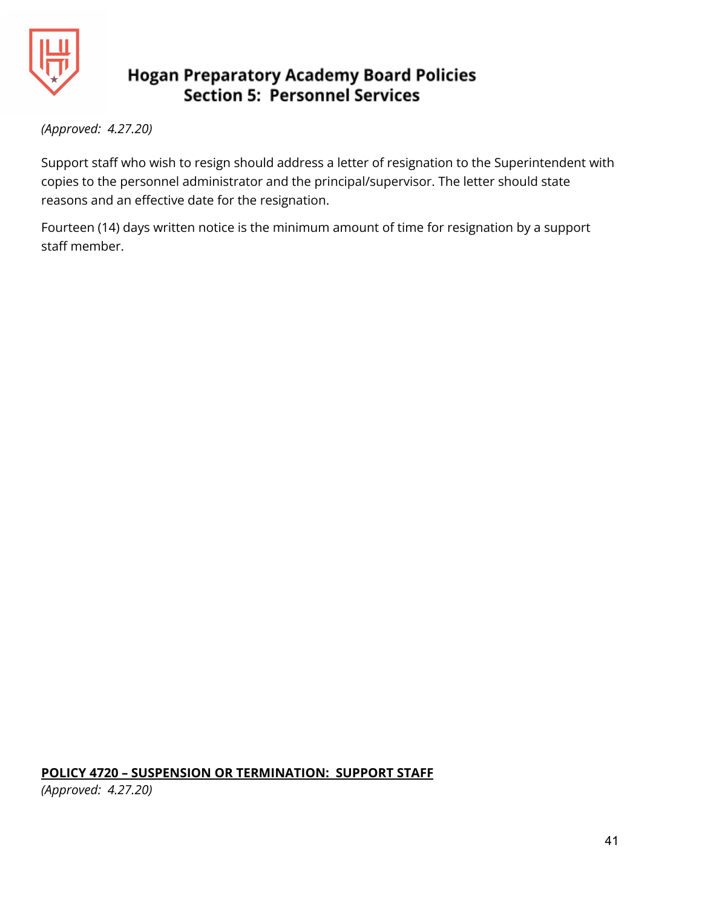*(Approved: 4.27.20)*

Support staff who wish to resign should address a letter of resignation to the Superintendent with copies to the personnel administrator and the principal/supervisor. The letter should state reasons and an effective date for the resignation.

Fourteen (14) days written notice is the minimum amount of time for resignation by a support staff member.

## **POLICY 4720 – SUSPENSION OR TERMINATION: SUPPORT STAFF**

*(Approved: 4.27.20)*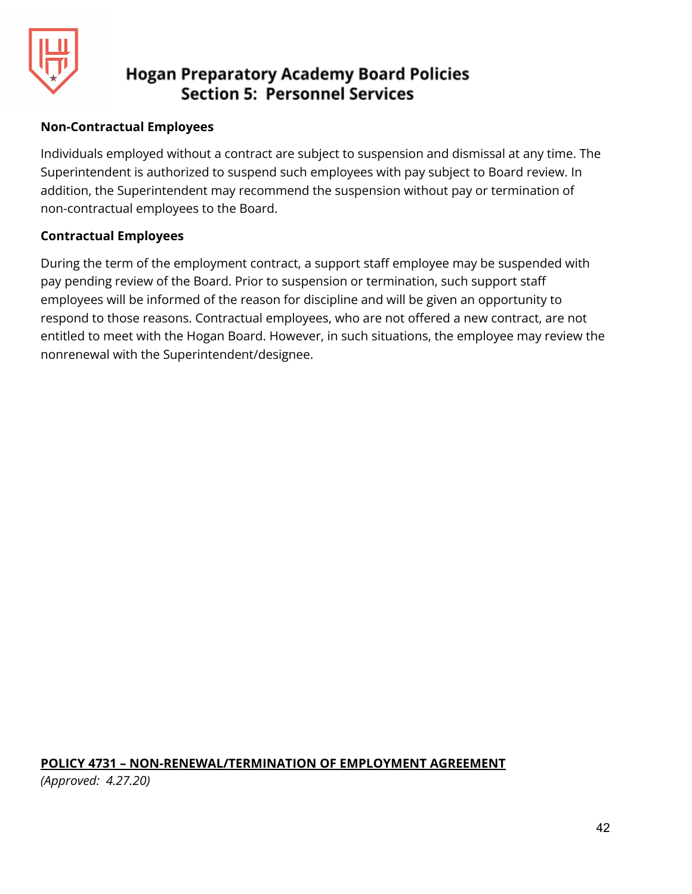### Non-Contractual Employees

Individuals employed without a contract are subject to suspension and dismissal at any time. The Superintendent is authorized to suspend such employees with pay subject to Board review. In addition, the Superintendent may recommend the suspension without pay or termination of non-contractual employees to the Board.

### Contractual Employees

During the term of the employment contract, a support staff employee may be suspended with pay pending review of the Board. Prior to suspension or termination, such support staff employees will be informed of the reason for discipline and will be given an opportunity to respond to those reasons. Contractual employees, who are not offered a new contract, are not entitled to meet with the Hogan Board. However, in such situations, the employee may review the nonrenewal with the Superintendent/designee.

## POLICY 4731 – NON-RENEWAL/TERMINATION OF EMPLOYMENT AGREEMENT

*(Approved: 4.27.20)*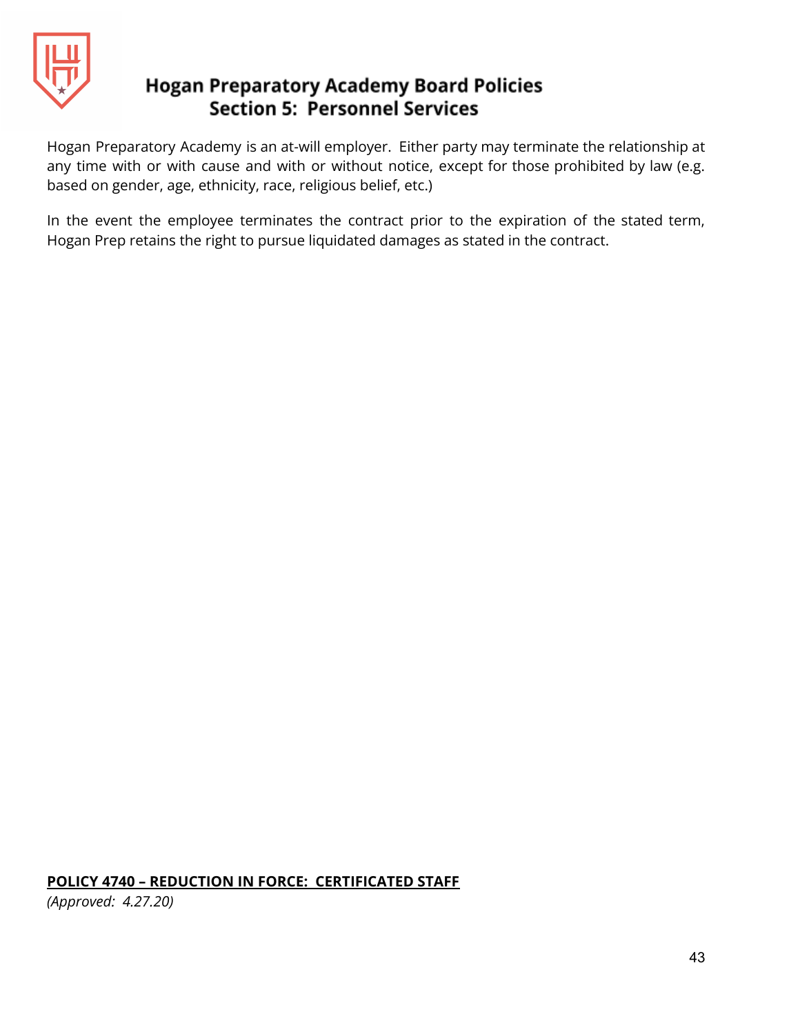Hogan Preparatory Academy is an at-will employer. Either party may terminate the relationship at any time with or with cause and with or without notice, except for those prohibited by law (e.g. based on gender, age, ethnicity, race, religious belief, etc.)

In the event the employee terminates the contract prior to the expiration of the stated term, Hogan Prep retains the right to pursue liquidated damages as stated in the contract.

## POLICY 4740 – REDUCTION IN FORCE: CERTIFICATED STAFF

*(Approved: 4.27.20)*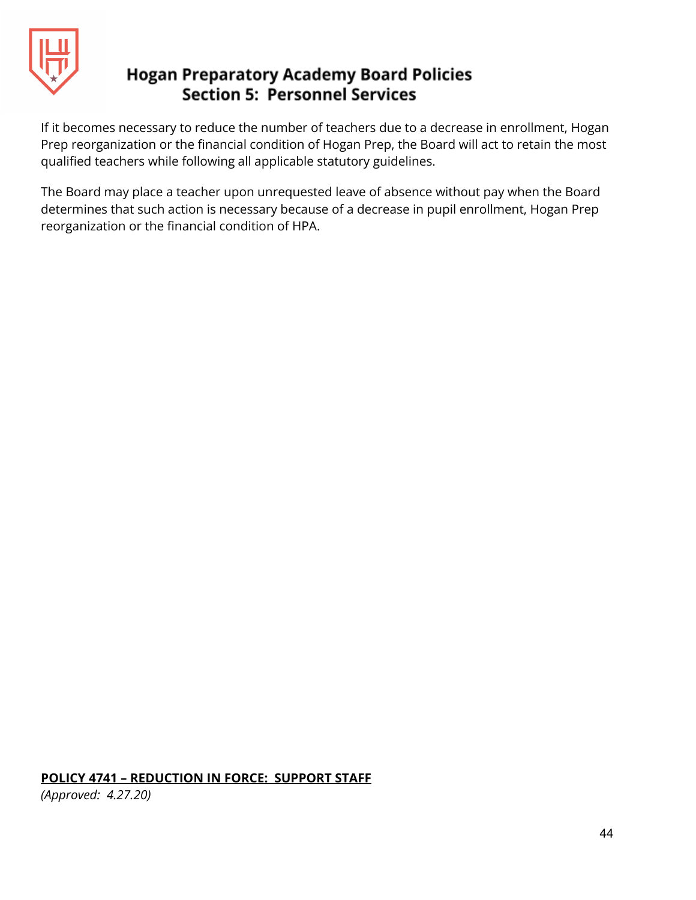If it becomes necessary to reduce the number of teachers due to a decrease in enrollment, Hogan Prep reorganization or the financial condition of Hogan Prep, the Board will act to retain the most qualified teachers while following all applicable statutory guidelines.

The Board may place a teacher upon unrequested leave of absence without pay when the Board determines that such action is necessary because of a decrease in pupil enrollment, Hogan Prep reorganization or the financial condition of HPA.

## **POLICY 4741 – REDUCTION IN FORCE: SUPPORT STAFF**

*(Approved: 4.27.20)*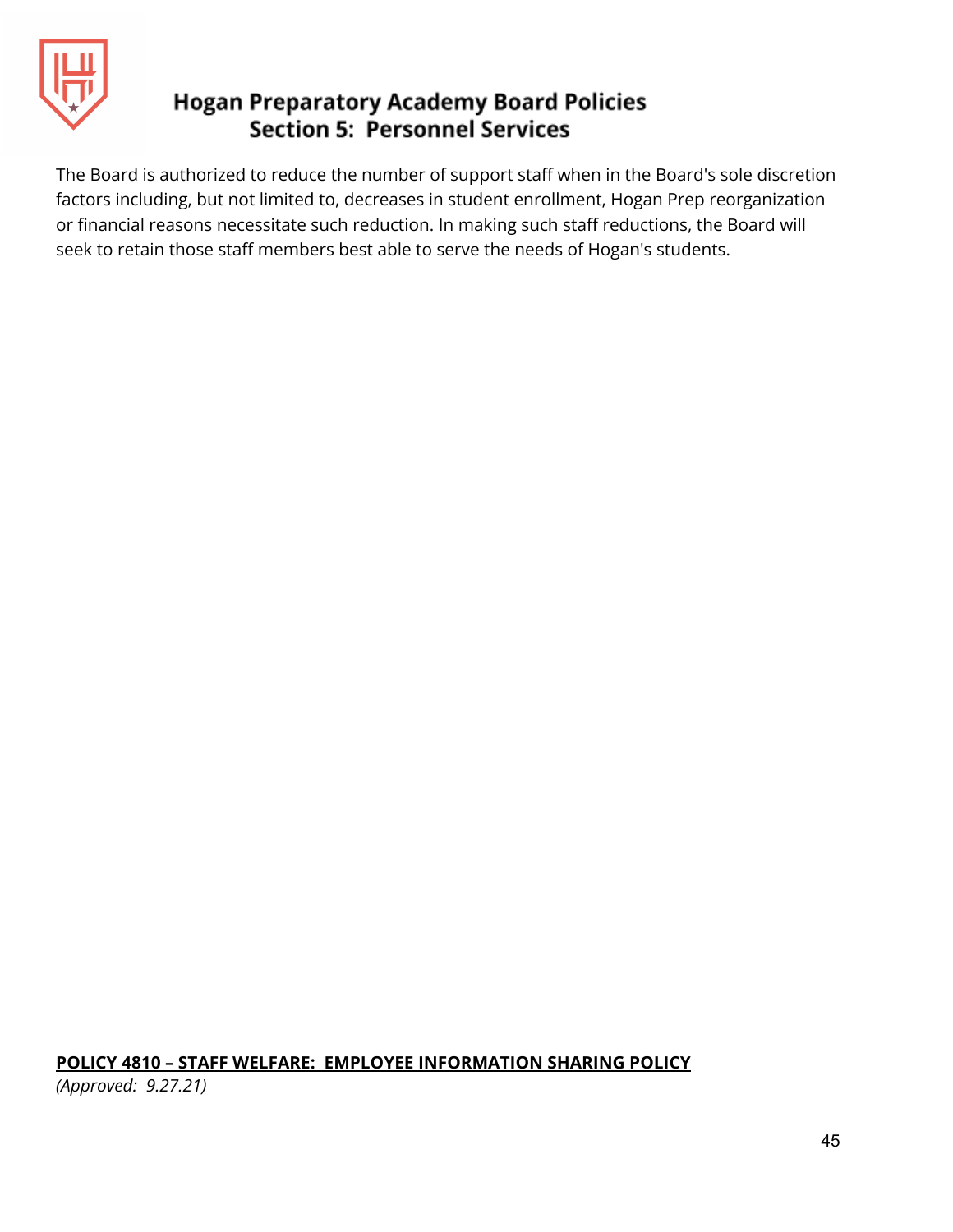The Board is authorized to reduce the number of support staff when in the Board's sole discretion factors including, but not limited to, decreases in student enrollment, Hogan Prep reorganization or financial reasons necessitate such reduction. In making such staff reductions, the Board will seek to retain those staff members best able to serve the needs of Hogan's students.

## POLICY 4810 – STAFF WELFARE: EMPLOYEE INFORMATION SHARING POLICY

*(Approved: 9.27.21)*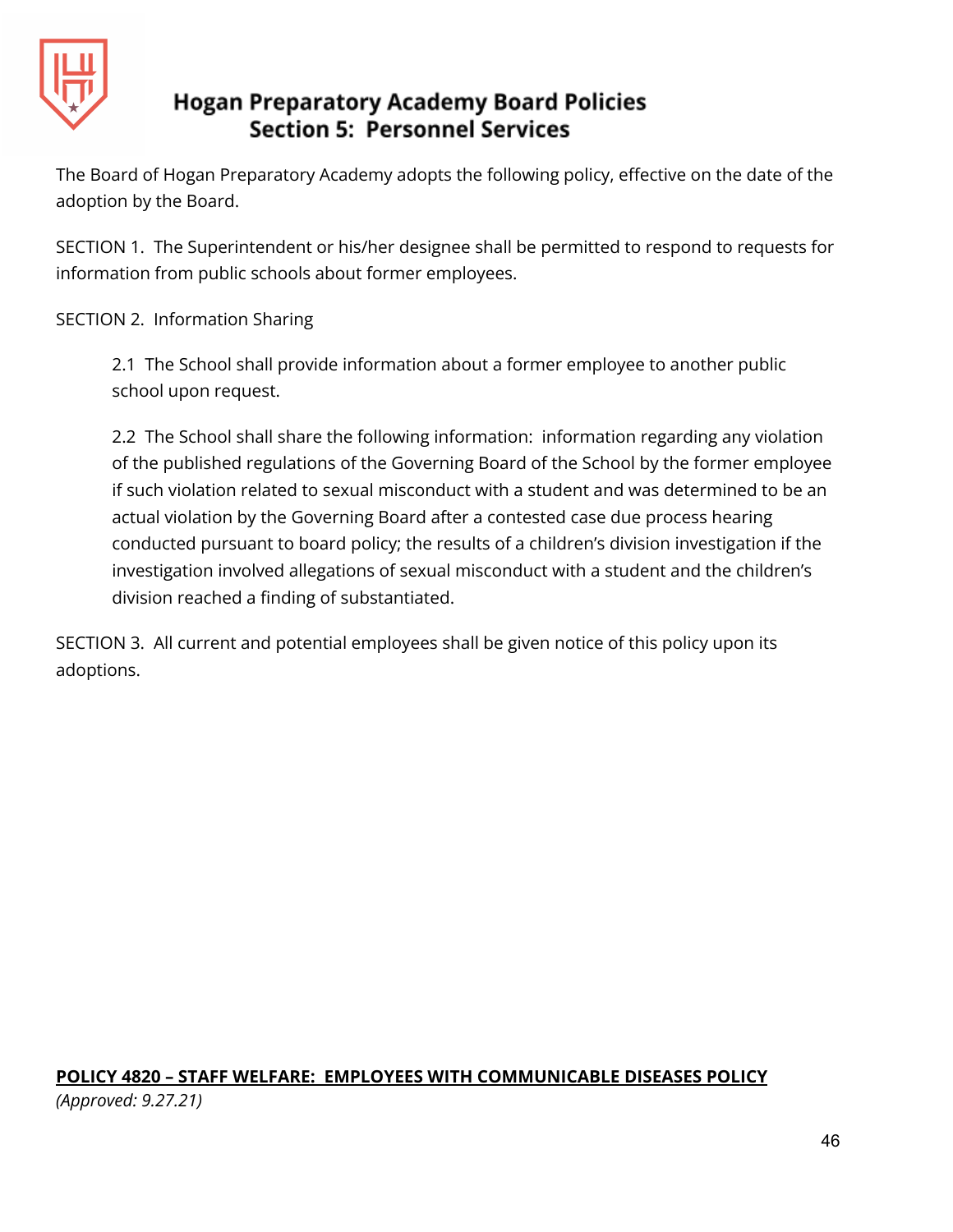The Board of Hogan Preparatory Academy adopts the following policy, effective on the date of the adoption by the Board.

SECTION 1. The Superintendent or his/her designee shall be permitted to respond to requests for information from public schools about former employees.

SECTION 2. Information Sharing

> 2.1 The School shall provide information about a former employee to another public school upon request.
>
> 2.2 The School shall share the following information: information regarding any violation of the published regulations of the Governing Board of the School by the former employee if such violation related to sexual misconduct with a student and was determined to be an actual violation by the Governing Board after a contested case due process hearing conducted pursuant to board policy; the results of a children's division investigation if the investigation involved allegations of sexual misconduct with a student and the children's division reached a finding of substantiated.

SECTION 3. All current and potential employees shall be given notice of this policy upon its adoptions.

## POLICY 4820 – STAFF WELFARE: EMPLOYEES WITH COMMUNICABLE DISEASES POLICY

*(Approved: 9.27.21)*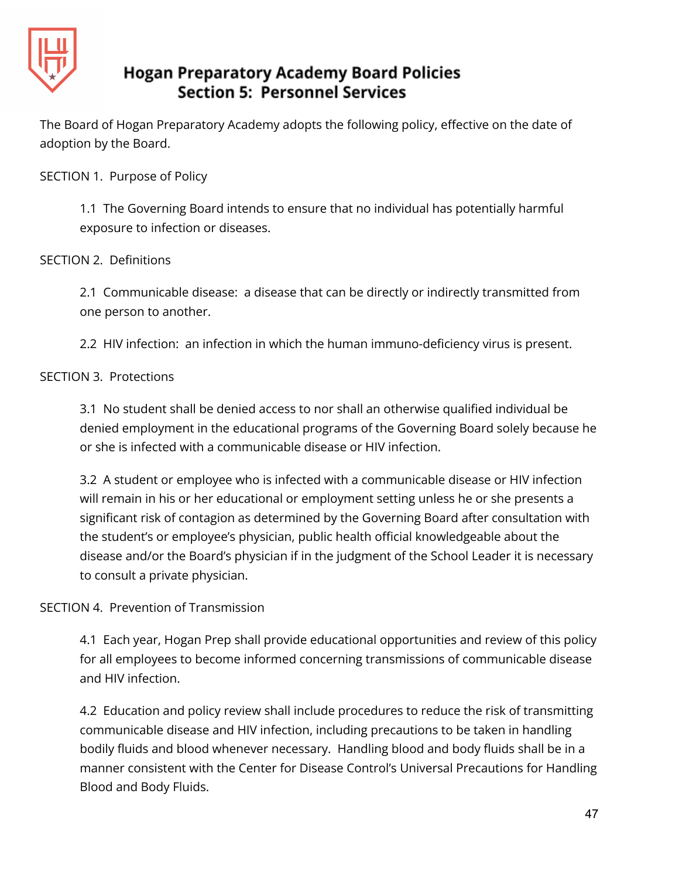# Hogan Preparatory Academy Board Policies
## Section 5: Personnel Services

The Board of Hogan Preparatory Academy adopts the following policy, effective on the date of adoption by the Board.

SECTION 1. Purpose of Policy

1.1 The Governing Board intends to ensure that no individual has potentially harmful exposure to infection or diseases.

SECTION 2. Definitions

2.1 Communicable disease: a disease that can be directly or indirectly transmitted from one person to another.

2.2 HIV infection: an infection in which the human immuno-deficiency virus is present.

SECTION 3. Protections

3.1 No student shall be denied access to nor shall an otherwise qualified individual be denied employment in the educational programs of the Governing Board solely because he or she is infected with a communicable disease or HIV infection.

3.2 A student or employee who is infected with a communicable disease or HIV infection will remain in his or her educational or employment setting unless he or she presents a significant risk of contagion as determined by the Governing Board after consultation with the student's or employee's physician, public health official knowledgeable about the disease and/or the Board's physician if in the judgment of the School Leader it is necessary to consult a private physician.

SECTION 4. Prevention of Transmission

4.1 Each year, Hogan Prep shall provide educational opportunities and review of this policy for all employees to become informed concerning transmissions of communicable disease and HIV infection.

4.2 Education and policy review shall include procedures to reduce the risk of transmitting communicable disease and HIV infection, including precautions to be taken in handling bodily fluids and blood whenever necessary. Handling blood and body fluids shall be in a manner consistent with the Center for Disease Control's Universal Precautions for Handling Blood and Body Fluids.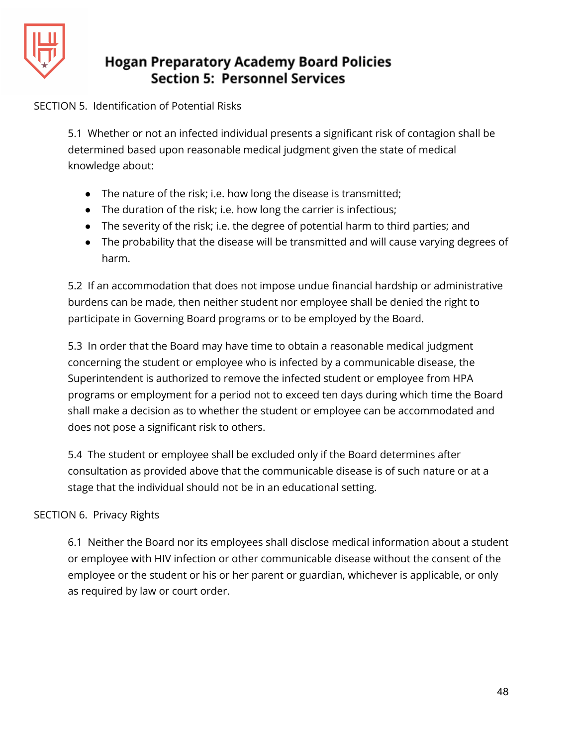SECTION 5. Identification of Potential Risks

5.1 Whether or not an infected individual presents a significant risk of contagion shall be determined based upon reasonable medical judgment given the state of medical knowledge about:

- The nature of the risk; i.e. how long the disease is transmitted;
- The duration of the risk; i.e. how long the carrier is infectious;
- The severity of the risk; i.e. the degree of potential harm to third parties; and
- The probability that the disease will be transmitted and will cause varying degrees of harm.

5.2 If an accommodation that does not impose undue financial hardship or administrative burdens can be made, then neither student nor employee shall be denied the right to participate in Governing Board programs or to be employed by the Board.

5.3 In order that the Board may have time to obtain a reasonable medical judgment concerning the student or employee who is infected by a communicable disease, the Superintendent is authorized to remove the infected student or employee from HPA programs or employment for a period not to exceed ten days during which time the Board shall make a decision as to whether the student or employee can be accommodated and does not pose a significant risk to others.

5.4 The student or employee shall be excluded only if the Board determines after consultation as provided above that the communicable disease is of such nature or at a stage that the individual should not be in an educational setting.

SECTION 6. Privacy Rights

6.1 Neither the Board nor its employees shall disclose medical information about a student or employee with HIV infection or other communicable disease without the consent of the employee or the student or his or her parent or guardian, whichever is applicable, or only as required by law or court order.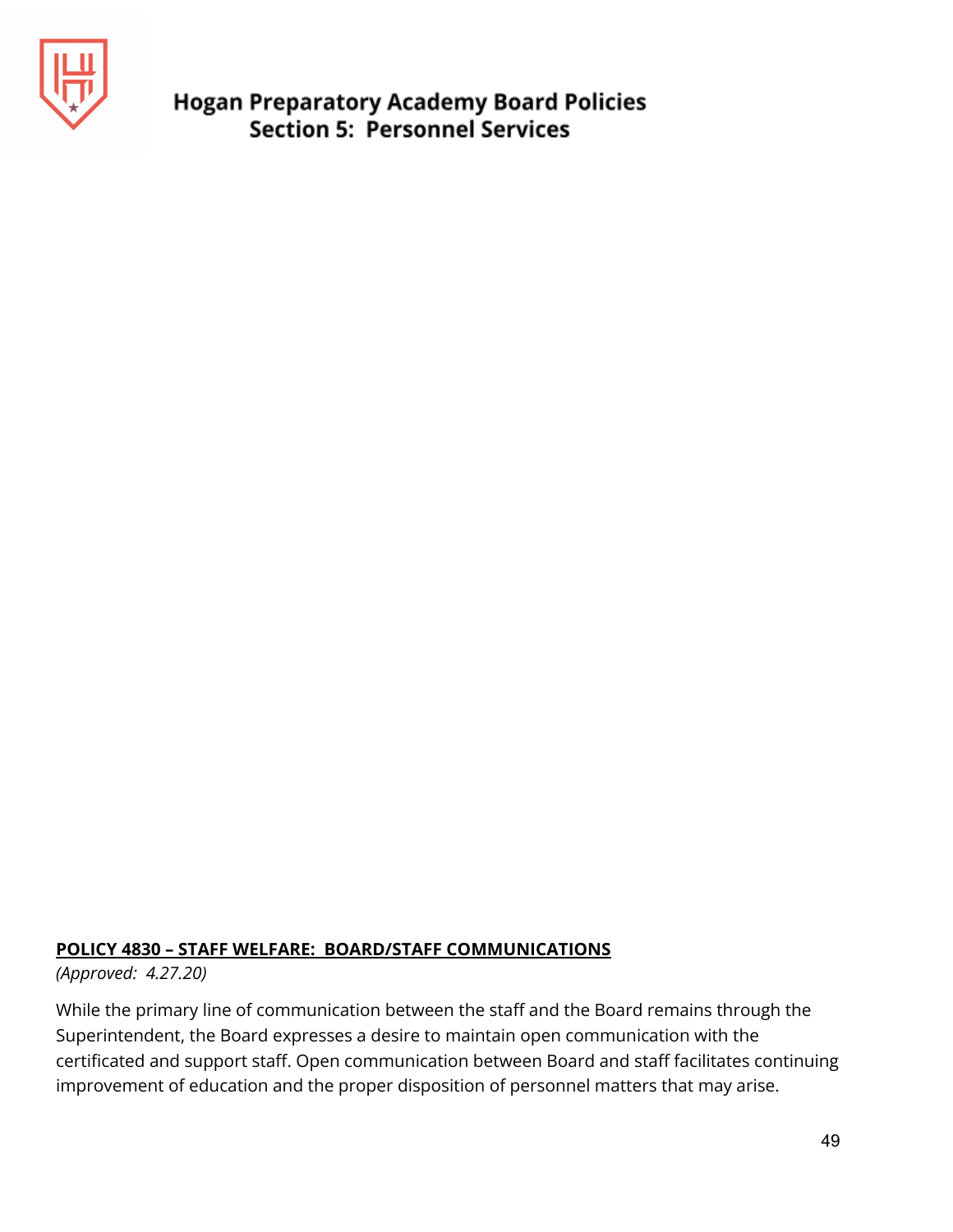**POLICY 4830 – STAFF WELFARE: BOARD/STAFF COMMUNICATIONS**

*(Approved: 4.27.20)*

While the primary line of communication between the staff and the Board remains through the Superintendent, the Board expresses a desire to maintain open communication with the certificated and support staff. Open communication between Board and staff facilitates continuing improvement of education and the proper disposition of personnel matters that may arise.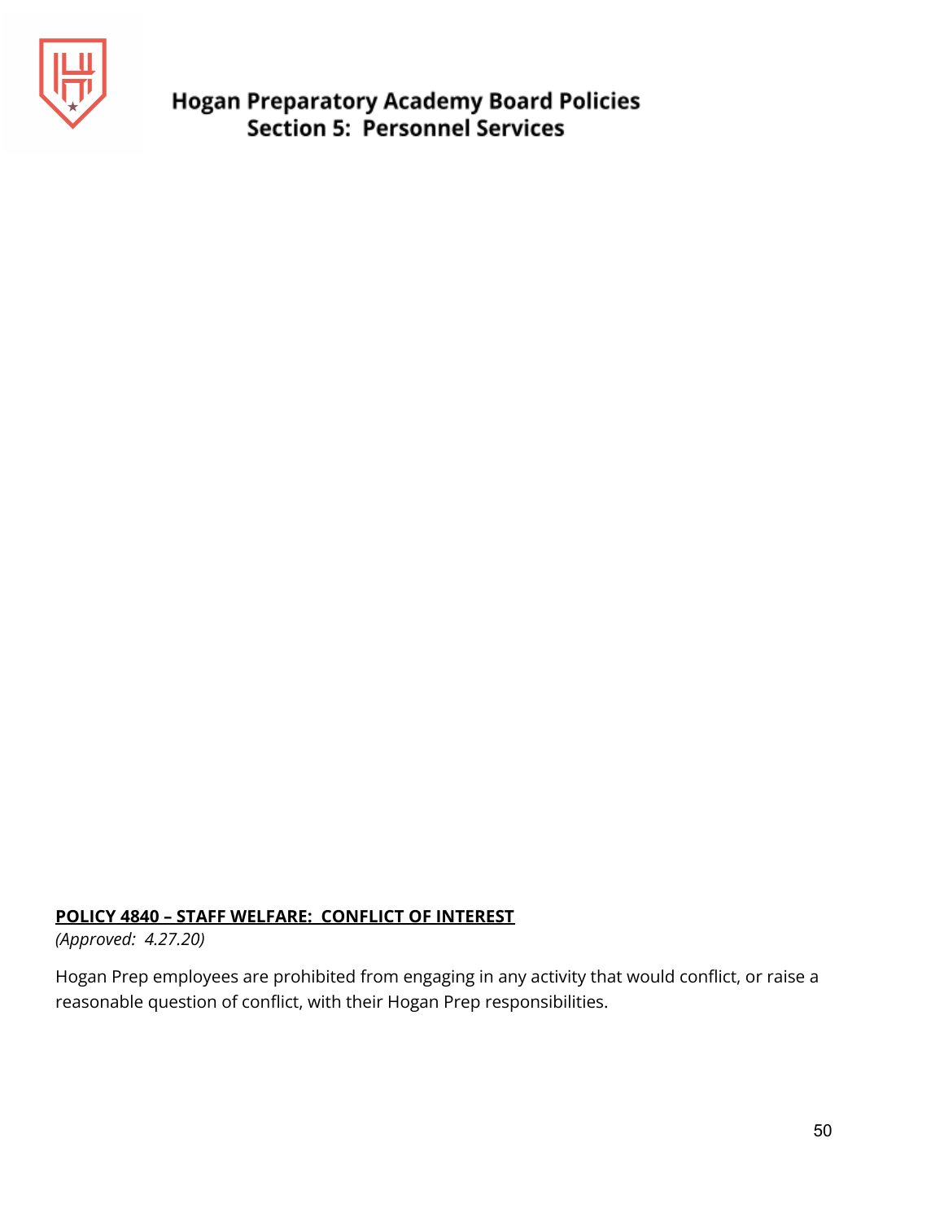## POLICY 4840 – STAFF WELFARE: CONFLICT OF INTEREST

*(Approved: 4.27.20)*

Hogan Prep employees are prohibited from engaging in any activity that would conflict, or raise a reasonable question of conflict, with their Hogan Prep responsibilities.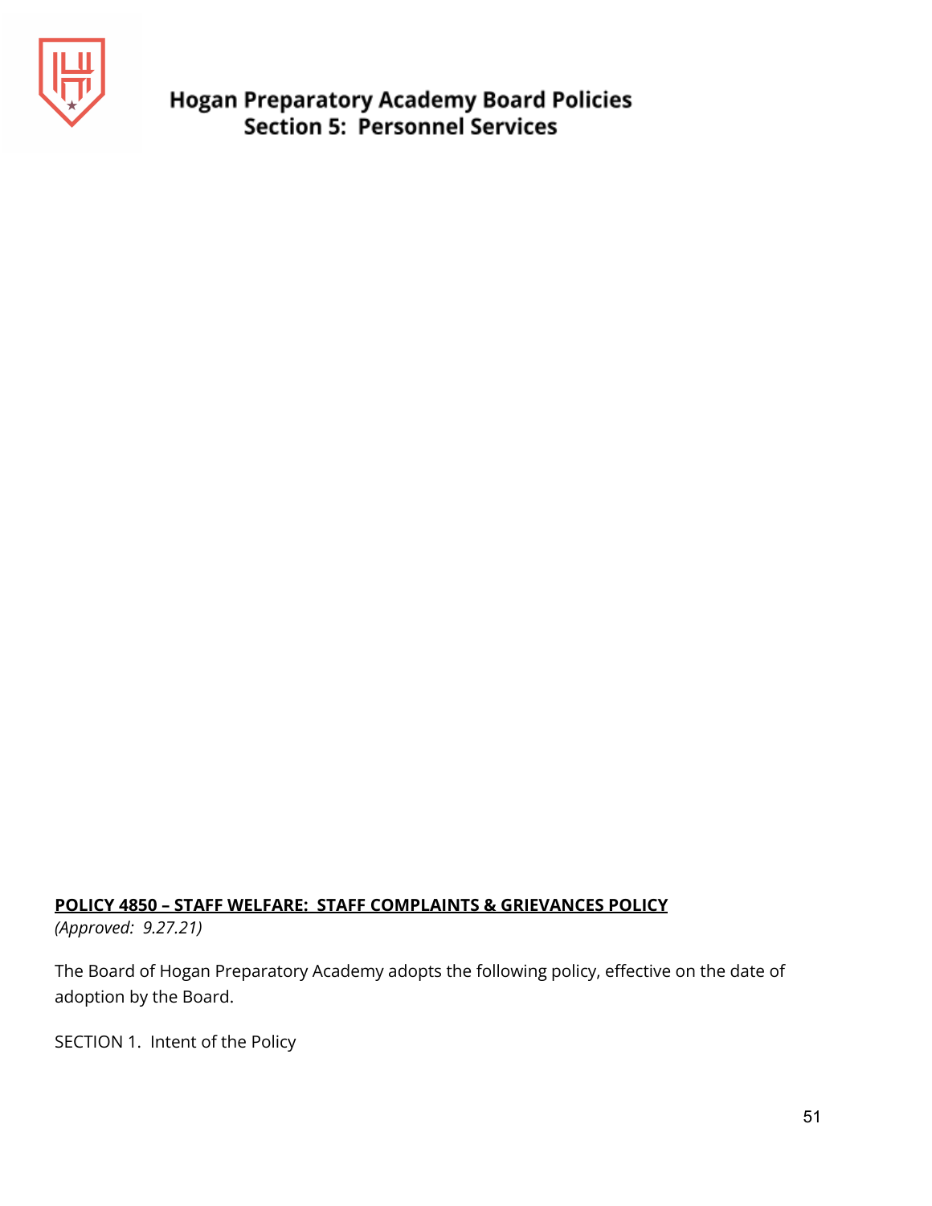**POLICY 4850 – STAFF WELFARE: STAFF COMPLAINTS & GRIEVANCES POLICY**

*(Approved: 9.27.21)*

The Board of Hogan Preparatory Academy adopts the following policy, effective on the date of adoption by the Board.

SECTION 1. Intent of the Policy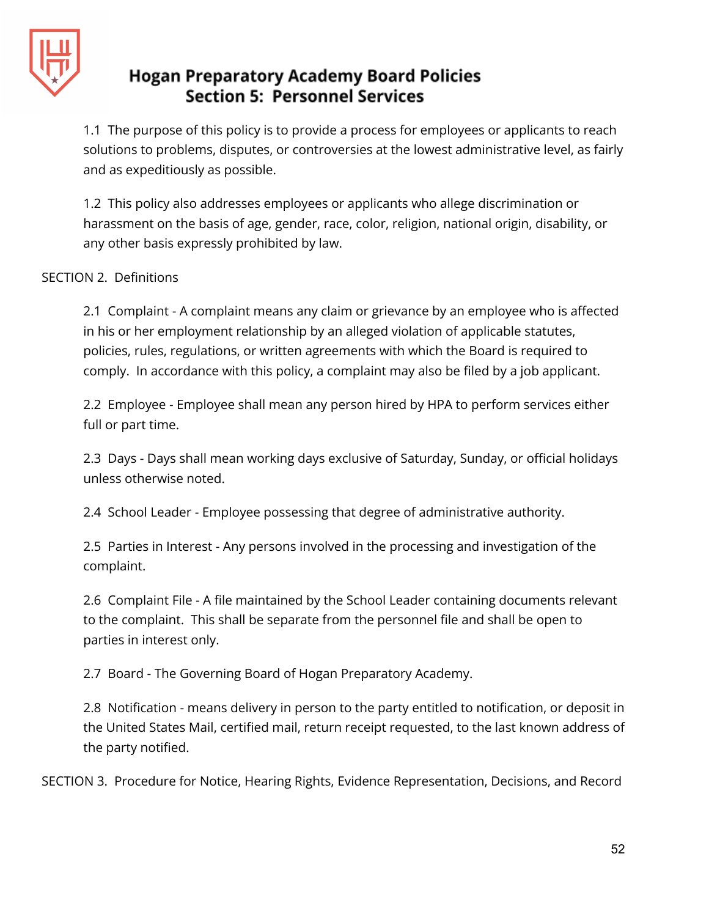1.1 The purpose of this policy is to provide a process for employees or applicants to reach solutions to problems, disputes, or controversies at the lowest administrative level, as fairly and as expeditiously as possible.

1.2 This policy also addresses employees or applicants who allege discrimination or harassment on the basis of age, gender, race, color, religion, national origin, disability, or any other basis expressly prohibited by law.

SECTION 2. Definitions

2.1 Complaint - A complaint means any claim or grievance by an employee who is affected in his or her employment relationship by an alleged violation of applicable statutes, policies, rules, regulations, or written agreements with which the Board is required to comply. In accordance with this policy, a complaint may also be filed by a job applicant.

2.2 Employee - Employee shall mean any person hired by HPA to perform services either full or part time.

2.3 Days - Days shall mean working days exclusive of Saturday, Sunday, or official holidays unless otherwise noted.

2.4 School Leader - Employee possessing that degree of administrative authority.

2.5 Parties in Interest - Any persons involved in the processing and investigation of the complaint.

2.6 Complaint File - A file maintained by the School Leader containing documents relevant to the complaint. This shall be separate from the personnel file and shall be open to parties in interest only.

2.7 Board - The Governing Board of Hogan Preparatory Academy.

2.8 Notification - means delivery in person to the party entitled to notification, or deposit in the United States Mail, certified mail, return receipt requested, to the last known address of the party notified.

SECTION 3. Procedure for Notice, Hearing Rights, Evidence Representation, Decisions, and Record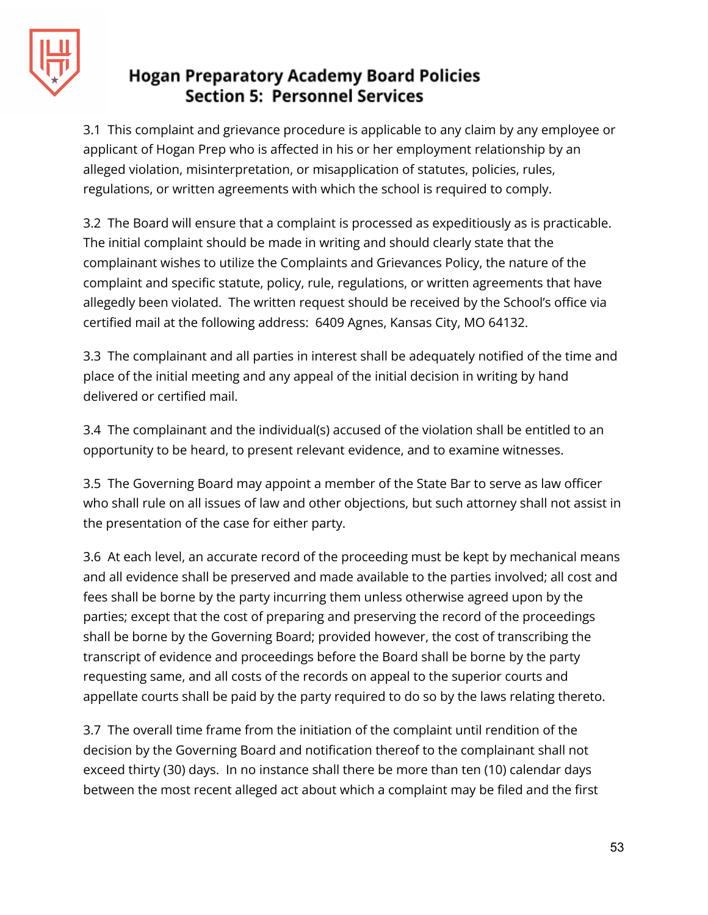3.1 This complaint and grievance procedure is applicable to any claim by any employee or applicant of Hogan Prep who is affected in his or her employment relationship by an alleged violation, misinterpretation, or misapplication of statutes, policies, rules, regulations, or written agreements with which the school is required to comply.

3.2 The Board will ensure that a complaint is processed as expeditiously as is practicable. The initial complaint should be made in writing and should clearly state that the complainant wishes to utilize the Complaints and Grievances Policy, the nature of the complaint and specific statute, policy, rule, regulations, or written agreements that have allegedly been violated. The written request should be received by the School's office via certified mail at the following address: 6409 Agnes, Kansas City, MO 64132.

3.3 The complainant and all parties in interest shall be adequately notified of the time and place of the initial meeting and any appeal of the initial decision in writing by hand delivered or certified mail.

3.4 The complainant and the individual(s) accused of the violation shall be entitled to an opportunity to be heard, to present relevant evidence, and to examine witnesses.

3.5 The Governing Board may appoint a member of the State Bar to serve as law officer who shall rule on all issues of law and other objections, but such attorney shall not assist in the presentation of the case for either party.

3.6 At each level, an accurate record of the proceeding must be kept by mechanical means and all evidence shall be preserved and made available to the parties involved; all cost and fees shall be borne by the party incurring them unless otherwise agreed upon by the parties; except that the cost of preparing and preserving the record of the proceedings shall be borne by the Governing Board; provided however, the cost of transcribing the transcript of evidence and proceedings before the Board shall be borne by the party requesting same, and all costs of the records on appeal to the superior courts and appellate courts shall be paid by the party required to do so by the laws relating thereto.

3.7 The overall time frame from the initiation of the complaint until rendition of the decision by the Governing Board and notification thereof to the complainant shall not exceed thirty (30) days. In no instance shall there be more than ten (10) calendar days between the most recent alleged act about which a complaint may be filed and the first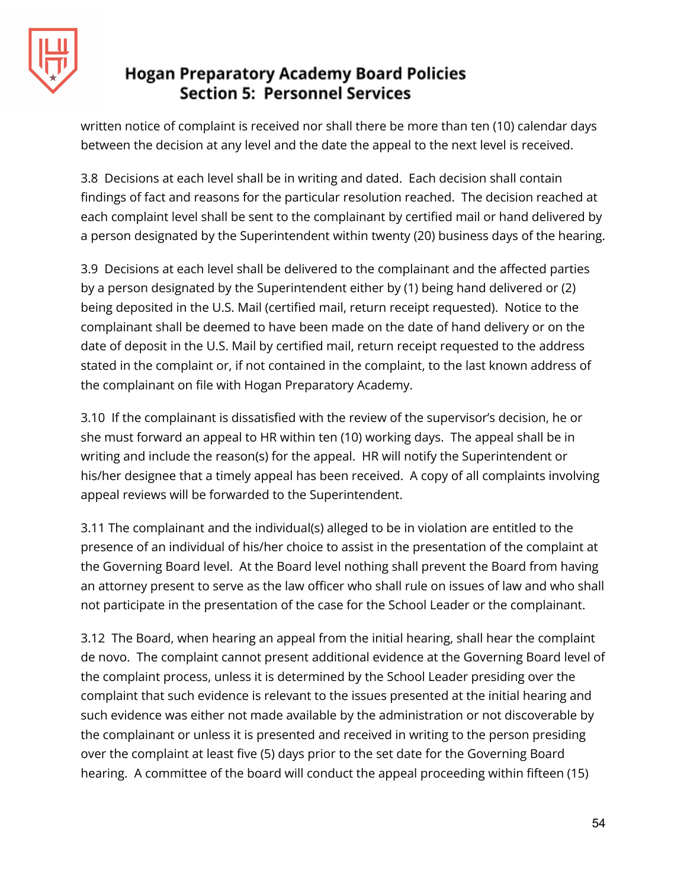written notice of complaint is received nor shall there be more than ten (10) calendar days between the decision at any level and the date the appeal to the next level is received.

3.8  Decisions at each level shall be in writing and dated.  Each decision shall contain findings of fact and reasons for the particular resolution reached.  The decision reached at each complaint level shall be sent to the complainant by certified mail or hand delivered by a person designated by the Superintendent within twenty (20) business days of the hearing.

3.9  Decisions at each level shall be delivered to the complainant and the affected parties by a person designated by the Superintendent either by (1) being hand delivered or (2) being deposited in the U.S. Mail (certified mail, return receipt requested).  Notice to the complainant shall be deemed to have been made on the date of hand delivery or on the date of deposit in the U.S. Mail by certified mail, return receipt requested to the address stated in the complaint or, if not contained in the complaint, to the last known address of the complainant on file with Hogan Preparatory Academy.

3.10  If the complainant is dissatisfied with the review of the supervisor's decision, he or she must forward an appeal to HR within ten (10) working days.  The appeal shall be in writing and include the reason(s) for the appeal.  HR will notify the Superintendent or his/her designee that a timely appeal has been received.  A copy of all complaints involving appeal reviews will be forwarded to the Superintendent.

3.11 The complainant and the individual(s) alleged to be in violation are entitled to the presence of an individual of his/her choice to assist in the presentation of the complaint at the Governing Board level.  At the Board level nothing shall prevent the Board from having an attorney present to serve as the law officer who shall rule on issues of law and who shall not participate in the presentation of the case for the School Leader or the complainant.

3.12  The Board, when hearing an appeal from the initial hearing, shall hear the complaint de novo.  The complaint cannot present additional evidence at the Governing Board level of the complaint process, unless it is determined by the School Leader presiding over the complaint that such evidence is relevant to the issues presented at the initial hearing and such evidence was either not made available by the administration or not discoverable by the complainant or unless it is presented and received in writing to the person presiding over the complaint at least five (5) days prior to the set date for the Governing Board hearing.  A committee of the board will conduct the appeal proceeding within fifteen (15)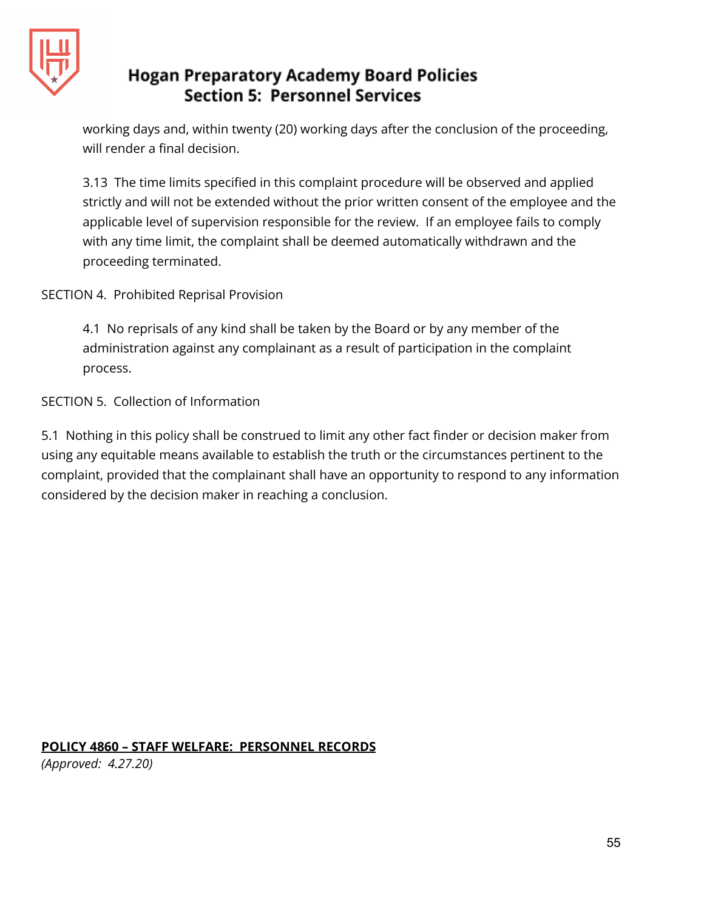working days and, within twenty (20) working days after the conclusion of the proceeding, will render a final decision.

3.13 The time limits specified in this complaint procedure will be observed and applied strictly and will not be extended without the prior written consent of the employee and the applicable level of supervision responsible for the review. If an employee fails to comply with any time limit, the complaint shall be deemed automatically withdrawn and the proceeding terminated.

SECTION 4. Prohibited Reprisal Provision

4.1 No reprisals of any kind shall be taken by the Board or by any member of the administration against any complainant as a result of participation in the complaint process.

SECTION 5. Collection of Information

5.1 Nothing in this policy shall be construed to limit any other fact finder or decision maker from using any equitable means available to establish the truth or the circumstances pertinent to the complaint, provided that the complainant shall have an opportunity to respond to any information considered by the decision maker in reaching a conclusion.

## **POLICY 4860 – STAFF WELFARE: PERSONNEL RECORDS**

*(Approved: 4.27.20)*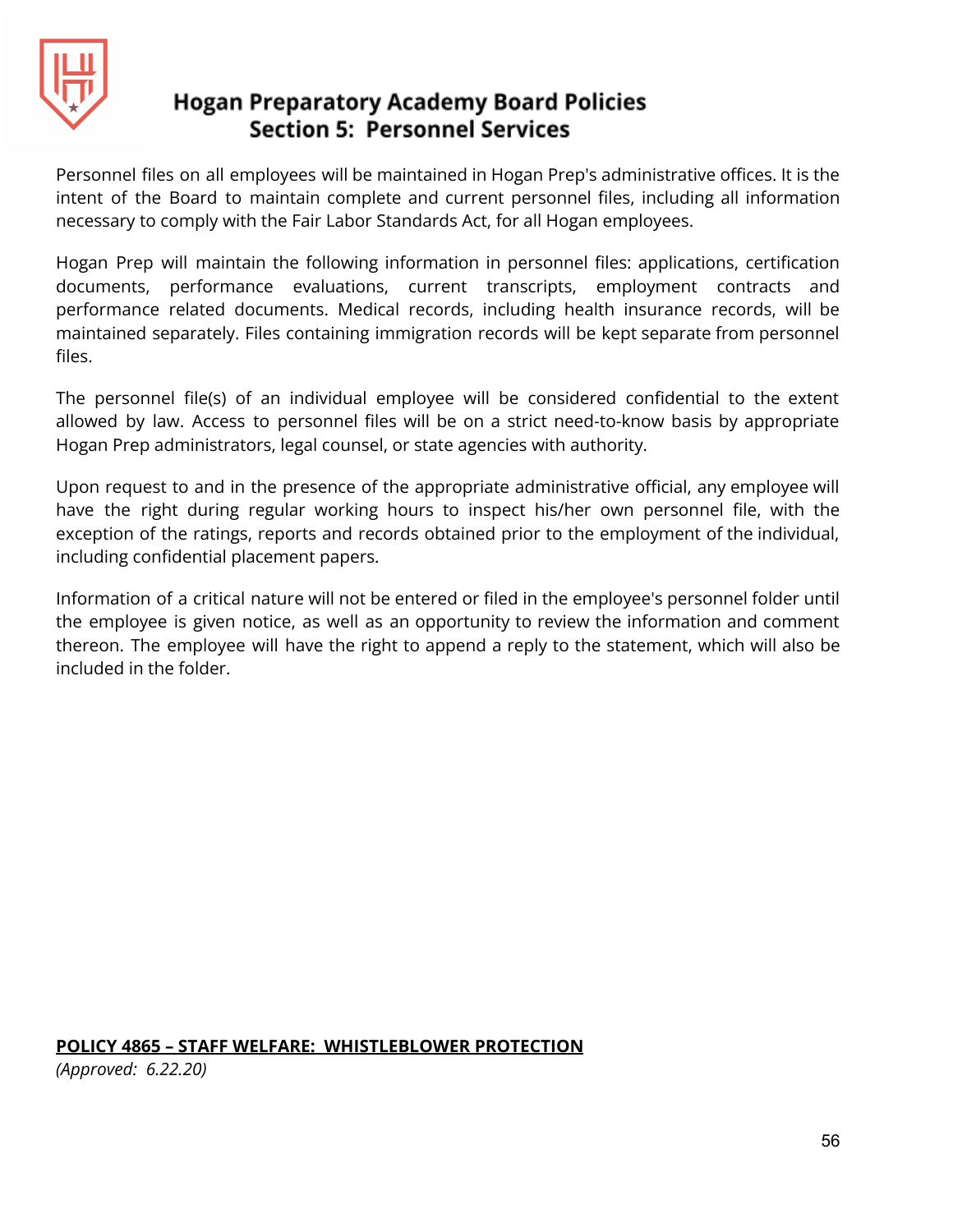Personnel files on all employees will be maintained in Hogan Prep's administrative offices. It is the intent of the Board to maintain complete and current personnel files, including all information necessary to comply with the Fair Labor Standards Act, for all Hogan employees.

Hogan Prep will maintain the following information in personnel files: applications, certification documents, performance evaluations, current transcripts, employment contracts and performance related documents. Medical records, including health insurance records, will be maintained separately. Files containing immigration records will be kept separate from personnel files.

The personnel file(s) of an individual employee will be considered confidential to the extent allowed by law. Access to personnel files will be on a strict need-to-know basis by appropriate Hogan Prep administrators, legal counsel, or state agencies with authority.

Upon request to and in the presence of the appropriate administrative official, any employee will have the right during regular working hours to inspect his/her own personnel file, with the exception of the ratings, reports and records obtained prior to the employment of the individual, including confidential placement papers.

Information of a critical nature will not be entered or filed in the employee's personnel folder until the employee is given notice, as well as an opportunity to review the information and comment thereon. The employee will have the right to append a reply to the statement, which will also be included in the folder.

## POLICY 4865 – STAFF WELFARE: WHISTLEBLOWER PROTECTION

*(Approved: 6.22.20)*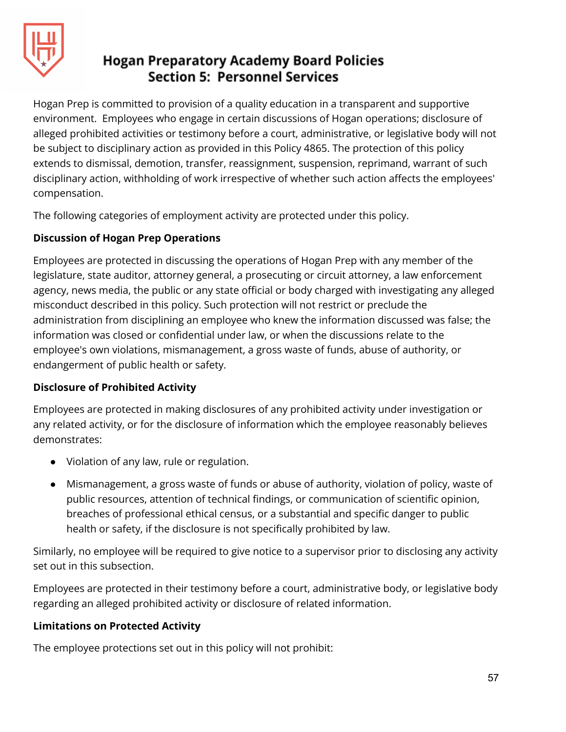# Hogan Preparatory Academy Board Policies
## Section 5: Personnel Services

Hogan Prep is committed to provision of a quality education in a transparent and supportive environment. Employees who engage in certain discussions of Hogan operations; disclosure of alleged prohibited activities or testimony before a court, administrative, or legislative body will not be subject to disciplinary action as provided in this Policy 4865. The protection of this policy extends to dismissal, demotion, transfer, reassignment, suspension, reprimand, warrant of such disciplinary action, withholding of work irrespective of whether such action affects the employees' compensation.

The following categories of employment activity are protected under this policy.

**Discussion of Hogan Prep Operations**

Employees are protected in discussing the operations of Hogan Prep with any member of the legislature, state auditor, attorney general, a prosecuting or circuit attorney, a law enforcement agency, news media, the public or any state official or body charged with investigating any alleged misconduct described in this policy. Such protection will not restrict or preclude the administration from disciplining an employee who knew the information discussed was false; the information was closed or confidential under law, or when the discussions relate to the employee's own violations, mismanagement, a gross waste of funds, abuse of authority, or endangerment of public health or safety.

**Disclosure of Prohibited Activity**

Employees are protected in making disclosures of any prohibited activity under investigation or any related activity, or for the disclosure of information which the employee reasonably believes demonstrates:

- Violation of any law, rule or regulation.
- Mismanagement, a gross waste of funds or abuse of authority, violation of policy, waste of public resources, attention of technical findings, or communication of scientific opinion, breaches of professional ethical census, or a substantial and specific danger to public health or safety, if the disclosure is not specifically prohibited by law.

Similarly, no employee will be required to give notice to a supervisor prior to disclosing any activity set out in this subsection.

Employees are protected in their testimony before a court, administrative body, or legislative body regarding an alleged prohibited activity or disclosure of related information.

**Limitations on Protected Activity**

The employee protections set out in this policy will not prohibit: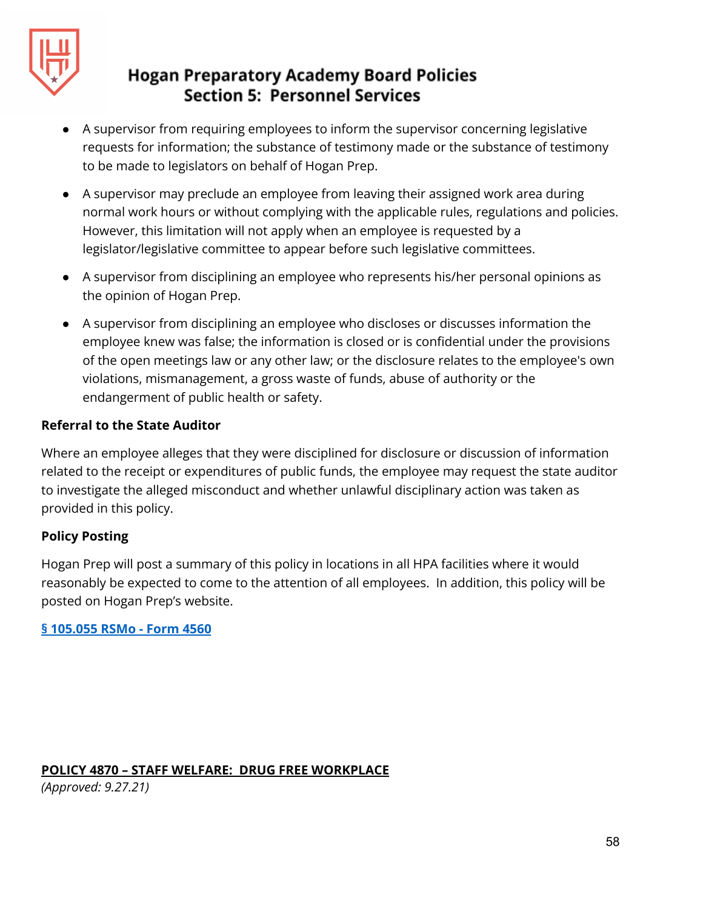- A supervisor from requiring employees to inform the supervisor concerning legislative requests for information; the substance of testimony made or the substance of testimony to be made to legislators on behalf of Hogan Prep.
- A supervisor may preclude an employee from leaving their assigned work area during normal work hours or without complying with the applicable rules, regulations and policies. However, this limitation will not apply when an employee is requested by a legislator/legislative committee to appear before such legislative committees.
- A supervisor from disciplining an employee who represents his/her personal opinions as the opinion of Hogan Prep.
- A supervisor from disciplining an employee who discloses or discusses information the employee knew was false; the information is closed or is confidential under the provisions of the open meetings law or any other law; or the disclosure relates to the employee's own violations, mismanagement, a gross waste of funds, abuse of authority or the endangerment of public health or safety.

**Referral to the State Auditor**

Where an employee alleges that they were disciplined for disclosure or discussion of information related to the receipt or expenditures of public funds, the employee may request the state auditor to investigate the alleged misconduct and whether unlawful disciplinary action was taken as provided in this policy.

**Policy Posting**

Hogan Prep will post a summary of this policy in locations in all HPA facilities where it would reasonably be expected to come to the attention of all employees. In addition, this policy will be posted on Hogan Prep's website.

**§ 105.055 RSMo - Form 4560**

## POLICY 4870 – STAFF WELFARE: DRUG FREE WORKPLACE

*(Approved: 9.27.21)*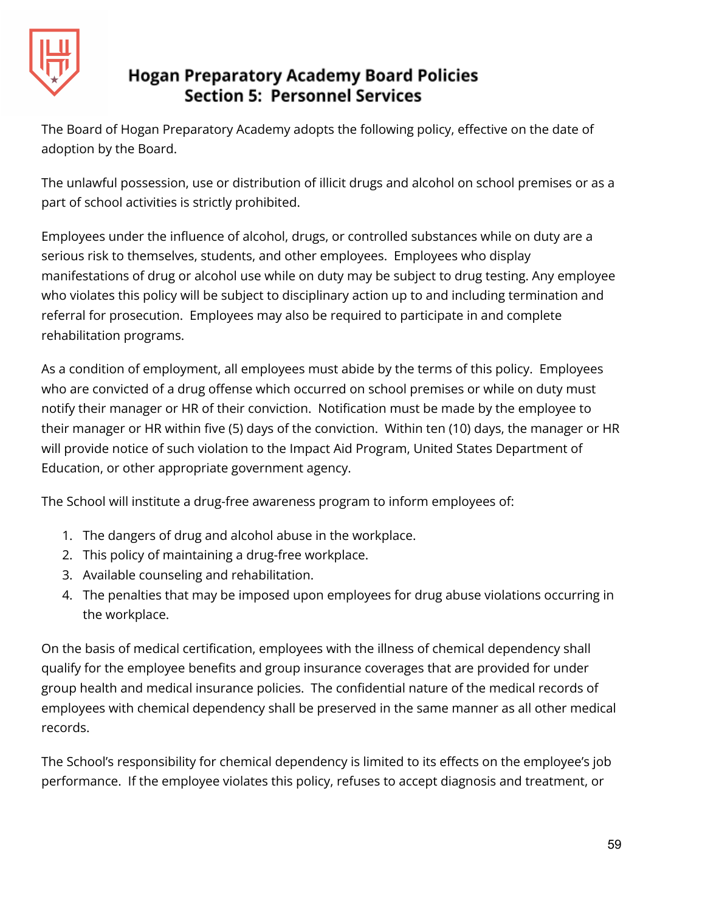The Board of Hogan Preparatory Academy adopts the following policy, effective on the date of adoption by the Board.

The unlawful possession, use or distribution of illicit drugs and alcohol on school premises or as a part of school activities is strictly prohibited.

Employees under the influence of alcohol, drugs, or controlled substances while on duty are a serious risk to themselves, students, and other employees. Employees who display manifestations of drug or alcohol use while on duty may be subject to drug testing. Any employee who violates this policy will be subject to disciplinary action up to and including termination and referral for prosecution. Employees may also be required to participate in and complete rehabilitation programs.

As a condition of employment, all employees must abide by the terms of this policy. Employees who are convicted of a drug offense which occurred on school premises or while on duty must notify their manager or HR of their conviction. Notification must be made by the employee to their manager or HR within five (5) days of the conviction. Within ten (10) days, the manager or HR will provide notice of such violation to the Impact Aid Program, United States Department of Education, or other appropriate government agency.

The School will institute a drug-free awareness program to inform employees of:

1. The dangers of drug and alcohol abuse in the workplace.
2. This policy of maintaining a drug-free workplace.
3. Available counseling and rehabilitation.
4. The penalties that may be imposed upon employees for drug abuse violations occurring in the workplace.

On the basis of medical certification, employees with the illness of chemical dependency shall qualify for the employee benefits and group insurance coverages that are provided for under group health and medical insurance policies. The confidential nature of the medical records of employees with chemical dependency shall be preserved in the same manner as all other medical records.

The School's responsibility for chemical dependency is limited to its effects on the employee's job performance. If the employee violates this policy, refuses to accept diagnosis and treatment, or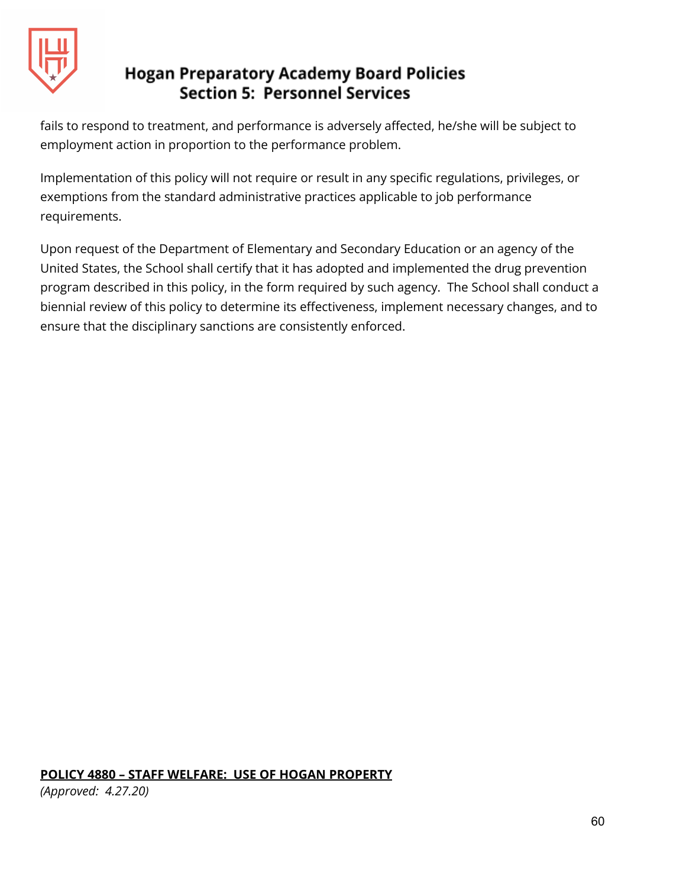fails to respond to treatment, and performance is adversely affected, he/she will be subject to employment action in proportion to the performance problem.

Implementation of this policy will not require or result in any specific regulations, privileges, or exemptions from the standard administrative practices applicable to job performance requirements.

Upon request of the Department of Elementary and Secondary Education or an agency of the United States, the School shall certify that it has adopted and implemented the drug prevention program described in this policy, in the form required by such agency. The School shall conduct a biennial review of this policy to determine its effectiveness, implement necessary changes, and to ensure that the disciplinary sanctions are consistently enforced.

## POLICY 4880 – STAFF WELFARE: USE OF HOGAN PROPERTY

*(Approved: 4.27.20)*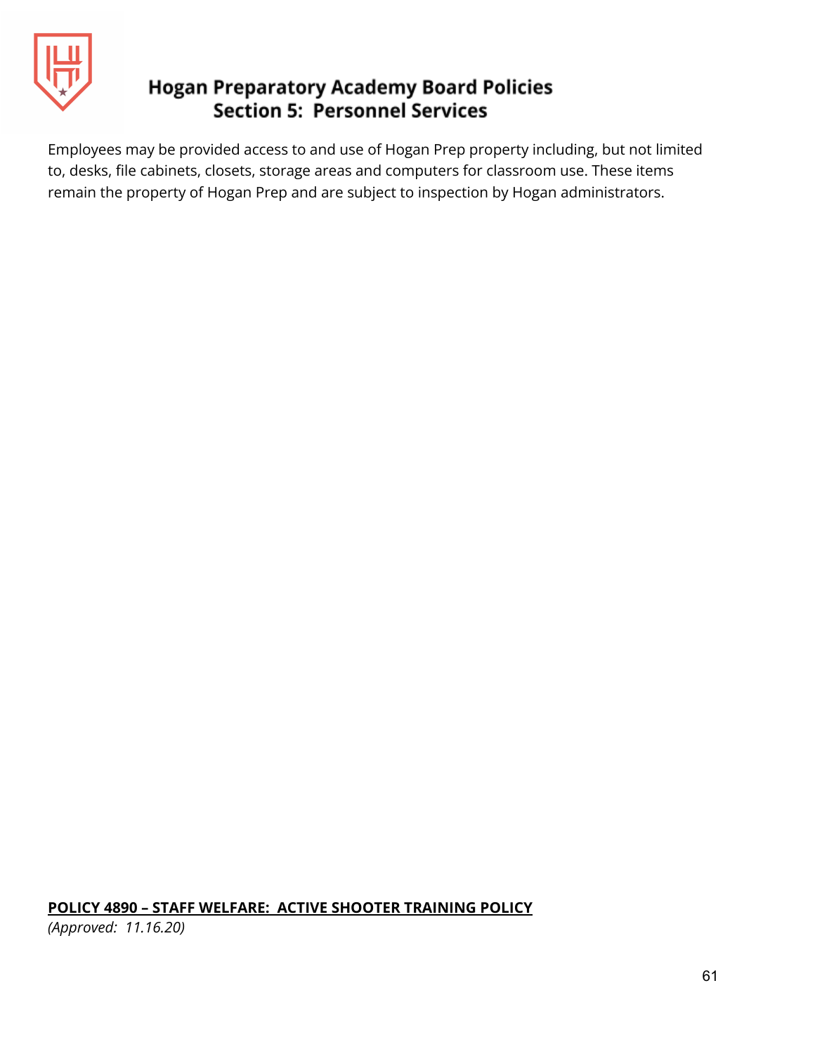Employees may be provided access to and use of Hogan Prep property including, but not limited to, desks, file cabinets, closets, storage areas and computers for classroom use. These items remain the property of Hogan Prep and are subject to inspection by Hogan administrators.

## POLICY 4890 – STAFF WELFARE: ACTIVE SHOOTER TRAINING POLICY

*(Approved: 11.16.20)*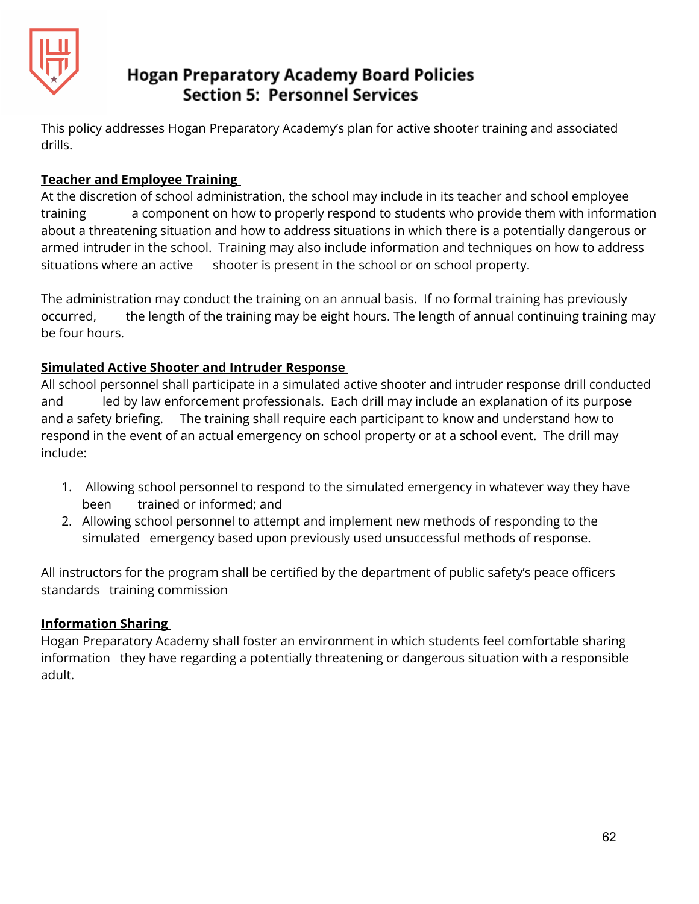# Hogan Preparatory Academy Board Policies
## Section 5: Personnel Services

This policy addresses Hogan Preparatory Academy's plan for active shooter training and associated drills.

**Teacher and Employee Training**

At the discretion of school administration, the school may include in its teacher and school employee training a component on how to properly respond to students who provide them with information about a threatening situation and how to address situations in which there is a potentially dangerous or armed intruder in the school. Training may also include information and techniques on how to address situations where an active shooter is present in the school or on school property.

The administration may conduct the training on an annual basis. If no formal training has previously occurred, the length of the training may be eight hours. The length of annual continuing training may be four hours.

**Simulated Active Shooter and Intruder Response**

All school personnel shall participate in a simulated active shooter and intruder response drill conducted and led by law enforcement professionals. Each drill may include an explanation of its purpose and a safety briefing. The training shall require each participant to know and understand how to respond in the event of an actual emergency on school property or at a school event. The drill may include:

1. Allowing school personnel to respond to the simulated emergency in whatever way they have been trained or informed; and
2. Allowing school personnel to attempt and implement new methods of responding to the simulated emergency based upon previously used unsuccessful methods of response.

All instructors for the program shall be certified by the department of public safety's peace officers standards training commission

**Information Sharing**

Hogan Preparatory Academy shall foster an environment in which students feel comfortable sharing information they have regarding a potentially threatening or dangerous situation with a responsible adult.